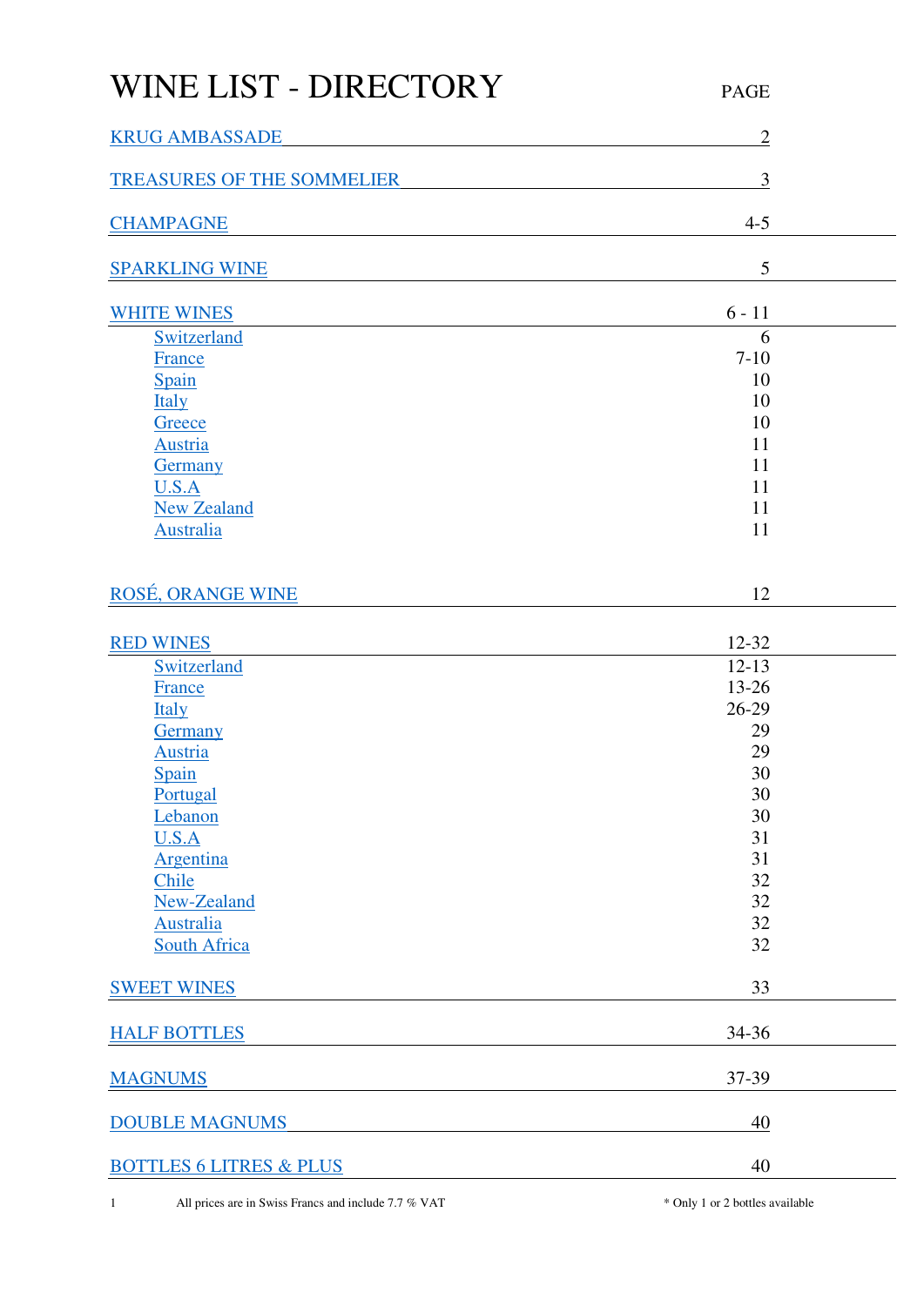# WINE LIST - DIRECTORY

| | PAGE |
|---|---|
| KRUG AMBASSADE | 2 |
| TREASURES OF THE SOMMELIER | 3 |
| CHAMPAGNE | 4-5 |
| SPARKLING WINE | 5 |
| WHITE WINES | 6 - 11 |
| Switzerland | 6 |
| France | 7-10 |
| Spain | 10 |
| Italy | 10 |
| Greece | 10 |
| Austria | 11 |
| Germany | 11 |
| U.S.A | 11 |
| New Zealand | 11 |
| Australia | 11 |
| ROSÉ, ORANGE WINE | 12 |
| RED WINES | 12-32 |
| Switzerland | 12-13 |
| France | 13-26 |
| Italy | 26-29 |
| Germany | 29 |
| Austria | 29 |
| Spain | 30 |
| Portugal | 30 |
| Lebanon | 30 |
| U.S.A | 31 |
| Argentina | 31 |
| Chile | 32 |
| New-Zealand | 32 |
| Australia | 32 |
| South Africa | 32 |
| SWEET WINES | 33 |
| HALF BOTTLES | 34-36 |
| MAGNUMS | 37-39 |
| DOUBLE MAGNUMS | 40 |
| BOTTLES 6 LITRES & PLUS | 40 |

All prices are in Swiss Francs and include 7.7 % VAT

* Only 1 or 2 bottles available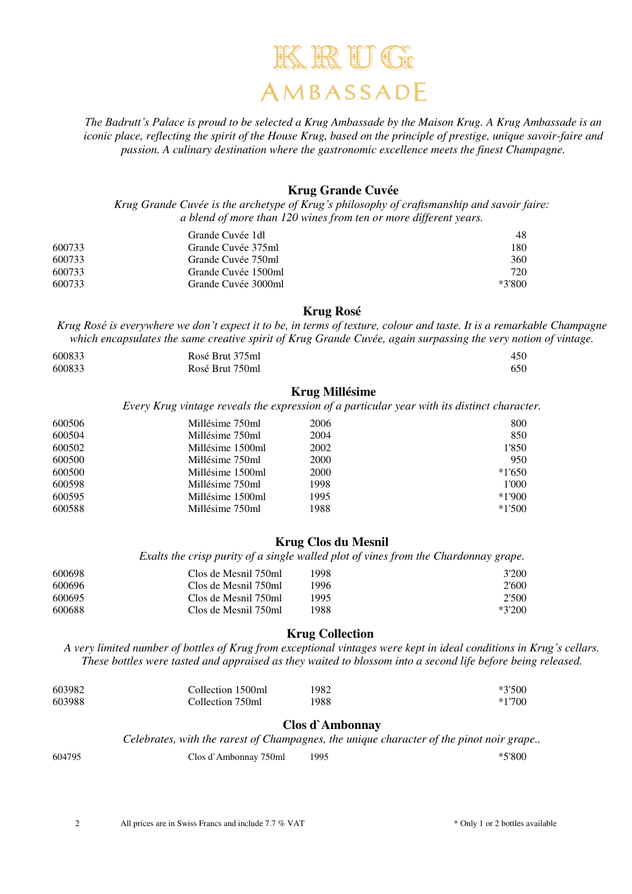# KRUG
## AMBASSADE

*The Badrutt's Palace is proud to be selected a Krug Ambassade by the Maison Krug. A Krug Ambassade is an iconic place, reflecting the spirit of the House Krug, based on the principle of prestige, unique savoir-faire and passion. A culinary destination where the gastronomic excellence meets the finest Champagne.*

### Krug Grande Cuvée

*Krug Grande Cuvée is the archetype of Krug's philosophy of craftsmanship and savoir faire: a blend of more than 120 wines from ten or more different years.*

| | | |
|---|---|---|
| | Grande Cuvée 1dl | 48 |
| 600733 | Grande Cuvée 375ml | 180 |
| 600733 | Grande Cuvée 750ml | 360 |
| 600733 | Grande Cuvée 1500ml | 720 |
| 600733 | Grande Cuvée 3000ml | *3'800 |

### Krug Rosé

*Krug Rosé is everywhere we don't expect it to be, in terms of texture, colour and taste. It is a remarkable Champagne which encapsulates the same creative spirit of Krug Grande Cuvée, again surpassing the very notion of vintage.*

| | | |
|---|---|---|
| 600833 | Rosé Brut 375ml | 450 |
| 600833 | Rosé Brut 750ml | 650 |

### Krug Millésime

*Every Krug vintage reveals the expression of a particular year with its distinct character.*

| | | | |
|---|---|---|---|
| 600506 | Millésime 750ml | 2006 | 800 |
| 600504 | Millésime 750ml | 2004 | 850 |
| 600502 | Millésime 1500ml | 2002 | 1'850 |
| 600500 | Millésime 750ml | 2000 | 950 |
| 600500 | Millésime 1500ml | 2000 | *1'650 |
| 600598 | Millésime 750ml | 1998 | 1'000 |
| 600595 | Millésime 1500ml | 1995 | *1'900 |
| 600588 | Millésime 750ml | 1988 | *1'500 |

### Krug Clos du Mesnil

*Exalts the crisp purity of a single walled plot of vines from the Chardonnay grape.*

| | | | |
|---|---|---|---|
| 600698 | Clos de Mesnil 750ml | 1998 | 3'200 |
| 600696 | Clos de Mesnil 750ml | 1996 | 2'600 |
| 600695 | Clos de Mesnil 750ml | 1995 | 2'500 |
| 600688 | Clos de Mesnil 750ml | 1988 | *3'200 |

### Krug Collection

*A very limited number of bottles of Krug from exceptional vintages were kept in ideal conditions in Krug's cellars. These bottles were tasted and appraised as they waited to blossom into a second life before being released.*

| | | | |
|---|---|---|---|
| 603982 | Collection 1500ml | 1982 | *3'500 |
| 603988 | Collection 750ml | 1988 | *1'700 |

### Clos d`Ambonnay

*Celebrates, with the rarest of Champagnes, the unique character of the pinot noir grape..*

| | | | |
|---|---|---|---|
| 604795 | Clos d`Ambonnay 750ml | 1995 | *5'800 |

All prices are in Swiss Francs and include 7.7 % VAT

* Only 1 or 2 bottles available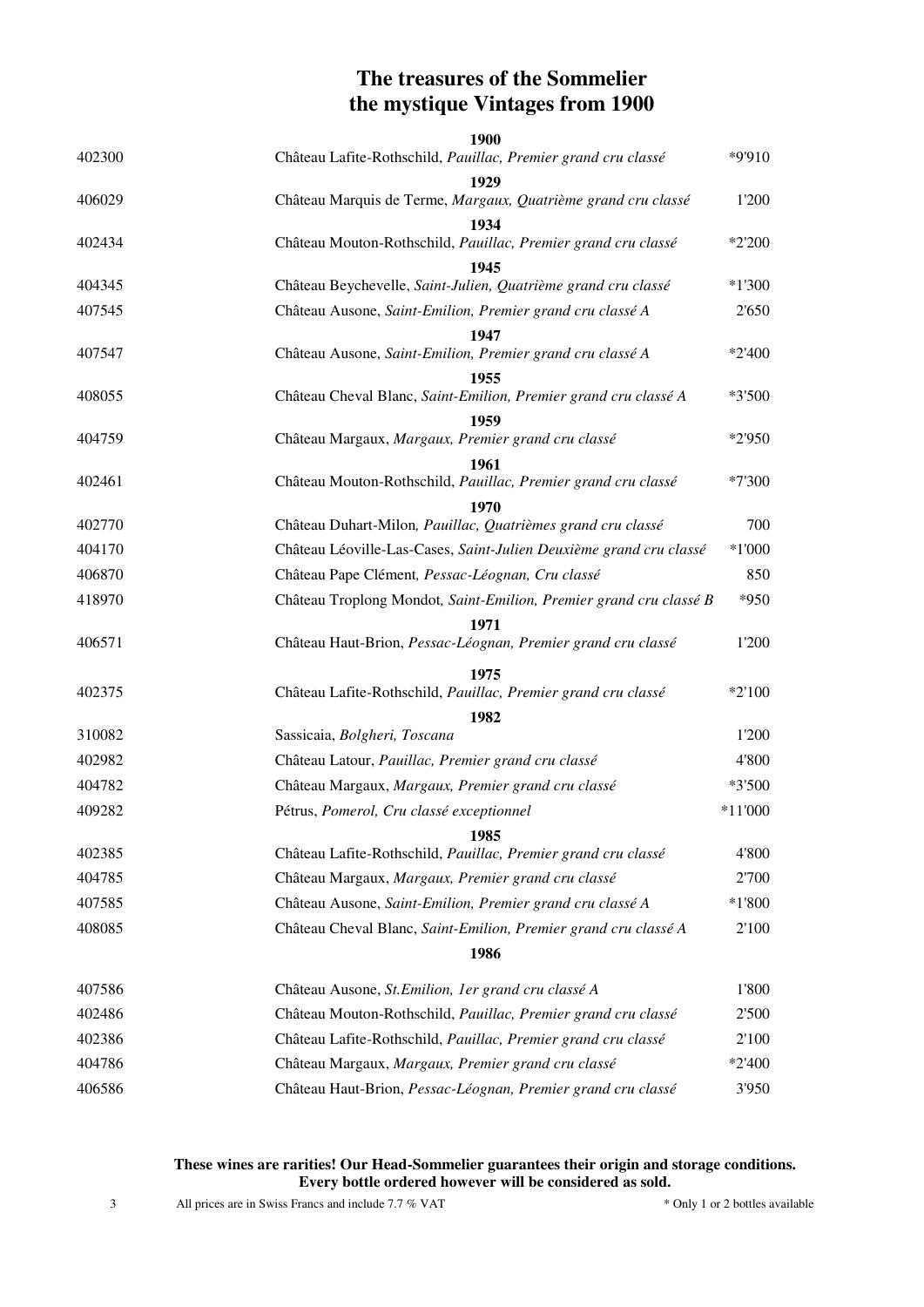# The treasures of the Sommelier
# the mystique Vintages from 1900

| | | |
|---|---|---|
| | **1900** | |
| 402300 | Château Lafite-Rothschild, *Pauillac, Premier grand cru classé* | *9'910 |
| | **1929** | |
| 406029 | Château Marquis de Terme, *Margaux, Quatrième grand cru classé* | 1'200 |
| | **1934** | |
| 402434 | Château Mouton-Rothschild, *Pauillac, Premier grand cru classé* | *2'200 |
| | **1945** | |
| 404345 | Château Beychevelle, *Saint-Julien, Quatrième grand cru classé* | *1'300 |
| 407545 | Château Ausone, *Saint-Emilion, Premier grand cru classé A* | 2'650 |
| | **1947** | |
| 407547 | Château Ausone, *Saint-Emilion, Premier grand cru classé A* | *2'400 |
| | **1955** | |
| 408055 | Château Cheval Blanc, *Saint-Emilion, Premier grand cru classé A* | *3'500 |
| | **1959** | |
| 404759 | Château Margaux, *Margaux, Premier grand cru classé* | *2'950 |
| | **1961** | |
| 402461 | Château Mouton-Rothschild, *Pauillac, Premier grand cru classé* | *7'300 |
| | **1970** | |
| 402770 | Château Duhart-Milon*, Pauillac, Quatrièmes grand cru classé* | 700 |
| 404170 | Château Léoville-Las-Cases, *Saint-Julien Deuxième grand cru classé* | *1'000 |
| 406870 | Château Pape Clément*, Pessac-Léognan, Cru classé* | 850 |
| 418970 | Château Troplong Mondot*, Saint-Emilion, Premier grand cru classé B* | *950 |
| | **1971** | |
| 406571 | Château Haut-Brion, *Pessac-Léognan, Premier grand cru classé* | 1'200 |
| | **1975** | |
| 402375 | Château Lafite-Rothschild, *Pauillac, Premier grand cru classé* | *2'100 |
| | **1982** | |
| 310082 | Sassicaia, *Bolgheri, Toscana* | 1'200 |
| 402982 | Château Latour, *Pauillac, Premier grand cru classé* | 4'800 |
| 404782 | Château Margaux, *Margaux, Premier grand cru classé* | *3'500 |
| 409282 | Pétrus, *Pomerol, Cru classé exceptionnel* | *11'000 |
| | **1985** | |
| 402385 | Château Lafite-Rothschild, *Pauillac, Premier grand cru classé* | 4'800 |
| 404785 | Château Margaux, *Margaux, Premier grand cru classé* | 2'700 |
| 407585 | Château Ausone, *Saint-Emilion, Premier grand cru classé A* | *1'800 |
| 408085 | Château Cheval Blanc, *Saint-Emilion, Premier grand cru classé A* | 2'100 |
| | **1986** | |
| 407586 | Château Ausone, *St.Emilion, 1er grand cru classé A* | 1'800 |
| 402486 | Château Mouton-Rothschild, *Pauillac, Premier grand cru classé* | 2'500 |
| 402386 | Château Lafite-Rothschild, *Pauillac, Premier grand cru classé* | 2'100 |
| 404786 | Château Margaux, *Margaux, Premier grand cru classé* | *2'400 |
| 406586 | Château Haut-Brion, *Pessac-Léognan, Premier grand cru classé* | 3'950 |

**These wines are rarities! Our Head-Sommelier guarantees their origin and storage conditions. Every bottle ordered however will be considered as sold.**

All prices are in Swiss Francs and include 7.7 % VAT

* Only 1 or 2 bottles available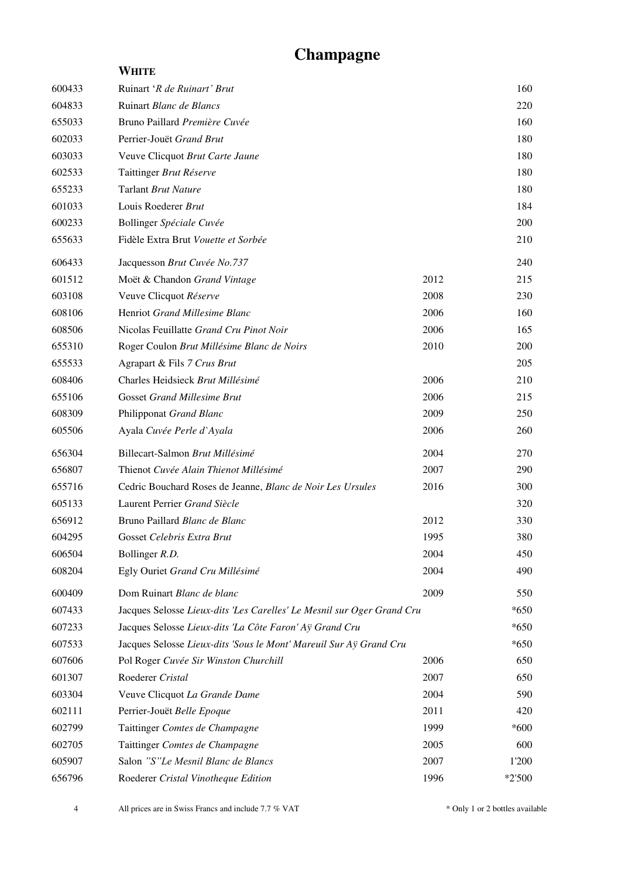# Champagne

## WHITE

| Code | Wine | Vintage | Price |
|---|---|---|---|
| 600433 | Ruinart '*R de Ruinart' Brut* | | 160 |
| 604833 | Ruinart *Blanc de Blancs* | | 220 |
| 655033 | Bruno Paillard *Première Cuvée* | | 160 |
| 602033 | Perrier-Jouët *Grand Brut* | | 180 |
| 603033 | Veuve Clicquot *Brut Carte Jaune* | | 180 |
| 602533 | Taittinger *Brut Réserve* | | 180 |
| 655233 | Tarlant *Brut Nature* | | 180 |
| 601033 | Louis Roederer *Brut* | | 184 |
| 600233 | Bollinger *Spéciale Cuvée* | | 200 |
| 655633 | Fidèle Extra Brut *Vouette et Sorbée* | | 210 |
| 606433 | Jacquesson *Brut Cuvée No.737* | | 240 |
| 601512 | Moët & Chandon *Grand Vintage* | 2012 | 215 |
| 603108 | Veuve Clicquot *Réserve* | 2008 | 230 |
| 608106 | Henriot *Grand Millesime Blanc* | 2006 | 160 |
| 608506 | Nicolas Feuillatte *Grand Cru Pinot Noir* | 2006 | 165 |
| 655310 | Roger Coulon *Brut Millésime Blanc de Noirs* | 2010 | 200 |
| 655533 | Agrapart & Fils *7 Crus Brut* | | 205 |
| 608406 | Charles Heidsieck *Brut Millésimé* | 2006 | 210 |
| 655106 | Gosset *Grand Millesime Brut* | 2006 | 215 |
| 608309 | Philipponat *Grand Blanc* | 2009 | 250 |
| 605506 | Ayala *Cuvée Perle d`Ayala* | 2006 | 260 |
| 656304 | Billecart-Salmon *Brut Millésimé* | 2004 | 270 |
| 656807 | Thienot *Cuvée Alain Thienot Millésimé* | 2007 | 290 |
| 655716 | Cedric Bouchard Roses de Jeanne, *Blanc de Noir Les Ursules* | 2016 | 300 |
| 605133 | Laurent Perrier *Grand Siècle* | | 320 |
| 656912 | Bruno Paillard *Blanc de Blanc* | 2012 | 330 |
| 604295 | Gosset *Celebris Extra Brut* | 1995 | 380 |
| 606504 | Bollinger *R.D.* | 2004 | 450 |
| 608204 | Egly Ouriet *Grand Cru Millésimé* | 2004 | 490 |
| 600409 | Dom Ruinart *Blanc de blanc* | 2009 | 550 |
| 607433 | Jacques Selosse *Lieux-dits 'Les Carelles' Le Mesnil sur Oger Grand Cru* | | *650 |
| 607233 | Jacques Selosse *Lieux-dits 'La Côte Faron' Aÿ Grand Cru* | | *650 |
| 607533 | Jacques Selosse *Lieux-dits 'Sous le Mont' Mareuil Sur Aÿ Grand Cru* | | *650 |
| 607606 | Pol Roger *Cuvée Sir Winston Churchill* | 2006 | 650 |
| 601307 | Roederer *Cristal* | 2007 | 650 |
| 603304 | Veuve Clicquot *La Grande Dame* | 2004 | 590 |
| 602111 | Perrier-Jouët *Belle Epoque* | 2011 | 420 |
| 602799 | Taittinger *Comtes de Champagne* | 1999 | *600 |
| 602705 | Taittinger *Comtes de Champagne* | 2005 | 600 |
| 605907 | Salon *"S"Le Mesnil Blanc de Blancs* | 2007 | 1'200 |
| 656796 | Roederer *Cristal Vinotheque Edition* | 1996 | *2'500 |

All prices are in Swiss Francs and include 7.7 % VAT

* Only 1 or 2 bottles available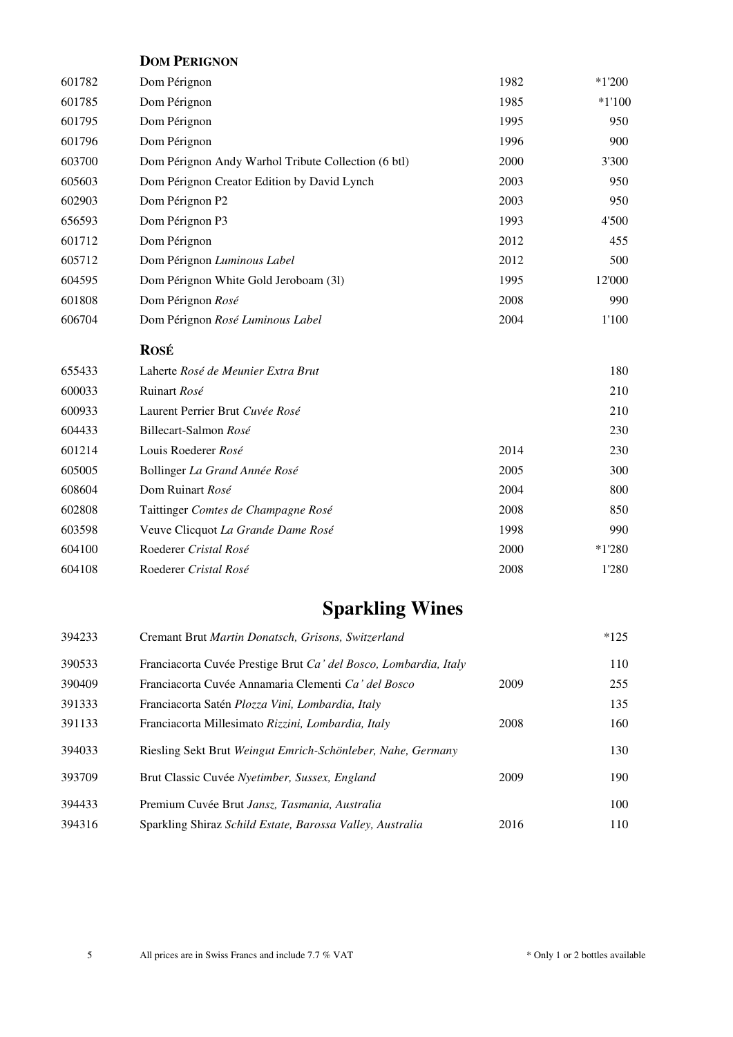### Dom Perignon

| | | | |
|---|---|---|---|
| 601782 | Dom Pérignon | 1982 | *1'200 |
| 601785 | Dom Pérignon | 1985 | *1'100 |
| 601795 | Dom Pérignon | 1995 | 950 |
| 601796 | Dom Pérignon | 1996 | 900 |
| 603700 | Dom Pérignon Andy Warhol Tribute Collection (6 btl) | 2000 | 3'300 |
| 605603 | Dom Pérignon Creator Edition by David Lynch | 2003 | 950 |
| 602903 | Dom Pérignon P2 | 2003 | 950 |
| 656593 | Dom Pérignon P3 | 1993 | 4'500 |
| 601712 | Dom Pérignon | 2012 | 455 |
| 605712 | Dom Pérignon *Luminous Label* | 2012 | 500 |
| 604595 | Dom Pérignon White Gold Jeroboam (3l) | 1995 | 12'000 |
| 601808 | Dom Pérignon *Rosé* | 2008 | 990 |
| 606704 | Dom Pérignon *Rosé Luminous Label* | 2004 | 1'100 |

### Rosé

| | | | |
|---|---|---|---|
| 655433 | Laherte *Rosé de Meunier Extra Brut* | | 180 |
| 600033 | Ruinart *Rosé* | | 210 |
| 600933 | Laurent Perrier Brut *Cuvée Rosé* | | 210 |
| 604433 | Billecart-Salmon *Rosé* | | 230 |
| 601214 | Louis Roederer *Rosé* | 2014 | 230 |
| 605005 | Bollinger *La Grand Année Rosé* | 2005 | 300 |
| 608604 | Dom Ruinart *Rosé* | 2004 | 800 |
| 602808 | Taittinger *Comtes de Champagne Rosé* | 2008 | 850 |
| 603598 | Veuve Clicquot *La Grande Dame Rosé* | 1998 | 990 |
| 604100 | Roederer *Cristal Rosé* | 2000 | *1'280 |
| 604108 | Roederer *Cristal Rosé* | 2008 | 1'280 |

## Sparkling Wines

| | | | |
|---|---|---|---|
| 394233 | Cremant Brut *Martin Donatsch, Grisons, Switzerland* | | *125 |
| 390533 | Franciacorta Cuvée Prestige Brut *Ca' del Bosco, Lombardia, Italy* | | 110 |
| 390409 | Franciacorta Cuvée Annamaria Clementi *Ca' del Bosco* | 2009 | 255 |
| 391333 | Franciacorta Satén *Plozza Vini, Lombardia, Italy* | | 135 |
| 391133 | Franciacorta Millesimato *Rizzini, Lombardia, Italy* | 2008 | 160 |
| 394033 | Riesling Sekt Brut *Weingut Emrich-Schönleber, Nahe, Germany* | | 130 |
| 393709 | Brut Classic Cuvée *Nyetimber, Sussex, England* | 2009 | 190 |
| 394433 | Premium Cuvée Brut *Jansz, Tasmania, Australia* | | 100 |
| 394316 | Sparkling Shiraz *Schild Estate, Barossa Valley, Australia* | 2016 | 110 |

All prices are in Swiss Francs and include 7.7 % VAT

* Only 1 or 2 bottles available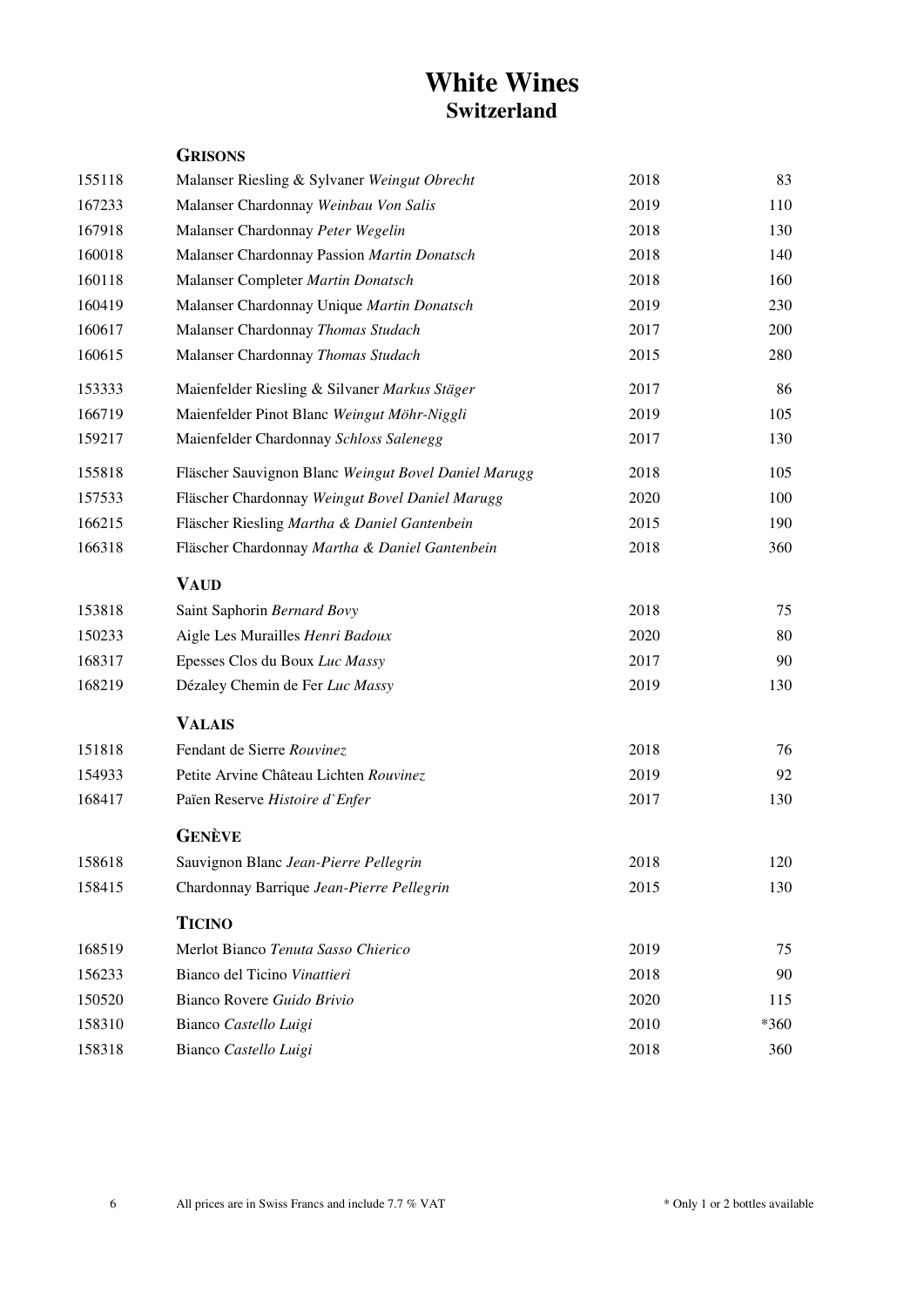# White Wines

## Switzerland

### Grisons

| | | | |
|---|---|---|---|
| 155118 | Malanser Riesling & Sylvaner *Weingut Obrecht* | 2018 | 83 |
| 167233 | Malanser Chardonnay *Weinbau Von Salis* | 2019 | 110 |
| 167918 | Malanser Chardonnay *Peter Wegelin* | 2018 | 130 |
| 160018 | Malanser Chardonnay Passion *Martin Donatsch* | 2018 | 140 |
| 160118 | Malanser Completer *Martin Donatsch* | 2018 | 160 |
| 160419 | Malanser Chardonnay Unique *Martin Donatsch* | 2019 | 230 |
| 160617 | Malanser Chardonnay *Thomas Studach* | 2017 | 200 |
| 160615 | Malanser Chardonnay *Thomas Studach* | 2015 | 280 |
| 153333 | Maienfelder Riesling & Silvaner *Markus Stäger* | 2017 | 86 |
| 166719 | Maienfelder Pinot Blanc *Weingut Möhr-Niggli* | 2019 | 105 |
| 159217 | Maienfelder Chardonnay *Schloss Salenegg* | 2017 | 130 |
| 155818 | Fläscher Sauvignon Blanc *Weingut Bovel Daniel Marugg* | 2018 | 105 |
| 157533 | Fläscher Chardonnay *Weingut Bovel Daniel Marugg* | 2020 | 100 |
| 166215 | Fläscher Riesling *Martha & Daniel Gantenbein* | 2015 | 190 |
| 166318 | Fläscher Chardonnay *Martha & Daniel Gantenbein* | 2018 | 360 |

### Vaud

| | | | |
|---|---|---|---|
| 153818 | Saint Saphorin *Bernard Bovy* | 2018 | 75 |
| 150233 | Aigle Les Murailles *Henri Badoux* | 2020 | 80 |
| 168317 | Epesses Clos du Boux *Luc Massy* | 2017 | 90 |
| 168219 | Dézaley Chemin de Fer *Luc Massy* | 2019 | 130 |

### Valais

| | | | |
|---|---|---|---|
| 151818 | Fendant de Sierre *Rouvinez* | 2018 | 76 |
| 154933 | Petite Arvine Château Lichten *Rouvinez* | 2019 | 92 |
| 168417 | Païen Reserve *Histoire d`Enfer* | 2017 | 130 |

### Genève

| | | | |
|---|---|---|---|
| 158618 | Sauvignon Blanc *Jean-Pierre Pellegrin* | 2018 | 120 |
| 158415 | Chardonnay Barrique *Jean-Pierre Pellegrin* | 2015 | 130 |

### Ticino

| | | | |
|---|---|---|---|
| 168519 | Merlot Bianco *Tenuta Sasso Chierico* | 2019 | 75 |
| 156233 | Bianco del Ticino *Vinattieri* | 2018 | 90 |
| 150520 | Bianco Rovere *Guido Brivio* | 2020 | 115 |
| 158310 | Bianco *Castello Luigi* | 2010 | *360 |
| 158318 | Bianco *Castello Luigi* | 2018 | 360 |

All prices are in Swiss Francs and include 7.7 % VAT

* Only 1 or 2 bottles available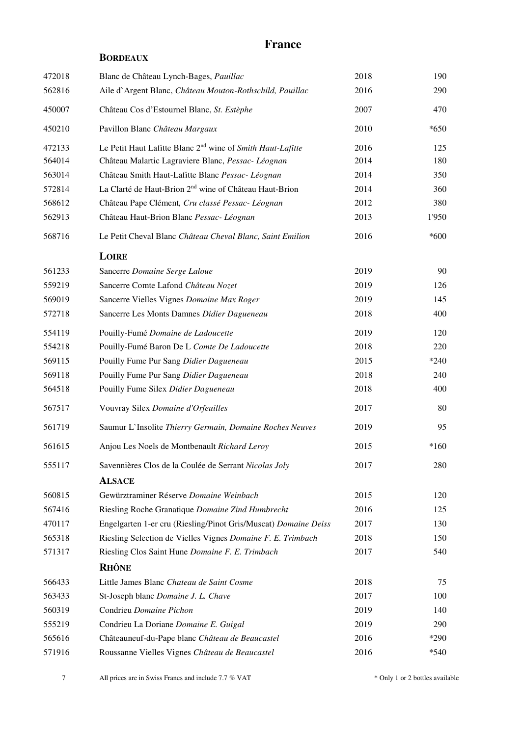# France

## Bordeaux

| | | | |
|---|---|---|---|
| 472018 | Blanc de Château Lynch-Bages, *Pauillac* | 2018 | 190 |
| 562816 | Aile d`Argent Blanc, *Château Mouton-Rothschild, Pauillac* | 2016 | 290 |
| 450007 | Château Cos d'Estournel Blanc, *St. Estèphe* | 2007 | 470 |
| 450210 | Pavillon Blanc *Château Margaux* | 2010 | *650 |
| 472133 | Le Petit Haut Lafitte Blanc 2nd wine of *Smith Haut-Lafitte* | 2016 | 125 |
| 564014 | Château Malartic Lagraviere Blanc, *Pessac- Léognan* | 2014 | 180 |
| 563014 | Château Smith Haut-Lafitte Blanc *Pessac- Léognan* | 2014 | 350 |
| 572814 | La Clarté de Haut-Brion 2nd wine of Château Haut-Brion | 2014 | 360 |
| 568612 | Château Pape Clément*, Cru classé Pessac- Léognan* | 2012 | 380 |
| 562913 | Château Haut-Brion Blanc *Pessac- Léognan* | 2013 | 1'950 |
| 568716 | Le Petit Cheval Blanc *Château Cheval Blanc, Saint Emilion* | 2016 | *600 |

## Loire

| | | | |
|---|---|---|---|
| 561233 | Sancerre *Domaine Serge Laloue* | 2019 | 90 |
| 559219 | Sancerre Comte Lafond *Château Nozet* | 2019 | 126 |
| 569019 | Sancerre Vielles Vignes *Domaine Max Roger* | 2019 | 145 |
| 572718 | Sancerre Les Monts Damnes *Didier Dagueneau* | 2018 | 400 |
| 554119 | Pouilly-Fumé *Domaine de Ladoucette* | 2019 | 120 |
| 554218 | Pouilly-Fumé Baron De L *Comte De Ladoucette* | 2018 | 220 |
| 569115 | Pouilly Fume Pur Sang *Didier Dagueneau* | 2015 | *240 |
| 569118 | Pouilly Fume Pur Sang *Didier Dagueneau* | 2018 | 240 |
| 564518 | Pouilly Fume Silex *Didier Dagueneau* | 2018 | 400 |
| 567517 | Vouvray Silex *Domaine d'Orfeuilles* | 2017 | 80 |
| 561719 | Saumur L`Insolite *Thierry Germain, Domaine Roches Neuves* | 2019 | 95 |
| 561615 | Anjou Les Noels de Montbenault *Richard Leroy* | 2015 | *160 |
| 555117 | Savennières Clos de la Coulée de Serrant *Nicolas Joly* | 2017 | 280 |

## Alsace

| | | | |
|---|---|---|---|
| 560815 | Gewürztraminer Réserve *Domaine Weinbach* | 2015 | 120 |
| 567416 | Riesling Roche Granatique *Domaine Zind Humbrecht* | 2016 | 125 |
| 470117 | Engelgarten 1-er cru (Riesling/Pinot Gris/Muscat) *Domaine Deiss* | 2017 | 130 |
| 565318 | Riesling Selection de Vielles Vignes *Domaine F. E. Trimbach* | 2018 | 150 |
| 571317 | Riesling Clos Saint Hune *Domaine F. E. Trimbach* | 2017 | 540 |

## Rhône

| | | | |
|---|---|---|---|
| 566433 | Little James Blanc *Chateau de Saint Cosme* | 2018 | 75 |
| 563433 | St-Joseph blanc *Domaine J. L. Chave* | 2017 | 100 |
| 560319 | Condrieu *Domaine Pichon* | 2019 | 140 |
| 555219 | Condrieu La Doriane *Domaine E. Guigal* | 2019 | 290 |
| 565616 | Châteauneuf-du-Pape blanc *Château de Beaucastel* | 2016 | *290 |
| 571916 | Roussanne Vielles Vignes *Château de Beaucastel* | 2016 | *540 |

All prices are in Swiss Francs and include 7.7 % VAT

* Only 1 or 2 bottles available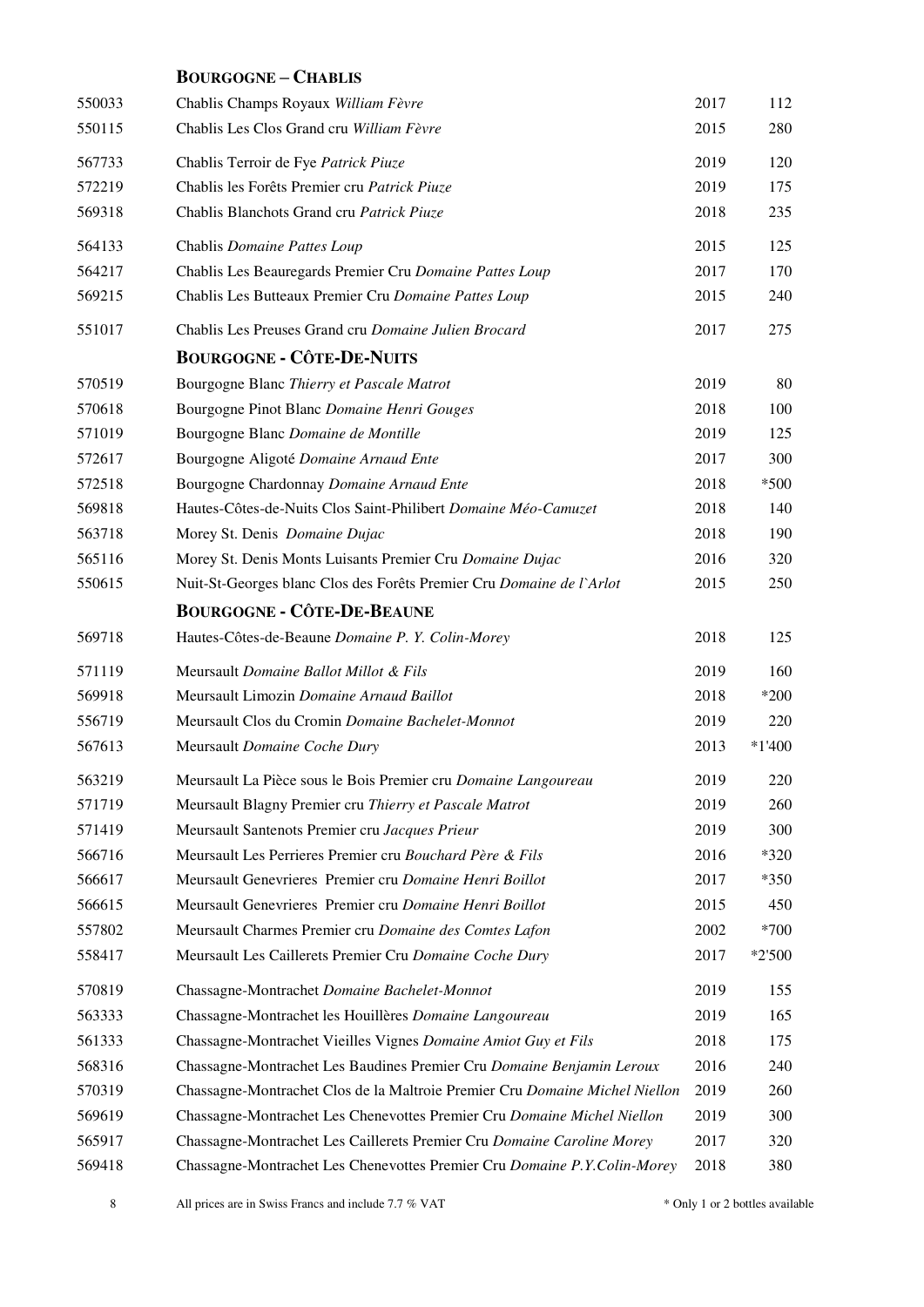## Bourgogne – Chablis

| | | | |
|---|---|---|---|
| 550033 | Chablis Champs Royaux *William Fèvre* | 2017 | 112 |
| 550115 | Chablis Les Clos Grand cru *William Fèvre* | 2015 | 280 |
| 567733 | Chablis Terroir de Fye *Patrick Piuze* | 2019 | 120 |
| 572219 | Chablis les Forêts Premier cru *Patrick Piuze* | 2019 | 175 |
| 569318 | Chablis Blanchots Grand cru *Patrick Piuze* | 2018 | 235 |
| 564133 | Chablis *Domaine Pattes Loup* | 2015 | 125 |
| 564217 | Chablis Les Beauregards Premier Cru *Domaine Pattes Loup* | 2017 | 170 |
| 569215 | Chablis Les Butteaux Premier Cru *Domaine Pattes Loup* | 2015 | 240 |
| 551017 | Chablis Les Preuses Grand cru *Domaine Julien Brocard* | 2017 | 275 |

## Bourgogne - Côte-De-Nuits

| | | | |
|---|---|---|---|
| 570519 | Bourgogne Blanc *Thierry et Pascale Matrot* | 2019 | 80 |
| 570618 | Bourgogne Pinot Blanc *Domaine Henri Gouges* | 2018 | 100 |
| 571019 | Bourgogne Blanc *Domaine de Montille* | 2019 | 125 |
| 572617 | Bourgogne Aligoté *Domaine Arnaud Ente* | 2017 | 300 |
| 572518 | Bourgogne Chardonnay *Domaine Arnaud Ente* | 2018 | *500 |
| 569818 | Hautes-Côtes-de-Nuits Clos Saint-Philibert *Domaine Méo-Camuzet* | 2018 | 140 |
| 563718 | Morey St. Denis *Domaine Dujac* | 2018 | 190 |
| 565116 | Morey St. Denis Monts Luisants Premier Cru *Domaine Dujac* | 2016 | 320 |
| 550615 | Nuit-St-Georges blanc Clos des Forêts Premier Cru *Domaine de l`Arlot* | 2015 | 250 |

## Bourgogne - Côte-De-Beaune

| | | | |
|---|---|---|---|
| 569718 | Hautes-Côtes-de-Beaune *Domaine P. Y. Colin-Morey* | 2018 | 125 |
| 571119 | Meursault *Domaine Ballot Millot & Fils* | 2019 | 160 |
| 569918 | Meursault Limozin *Domaine Arnaud Baillot* | 2018 | *200 |
| 556719 | Meursault Clos du Cromin *Domaine Bachelet-Monnot* | 2019 | 220 |
| 567613 | Meursault *Domaine Coche Dury* | 2013 | *1'400 |
| 563219 | Meursault La Pièce sous le Bois Premier cru *Domaine Langoureau* | 2019 | 220 |
| 571719 | Meursault Blagny Premier cru *Thierry et Pascale Matrot* | 2019 | 260 |
| 571419 | Meursault Santenots Premier cru *Jacques Prieur* | 2019 | 300 |
| 566716 | Meursault Les Perrieres Premier cru *Bouchard Père & Fils* | 2016 | *320 |
| 566617 | Meursault Genevrieres Premier cru *Domaine Henri Boillot* | 2017 | *350 |
| 566615 | Meursault Genevrieres Premier cru *Domaine Henri Boillot* | 2015 | 450 |
| 557802 | Meursault Charmes Premier cru *Domaine des Comtes Lafon* | 2002 | *700 |
| 558417 | Meursault Les Caillerets Premier Cru *Domaine Coche Dury* | 2017 | *2'500 |
| 570819 | Chassagne-Montrachet *Domaine Bachelet-Monnot* | 2019 | 155 |
| 563333 | Chassagne-Montrachet les Houillères *Domaine Langoureau* | 2019 | 165 |
| 561333 | Chassagne-Montrachet Vieilles Vignes *Domaine Amiot Guy et Fils* | 2018 | 175 |
| 568316 | Chassagne-Montrachet Les Baudines Premier Cru *Domaine Benjamin Leroux* | 2016 | 240 |
| 570319 | Chassagne-Montrachet Clos de la Maltroie Premier Cru *Domaine Michel Niellon* | 2019 | 260 |
| 569619 | Chassagne-Montrachet Les Chenevottes Premier Cru *Domaine Michel Niellon* | 2019 | 300 |
| 565917 | Chassagne-Montrachet Les Caillerets Premier Cru *Domaine Caroline Morey* | 2017 | 320 |
| 569418 | Chassagne-Montrachet Les Chenevottes Premier Cru *Domaine P.Y.Colin-Morey* | 2018 | 380 |

All prices are in Swiss Francs and include 7.7 % VAT

* Only 1 or 2 bottles available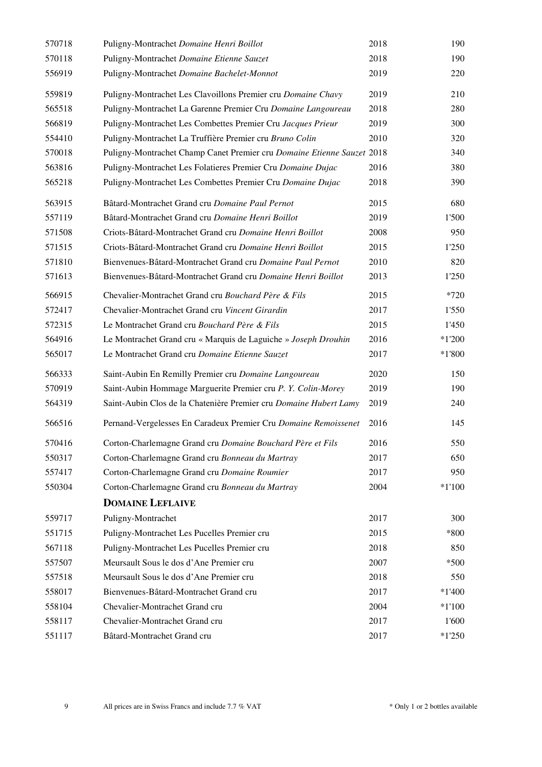| | | | |
|---|---|---|---|
| 570718 | Puligny-Montrachet *Domaine Henri Boillot* | 2018 | 190 |
| 570118 | Puligny-Montrachet *Domaine Etienne Sauzet* | 2018 | 190 |
| 556919 | Puligny-Montrachet *Domaine Bachelet-Monnot* | 2019 | 220 |
| 559819 | Puligny-Montrachet Les Clavoillons Premier cru *Domaine Chavy* | 2019 | 210 |
| 565518 | Puligny-Montrachet La Garenne Premier Cru *Domaine Langoureau* | 2018 | 280 |
| 566819 | Puligny-Montrachet Les Combettes Premier Cru *Jacques Prieur* | 2019 | 300 |
| 554410 | Puligny-Montrachet La Truffière Premier cru *Bruno Colin* | 2010 | 320 |
| 570018 | Puligny-Montrachet Champ Canet Premier cru *Domaine Etienne Sauzet* | 2018 | 340 |
| 563816 | Puligny-Montrachet Les Folatieres Premier Cru *Domaine Dujac* | 2016 | 380 |
| 565218 | Puligny-Montrachet Les Combettes Premier Cru *Domaine Dujac* | 2018 | 390 |
| 563915 | Bâtard-Montrachet Grand cru *Domaine Paul Pernot* | 2015 | 680 |
| 557119 | Bâtard-Montrachet Grand cru *Domaine Henri Boillot* | 2019 | 1'500 |
| 571508 | Criots-Bâtard-Montrachet Grand cru *Domaine Henri Boillot* | 2008 | 950 |
| 571515 | Criots-Bâtard-Montrachet Grand cru *Domaine Henri Boillot* | 2015 | 1'250 |
| 571810 | Bienvenues-Bâtard-Montrachet Grand cru *Domaine Paul Pernot* | 2010 | 820 |
| 571613 | Bienvenues-Bâtard-Montrachet Grand cru *Domaine Henri Boillot* | 2013 | 1'250 |
| 566915 | Chevalier-Montrachet Grand cru *Bouchard Père & Fils* | 2015 | *720 |
| 572417 | Chevalier-Montrachet Grand cru *Vincent Girardin* | 2017 | 1'550 |
| 572315 | Le Montrachet Grand cru *Bouchard Père & Fils* | 2015 | 1'450 |
| 564916 | Le Montrachet Grand cru « Marquis de Laguiche » *Joseph Drouhin* | 2016 | *1'200 |
| 565017 | Le Montrachet Grand cru *Domaine Etienne Sauzet* | 2017 | *1'800 |
| 566333 | Saint-Aubin En Remilly Premier cru *Domaine Langoureau* | 2020 | 150 |
| 570919 | Saint-Aubin Hommage Marguerite Premier cru *P. Y. Colin-Morey* | 2019 | 190 |
| 564319 | Saint-Aubin Clos de la Chatenière Premier cru *Domaine Hubert Lamy* | 2019 | 240 |
| 566516 | Pernand-Vergelesses En Caradeux Premier Cru *Domaine Remoissenet* | 2016 | 145 |
| 570416 | Corton-Charlemagne Grand cru *Domaine Bouchard Père et Fils* | 2016 | 550 |
| 550317 | Corton-Charlemagne Grand cru *Bonneau du Martray* | 2017 | 650 |
| 557417 | Corton-Charlemagne Grand cru *Domaine Roumier* | 2017 | 950 |
| 550304 | Corton-Charlemagne Grand cru *Bonneau du Martray* | 2004 | *1'100 |
| | **DOMAINE LEFLAIVE** | | |
| 559717 | Puligny-Montrachet | 2017 | 300 |
| 551715 | Puligny-Montrachet Les Pucelles Premier cru | 2015 | *800 |
| 567118 | Puligny-Montrachet Les Pucelles Premier cru | 2018 | 850 |
| 557507 | Meursault Sous le dos d'Ane Premier cru | 2007 | *500 |
| 557518 | Meursault Sous le dos d'Ane Premier cru | 2018 | 550 |
| 558017 | Bienvenues-Bâtard-Montrachet Grand cru | 2017 | *1'400 |
| 558104 | Chevalier-Montrachet Grand cru | 2004 | *1'100 |
| 558117 | Chevalier-Montrachet Grand cru | 2017 | 1'600 |
| 551117 | Bâtard-Montrachet Grand cru | 2017 | *1'250 |

All prices are in Swiss Francs and include 7.7 % VAT

* Only 1 or 2 bottles available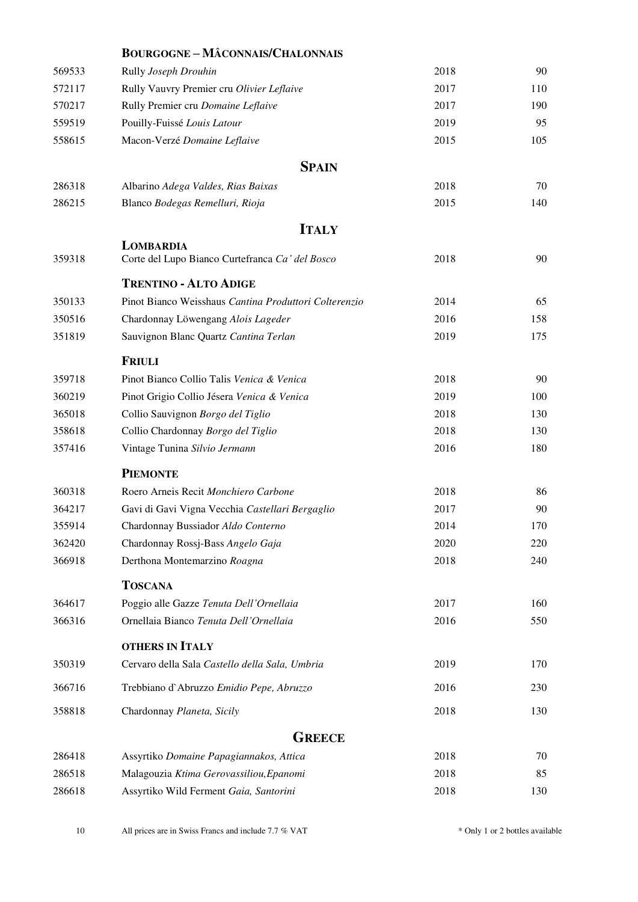### BOURGOGNE – MÂCONNAIS/CHALONNAIS

| | | | |
|---|---|---|---|
| 569533 | Rully *Joseph Drouhin* | 2018 | 90 |
| 572117 | Rully Vauvry Premier cru *Olivier Leflaive* | 2017 | 110 |
| 570217 | Rully Premier cru *Domaine Leflaive* | 2017 | 190 |
| 559519 | Pouilly-Fuissé *Louis Latour* | 2019 | 95 |
| 558615 | Macon-Verzé *Domaine Leflaive* | 2015 | 105 |

## SPAIN

| | | | |
|---|---|---|---|
| 286318 | Albarino *Adega Valdes, Rias Baixas* | 2018 | 70 |
| 286215 | Blanco *Bodegas Remelluri, Rioja* | 2015 | 140 |

## ITALY

### LOMBARDIA

| | | | |
|---|---|---|---|
| 359318 | Corte del Lupo Bianco Curtefranca *Ca' del Bosco* | 2018 | 90 |

### TRENTINO - ALTO ADIGE

| | | | |
|---|---|---|---|
| 350133 | Pinot Bianco Weisshaus *Cantina Produttori Colterenzio* | 2014 | 65 |
| 350516 | Chardonnay Löwengang *Alois Lageder* | 2016 | 158 |
| 351819 | Sauvignon Blanc Quartz *Cantina Terlan* | 2019 | 175 |

### FRIULI

| | | | |
|---|---|---|---|
| 359718 | Pinot Bianco Collio Talis *Venica & Venica* | 2018 | 90 |
| 360219 | Pinot Grigio Collio Jésera *Venica & Venica* | 2019 | 100 |
| 365018 | Collio Sauvignon *Borgo del Tiglio* | 2018 | 130 |
| 358618 | Collio Chardonnay *Borgo del Tiglio* | 2018 | 130 |
| 357416 | Vintage Tunina *Silvio Jermann* | 2016 | 180 |

### PIEMONTE

| | | | |
|---|---|---|---|
| 360318 | Roero Arneis Recit *Monchiero Carbone* | 2018 | 86 |
| 364217 | Gavi di Gavi Vigna Vecchia *Castellari Bergaglio* | 2017 | 90 |
| 355914 | Chardonnay Bussiador *Aldo Conterno* | 2014 | 170 |
| 362420 | Chardonnay Rossj-Bass *Angelo Gaja* | 2020 | 220 |
| 366918 | Derthona Montemarzino *Roagna* | 2018 | 240 |

### TOSCANA

| | | | |
|---|---|---|---|
| 364617 | Poggio alle Gazze *Tenuta Dell'Ornellaia* | 2017 | 160 |
| 366316 | Ornellaia Bianco *Tenuta Dell'Ornellaia* | 2016 | 550 |

### OTHERS IN ITALY

| | | | |
|---|---|---|---|
| 350319 | Cervaro della Sala *Castello della Sala, Umbria* | 2019 | 170 |
| 366716 | Trebbiano d`Abruzzo *Emidio Pepe, Abruzzo* | 2016 | 230 |
| 358818 | Chardonnay *Planeta, Sicily* | 2018 | 130 |

## GREECE

| | | | |
|---|---|---|---|
| 286418 | Assyrtiko *Domaine Papagiannakos, Attica* | 2018 | 70 |
| 286518 | Malagouzia *Ktima Gerovassiliou,Epanomi* | 2018 | 85 |
| 286618 | Assyrtiko Wild Ferment *Gaia, Santorini* | 2018 | 130 |

All prices are in Swiss Francs and include 7.7 % VAT

* Only 1 or 2 bottles available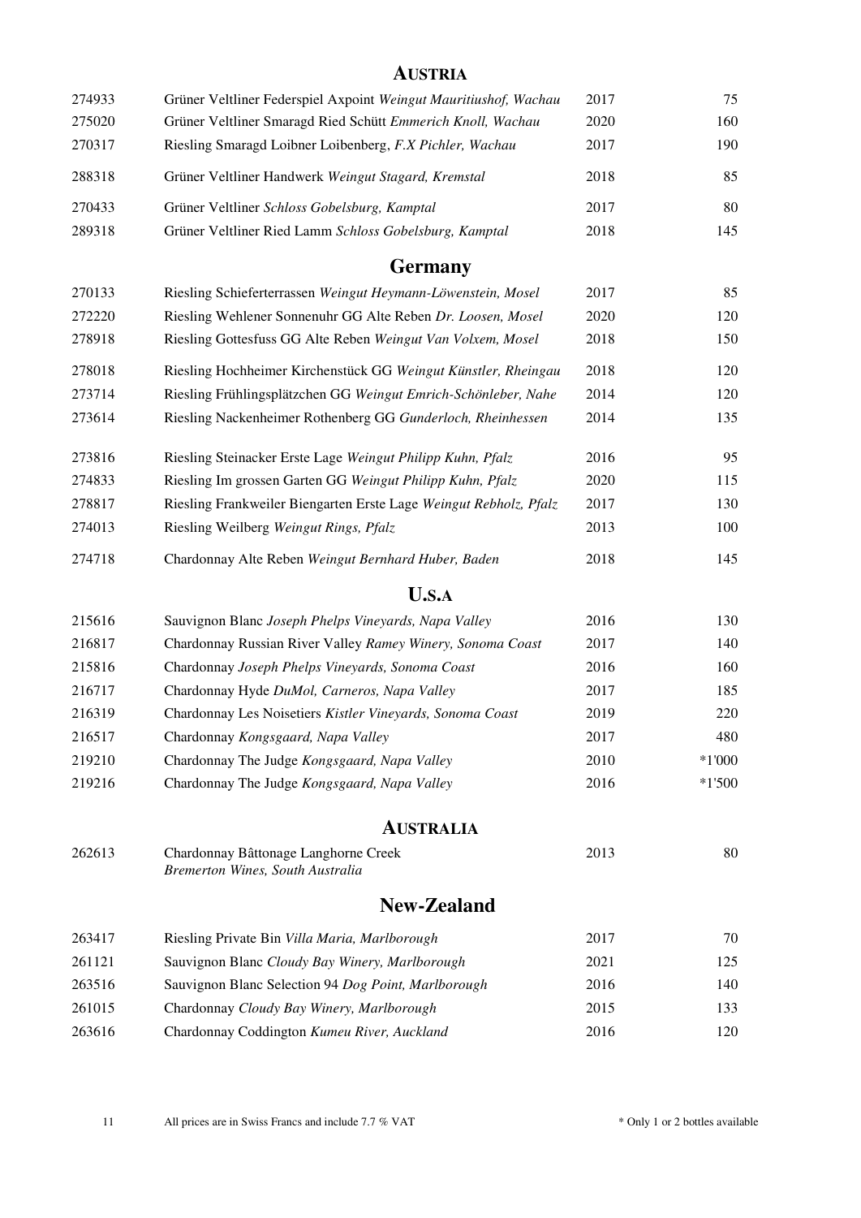## Austria

| | | | |
|---|---|---|---|
| 274933 | Grüner Veltliner Federspiel Axpoint *Weingut Mauritiushof, Wachau* | 2017 | 75 |
| 275020 | Grüner Veltliner Smaragd Ried Schütt *Emmerich Knoll, Wachau* | 2020 | 160 |
| 270317 | Riesling Smaragd Loibner Loibenberg, *F.X Pichler, Wachau* | 2017 | 190 |
| 288318 | Grüner Veltliner Handwerk *Weingut Stagard, Kremstal* | 2018 | 85 |
| 270433 | Grüner Veltliner *Schloss Gobelsburg, Kamptal* | 2017 | 80 |
| 289318 | Grüner Veltliner Ried Lamm *Schloss Gobelsburg, Kamptal* | 2018 | 145 |

## Germany

| | | | |
|---|---|---|---|
| 270133 | Riesling Schieferterrassen *Weingut Heymann-Löwenstein, Mosel* | 2017 | 85 |
| 272220 | Riesling Wehlener Sonnenuhr GG Alte Reben *Dr. Loosen, Mosel* | 2020 | 120 |
| 278918 | Riesling Gottesfuss GG Alte Reben *Weingut Van Volxem, Mosel* | 2018 | 150 |
| 278018 | Riesling Hochheimer Kirchenstück GG *Weingut Künstler, Rheingau* | 2018 | 120 |
| 273714 | Riesling Frühlingsplätzchen GG *Weingut Emrich-Schönleber, Nahe* | 2014 | 120 |
| 273614 | Riesling Nackenheimer Rothenberg GG *Gunderloch, Rheinhessen* | 2014 | 135 |
| 273816 | Riesling Steinacker Erste Lage *Weingut Philipp Kuhn, Pfalz* | 2016 | 95 |
| 274833 | Riesling Im grossen Garten GG *Weingut Philipp Kuhn, Pfalz* | 2020 | 115 |
| 278817 | Riesling Frankweiler Biengarten Erste Lage *Weingut Rebholz, Pfalz* | 2017 | 130 |
| 274013 | Riesling Weilberg *Weingut Rings, Pfalz* | 2013 | 100 |
| 274718 | Chardonnay Alte Reben *Weingut Bernhard Huber, Baden* | 2018 | 145 |

## U.S.A

| | | | |
|---|---|---|---|
| 215616 | Sauvignon Blanc *Joseph Phelps Vineyards, Napa Valley* | 2016 | 130 |
| 216817 | Chardonnay Russian River Valley *Ramey Winery, Sonoma Coast* | 2017 | 140 |
| 215816 | Chardonnay *Joseph Phelps Vineyards, Sonoma Coast* | 2016 | 160 |
| 216717 | Chardonnay Hyde *DuMol, Carneros, Napa Valley* | 2017 | 185 |
| 216319 | Chardonnay Les Noisetiers *Kistler Vineyards, Sonoma Coast* | 2019 | 220 |
| 216517 | Chardonnay *Kongsgaard, Napa Valley* | 2017 | 480 |
| 219210 | Chardonnay The Judge *Kongsgaard, Napa Valley* | 2010 | *1'000 |
| 219216 | Chardonnay The Judge *Kongsgaard, Napa Valley* | 2016 | *1'500 |

## Australia

| | | | |
|---|---|---|---|
| 262613 | Chardonnay Bâttonage Langhorne Creek *Bremerton Wines, South Australia* | 2013 | 80 |

## New-Zealand

| | | | |
|---|---|---|---|
| 263417 | Riesling Private Bin *Villa Maria, Marlborough* | 2017 | 70 |
| 261121 | Sauvignon Blanc *Cloudy Bay Winery, Marlborough* | 2021 | 125 |
| 263516 | Sauvignon Blanc Selection 94 *Dog Point, Marlborough* | 2016 | 140 |
| 261015 | Chardonnay *Cloudy Bay Winery, Marlborough* | 2015 | 133 |
| 263616 | Chardonnay Coddington *Kumeu River, Auckland* | 2016 | 120 |

All prices are in Swiss Francs and include 7.7 % VAT

* Only 1 or 2 bottles available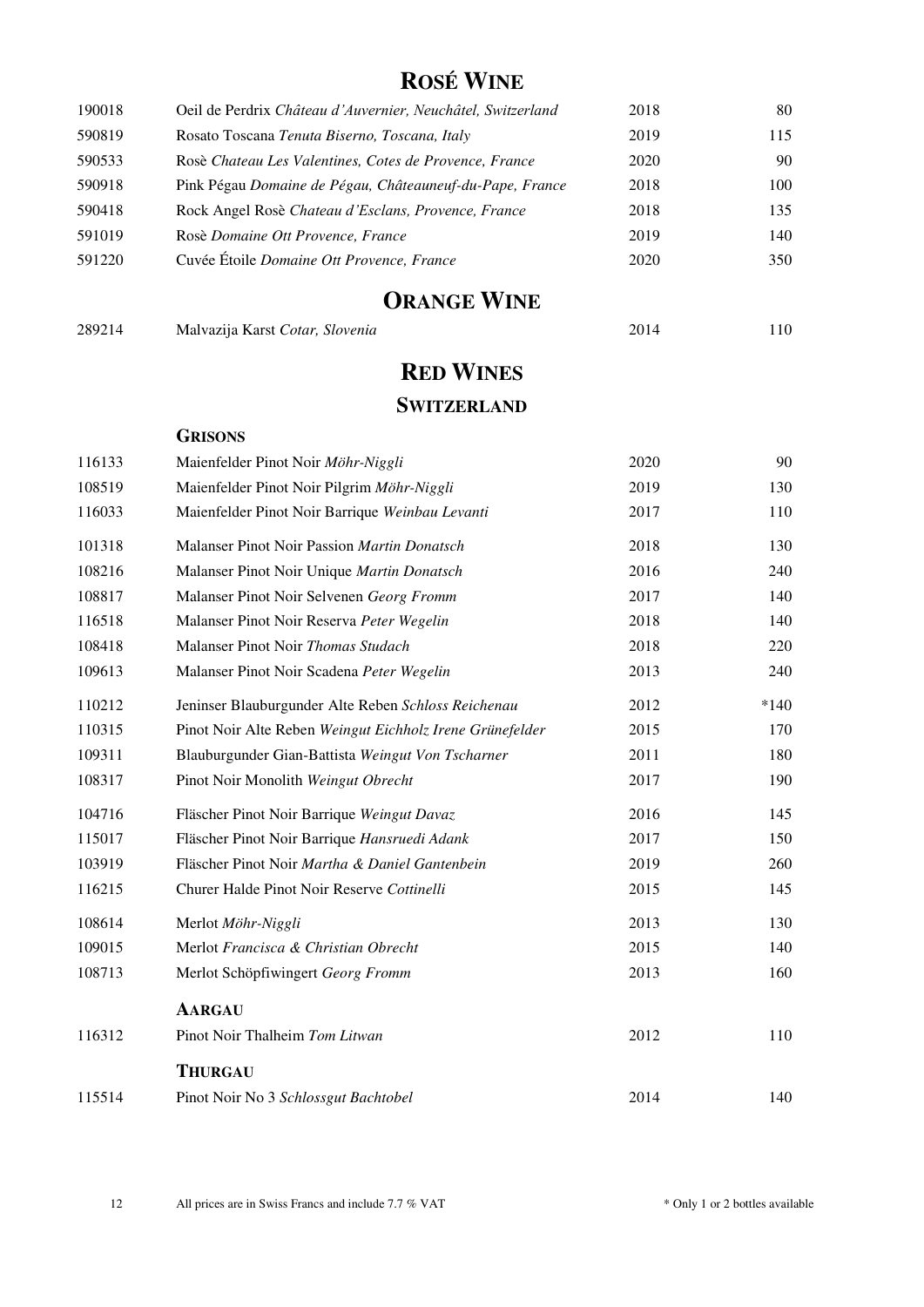# ROSÉ WINE

| | | | |
|---|---|---|---|
| 190018 | Oeil de Perdrix *Château d'Auvernier, Neuchâtel, Switzerland* | 2018 | 80 |
| 590819 | Rosato Toscana *Tenuta Biserno, Toscana, Italy* | 2019 | 115 |
| 590533 | Rosè *Chateau Les Valentines, Cotes de Provence, France* | 2020 | 90 |
| 590918 | Pink Pégau *Domaine de Pégau, Châteauneuf-du-Pape, France* | 2018 | 100 |
| 590418 | Rock Angel Rosè *Chateau d'Esclans, Provence, France* | 2018 | 135 |
| 591019 | Rosè *Domaine Ott Provence, France* | 2019 | 140 |
| 591220 | Cuvée Étoile *Domaine Ott Provence, France* | 2020 | 350 |

# ORANGE WINE

| | | | |
|---|---|---|---|
| 289214 | Malvazija Karst *Cotar, Slovenia* | 2014 | 110 |

# RED WINES

## SWITZERLAND

### GRISONS

| | | | |
|---|---|---|---|
| 116133 | Maienfelder Pinot Noir *Möhr-Niggli* | 2020 | 90 |
| 108519 | Maienfelder Pinot Noir Pilgrim *Möhr-Niggli* | 2019 | 130 |
| 116033 | Maienfelder Pinot Noir Barrique *Weinbau Levanti* | 2017 | 110 |
| 101318 | Malanser Pinot Noir Passion *Martin Donatsch* | 2018 | 130 |
| 108216 | Malanser Pinot Noir Unique *Martin Donatsch* | 2016 | 240 |
| 108817 | Malanser Pinot Noir Selvenen *Georg Fromm* | 2017 | 140 |
| 116518 | Malanser Pinot Noir Reserva *Peter Wegelin* | 2018 | 140 |
| 108418 | Malanser Pinot Noir *Thomas Studach* | 2018 | 220 |
| 109613 | Malanser Pinot Noir Scadena *Peter Wegelin* | 2013 | 240 |
| 110212 | Jeninser Blauburgunder Alte Reben *Schloss Reichenau* | 2012 | *140 |
| 110315 | Pinot Noir Alte Reben *Weingut Eichholz Irene Grünefelder* | 2015 | 170 |
| 109311 | Blauburgunder Gian-Battista *Weingut Von Tscharner* | 2011 | 180 |
| 108317 | Pinot Noir Monolith *Weingut Obrecht* | 2017 | 190 |
| 104716 | Fläscher Pinot Noir Barrique *Weingut Davaz* | 2016 | 145 |
| 115017 | Fläscher Pinot Noir Barrique *Hansruedi Adank* | 2017 | 150 |
| 103919 | Fläscher Pinot Noir *Martha & Daniel Gantenbein* | 2019 | 260 |
| 116215 | Churer Halde Pinot Noir Reserve *Cottinelli* | 2015 | 145 |
| 108614 | Merlot *Möhr-Niggli* | 2013 | 130 |
| 109015 | Merlot *Francisca & Christian Obrecht* | 2015 | 140 |
| 108713 | Merlot Schöpfiwingert *Georg Fromm* | 2013 | 160 |

### AARGAU

| | | | |
|---|---|---|---|
| 116312 | Pinot Noir Thalheim *Tom Litwan* | 2012 | 110 |

### THURGAU

| | | | |
|---|---|---|---|
| 115514 | Pinot Noir No 3 *Schlossgut Bachtobel* | 2014 | 140 |

All prices are in Swiss Francs and include 7.7 % VAT

* Only 1 or 2 bottles available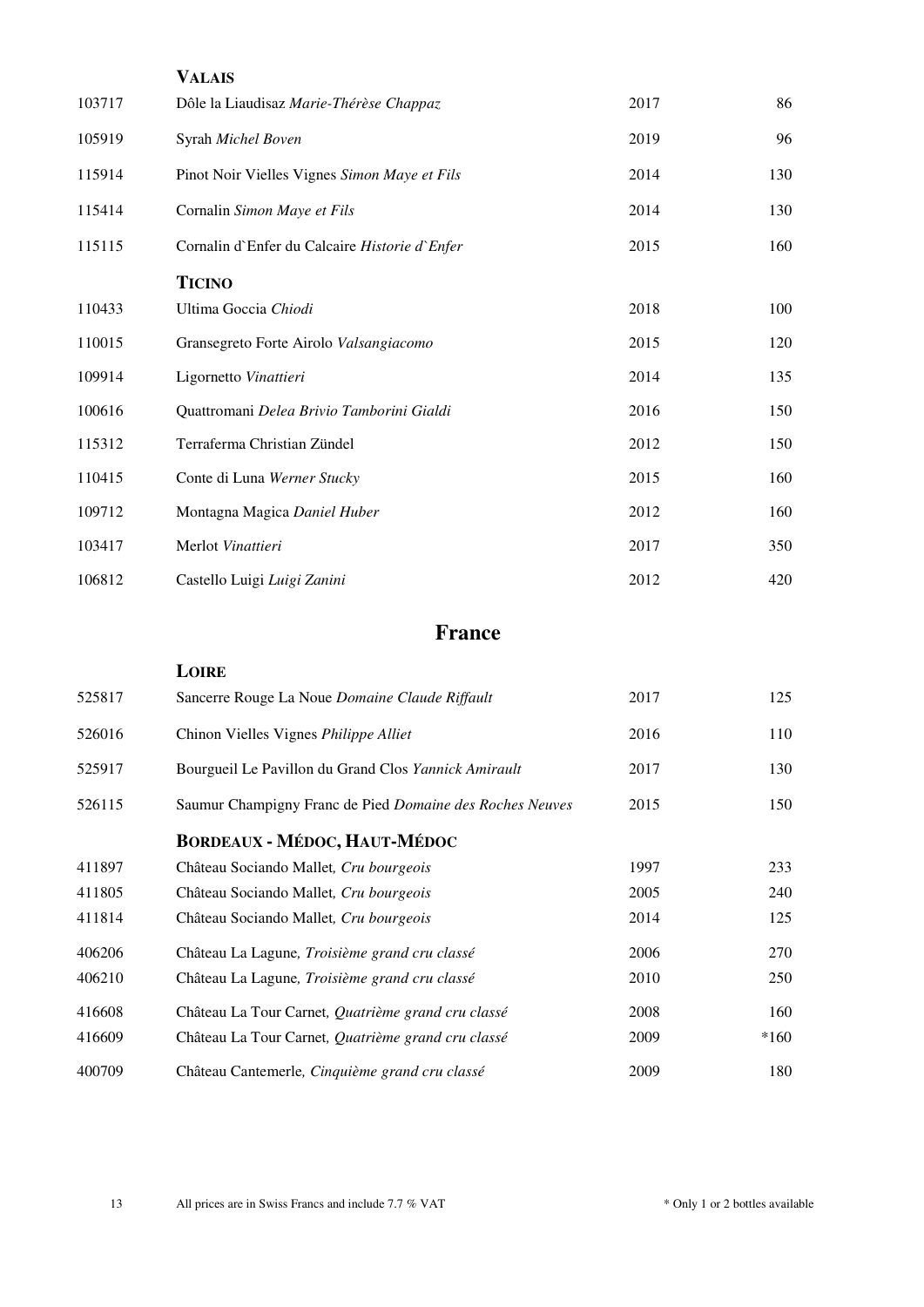### Valais

| | | | |
|---|---|---|---|
| 103717 | Dôle la Liaudisaz *Marie-Thérèse Chappaz* | 2017 | 86 |
| 105919 | Syrah *Michel Boven* | 2019 | 96 |
| 115914 | Pinot Noir Vielles Vignes *Simon Maye et Fils* | 2014 | 130 |
| 115414 | Cornalin *Simon Maye et Fils* | 2014 | 130 |
| 115115 | Cornalin d`Enfer du Calcaire *Historie d`Enfer* | 2015 | 160 |

### Ticino

| | | | |
|---|---|---|---|
| 110433 | Ultima Goccia *Chiodi* | 2018 | 100 |
| 110015 | Gransegreto Forte Airolo *Valsangiacomo* | 2015 | 120 |
| 109914 | Ligornetto *Vinattieri* | 2014 | 135 |
| 100616 | Quattromani *Delea Brivio Tamborini Gialdi* | 2016 | 150 |
| 115312 | Terraferma Christian Zündel | 2012 | 150 |
| 110415 | Conte di Luna *Werner Stucky* | 2015 | 160 |
| 109712 | Montagna Magica *Daniel Huber* | 2012 | 160 |
| 103417 | Merlot *Vinattieri* | 2017 | 350 |
| 106812 | Castello Luigi *Luigi Zanini* | 2012 | 420 |

## France

### Loire

| | | | |
|---|---|---|---|
| 525817 | Sancerre Rouge La Noue *Domaine Claude Riffault* | 2017 | 125 |
| 526016 | Chinon Vielles Vignes *Philippe Alliet* | 2016 | 110 |
| 525917 | Bourgueil Le Pavillon du Grand Clos *Yannick Amirault* | 2017 | 130 |
| 526115 | Saumur Champigny Franc de Pied *Domaine des Roches Neuves* | 2015 | 150 |

### Bordeaux - Médoc, Haut-Médoc

| | | | |
|---|---|---|---|
| 411897 | Château Sociando Mallet, *Cru bourgeois* | 1997 | 233 |
| 411805 | Château Sociando Mallet, *Cru bourgeois* | 2005 | 240 |
| 411814 | Château Sociando Mallet, *Cru bourgeois* | 2014 | 125 |
| 406206 | Château La Lagune, *Troisième grand cru classé* | 2006 | 270 |
| 406210 | Château La Lagune, *Troisième grand cru classé* | 2010 | 250 |
| 416608 | Château La Tour Carnet, *Quatrième grand cru classé* | 2008 | 160 |
| 416609 | Château La Tour Carnet, *Quatrième grand cru classé* | 2009 | *160 |
| 400709 | Château Cantemerle, *Cinquième grand cru classé* | 2009 | 180 |

All prices are in Swiss Francs and include 7.7 % VAT

* Only 1 or 2 bottles available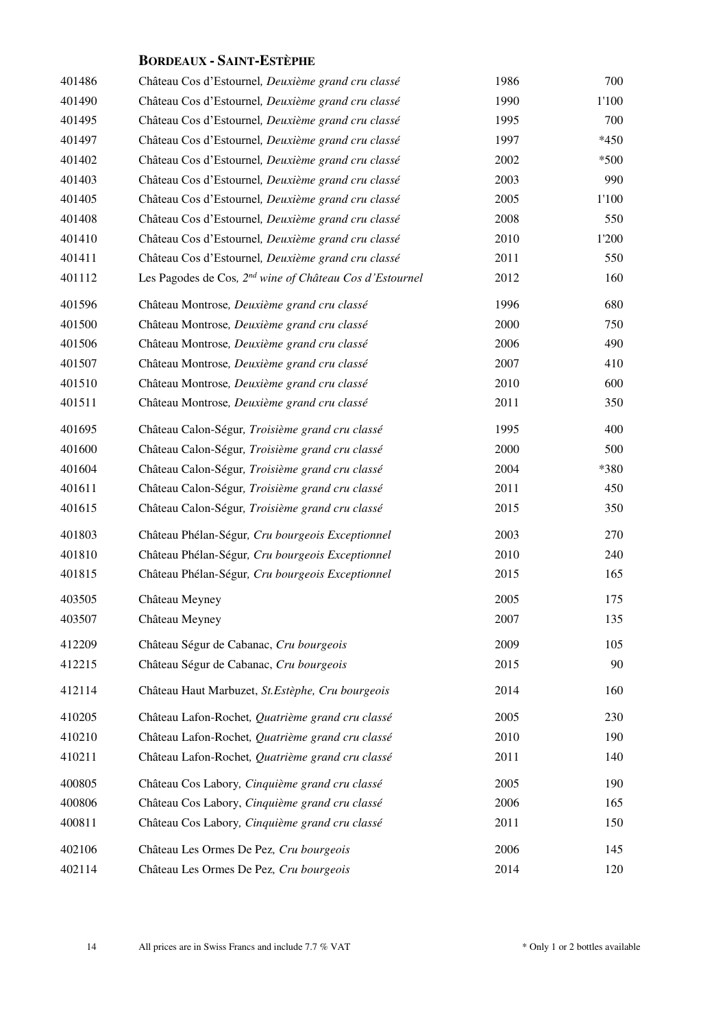## Bordeaux - Saint-Estèphe

| | | | |
|---|---|---|---|
| 401486 | Château Cos d'Estournel, *Deuxième grand cru classé* | 1986 | 700 |
| 401490 | Château Cos d'Estournel, *Deuxième grand cru classé* | 1990 | 1'100 |
| 401495 | Château Cos d'Estournel, *Deuxième grand cru classé* | 1995 | 700 |
| 401497 | Château Cos d'Estournel, *Deuxième grand cru classé* | 1997 | *450 |
| 401402 | Château Cos d'Estournel, *Deuxième grand cru classé* | 2002 | *500 |
| 401403 | Château Cos d'Estournel, *Deuxième grand cru classé* | 2003 | 990 |
| 401405 | Château Cos d'Estournel, *Deuxième grand cru classé* | 2005 | 1'100 |
| 401408 | Château Cos d'Estournel, *Deuxième grand cru classé* | 2008 | 550 |
| 401410 | Château Cos d'Estournel, *Deuxième grand cru classé* | 2010 | 1'200 |
| 401411 | Château Cos d'Estournel, *Deuxième grand cru classé* | 2011 | 550 |
| 401112 | Les Pagodes de Cos, *2nd wine of Château Cos d'Estournel* | 2012 | 160 |
| 401596 | Château Montrose, *Deuxième grand cru classé* | 1996 | 680 |
| 401500 | Château Montrose, *Deuxième grand cru classé* | 2000 | 750 |
| 401506 | Château Montrose, *Deuxième grand cru classé* | 2006 | 490 |
| 401507 | Château Montrose, *Deuxième grand cru classé* | 2007 | 410 |
| 401510 | Château Montrose, *Deuxième grand cru classé* | 2010 | 600 |
| 401511 | Château Montrose, *Deuxième grand cru classé* | 2011 | 350 |
| 401695 | Château Calon-Ségur, *Troisième grand cru classé* | 1995 | 400 |
| 401600 | Château Calon-Ségur, *Troisième grand cru classé* | 2000 | 500 |
| 401604 | Château Calon-Ségur, *Troisième grand cru classé* | 2004 | *380 |
| 401611 | Château Calon-Ségur, *Troisième grand cru classé* | 2011 | 450 |
| 401615 | Château Calon-Ségur, *Troisième grand cru classé* | 2015 | 350 |
| 401803 | Château Phélan-Ségur, *Cru bourgeois Exceptionnel* | 2003 | 270 |
| 401810 | Château Phélan-Ségur, *Cru bourgeois Exceptionnel* | 2010 | 240 |
| 401815 | Château Phélan-Ségur, *Cru bourgeois Exceptionnel* | 2015 | 165 |
| 403505 | Château Meyney | 2005 | 175 |
| 403507 | Château Meyney | 2007 | 135 |
| 412209 | Château Ségur de Cabanac, *Cru bourgeois* | 2009 | 105 |
| 412215 | Château Ségur de Cabanac, *Cru bourgeois* | 2015 | 90 |
| 412114 | Château Haut Marbuzet, *St.Estèphe, Cru bourgeois* | 2014 | 160 |
| 410205 | Château Lafon-Rochet, *Quatrième grand cru classé* | 2005 | 230 |
| 410210 | Château Lafon-Rochet, *Quatrième grand cru classé* | 2010 | 190 |
| 410211 | Château Lafon-Rochet, *Quatrième grand cru classé* | 2011 | 140 |
| 400805 | Château Cos Labory, *Cinquième grand cru classé* | 2005 | 190 |
| 400806 | Château Cos Labory, *Cinquième grand cru classé* | 2006 | 165 |
| 400811 | Château Cos Labory, *Cinquième grand cru classé* | 2011 | 150 |
| 402106 | Château Les Ormes De Pez, *Cru bourgeois* | 2006 | 145 |
| 402114 | Château Les Ormes De Pez, *Cru bourgeois* | 2014 | 120 |

All prices are in Swiss Francs and include 7.7 % VAT

\* Only 1 or 2 bottles available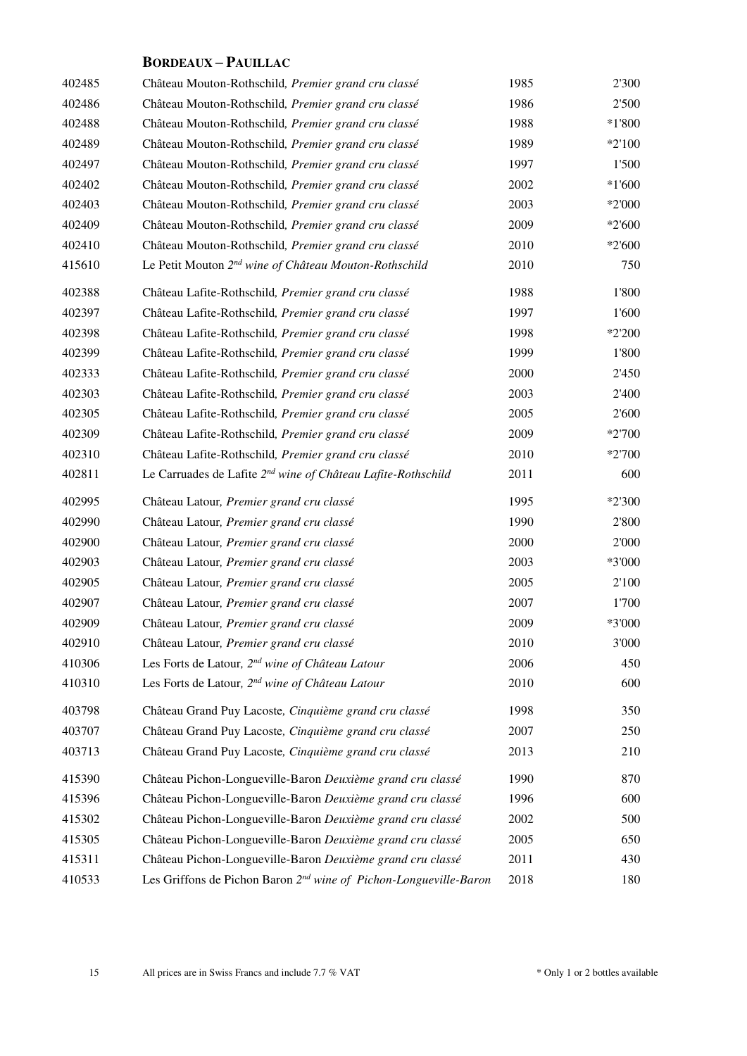## BORDEAUX – PAUILLAC

| | | | |
|---|---|---|---|
| 402485 | Château Mouton-Rothschild, *Premier grand cru classé* | 1985 | 2'300 |
| 402486 | Château Mouton-Rothschild, *Premier grand cru classé* | 1986 | 2'500 |
| 402488 | Château Mouton-Rothschild, *Premier grand cru classé* | 1988 | *1'800 |
| 402489 | Château Mouton-Rothschild, *Premier grand cru classé* | 1989 | *2'100 |
| 402497 | Château Mouton-Rothschild, *Premier grand cru classé* | 1997 | 1'500 |
| 402402 | Château Mouton-Rothschild, *Premier grand cru classé* | 2002 | *1'600 |
| 402403 | Château Mouton-Rothschild, *Premier grand cru classé* | 2003 | *2'000 |
| 402409 | Château Mouton-Rothschild, *Premier grand cru classé* | 2009 | *2'600 |
| 402410 | Château Mouton-Rothschild, *Premier grand cru classé* | 2010 | *2'600 |
| 415610 | Le Petit Mouton *2nd wine of Château Mouton-Rothschild* | 2010 | 750 |
| 402388 | Château Lafite-Rothschild, *Premier grand cru classé* | 1988 | 1'800 |
| 402397 | Château Lafite-Rothschild, *Premier grand cru classé* | 1997 | 1'600 |
| 402398 | Château Lafite-Rothschild, *Premier grand cru classé* | 1998 | *2'200 |
| 402399 | Château Lafite-Rothschild, *Premier grand cru classé* | 1999 | 1'800 |
| 402333 | Château Lafite-Rothschild, *Premier grand cru classé* | 2000 | 2'450 |
| 402303 | Château Lafite-Rothschild, *Premier grand cru classé* | 2003 | 2'400 |
| 402305 | Château Lafite-Rothschild, *Premier grand cru classé* | 2005 | 2'600 |
| 402309 | Château Lafite-Rothschild, *Premier grand cru classé* | 2009 | *2'700 |
| 402310 | Château Lafite-Rothschild, *Premier grand cru classé* | 2010 | *2'700 |
| 402811 | Le Carruades de Lafite *2nd wine of Château Lafite-Rothschild* | 2011 | 600 |
| 402995 | Château Latour, *Premier grand cru classé* | 1995 | *2'300 |
| 402990 | Château Latour, *Premier grand cru classé* | 1990 | 2'800 |
| 402900 | Château Latour, *Premier grand cru classé* | 2000 | 2'000 |
| 402903 | Château Latour, *Premier grand cru classé* | 2003 | *3'000 |
| 402905 | Château Latour, *Premier grand cru classé* | 2005 | 2'100 |
| 402907 | Château Latour, *Premier grand cru classé* | 2007 | 1'700 |
| 402909 | Château Latour, *Premier grand cru classé* | 2009 | *3'000 |
| 402910 | Château Latour, *Premier grand cru classé* | 2010 | 3'000 |
| 410306 | Les Forts de Latour, *2nd wine of Château Latour* | 2006 | 450 |
| 410310 | Les Forts de Latour, *2nd wine of Château Latour* | 2010 | 600 |
| 403798 | Château Grand Puy Lacoste, *Cinquième grand cru classé* | 1998 | 350 |
| 403707 | Château Grand Puy Lacoste, *Cinquième grand cru classé* | 2007 | 250 |
| 403713 | Château Grand Puy Lacoste, *Cinquième grand cru classé* | 2013 | 210 |
| 415390 | Château Pichon-Longueville-Baron *Deuxième grand cru classé* | 1990 | 870 |
| 415396 | Château Pichon-Longueville-Baron *Deuxième grand cru classé* | 1996 | 600 |
| 415302 | Château Pichon-Longueville-Baron *Deuxième grand cru classé* | 2002 | 500 |
| 415305 | Château Pichon-Longueville-Baron *Deuxième grand cru classé* | 2005 | 650 |
| 415311 | Château Pichon-Longueville-Baron *Deuxième grand cru classé* | 2011 | 430 |
| 410533 | Les Griffons de Pichon Baron *2nd wine of Pichon-Longueville-Baron* | 2018 | 180 |

All prices are in Swiss Francs and include 7.7 % VAT

* Only 1 or 2 bottles available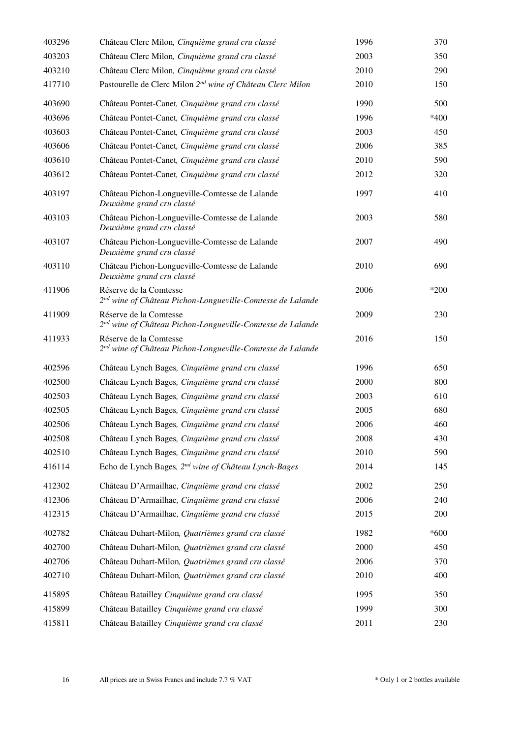| | | | |
|---|---|---|---|
| 403296 | Château Clerc Milon, *Cinquième grand cru classé* | 1996 | 370 |
| 403203 | Château Clerc Milon, *Cinquième grand cru classé* | 2003 | 350 |
| 403210 | Château Clerc Milon, *Cinquième grand cru classé* | 2010 | 290 |
| 417710 | Pastourelle de Clerc Milon *2nd wine of Château Clerc Milon* | 2010 | 150 |
| 403690 | Château Pontet-Canet, *Cinquième grand cru classé* | 1990 | 500 |
| 403696 | Château Pontet-Canet, *Cinquième grand cru classé* | 1996 | *400 |
| 403603 | Château Pontet-Canet, *Cinquième grand cru classé* | 2003 | 450 |
| 403606 | Château Pontet-Canet, *Cinquième grand cru classé* | 2006 | 385 |
| 403610 | Château Pontet-Canet, *Cinquième grand cru classé* | 2010 | 590 |
| 403612 | Château Pontet-Canet, *Cinquième grand cru classé* | 2012 | 320 |
| 403197 | Château Pichon-Longueville-Comtesse de Lalande *Deuxième grand cru classé* | 1997 | 410 |
| 403103 | Château Pichon-Longueville-Comtesse de Lalande *Deuxième grand cru classé* | 2003 | 580 |
| 403107 | Château Pichon-Longueville-Comtesse de Lalande *Deuxième grand cru classé* | 2007 | 490 |
| 403110 | Château Pichon-Longueville-Comtesse de Lalande *Deuxième grand cru classé* | 2010 | 690 |
| 411906 | Réserve de la Comtesse *2nd wine of Château Pichon-Longueville-Comtesse de Lalande* | 2006 | *200 |
| 411909 | Réserve de la Comtesse *2nd wine of Château Pichon-Longueville-Comtesse de Lalande* | 2009 | 230 |
| 411933 | Réserve de la Comtesse *2nd wine of Château Pichon-Longueville-Comtesse de Lalande* | 2016 | 150 |
| 402596 | Château Lynch Bages, *Cinquième grand cru classé* | 1996 | 650 |
| 402500 | Château Lynch Bages, *Cinquième grand cru classé* | 2000 | 800 |
| 402503 | Château Lynch Bages, *Cinquième grand cru classé* | 2003 | 610 |
| 402505 | Château Lynch Bages, *Cinquième grand cru classé* | 2005 | 680 |
| 402506 | Château Lynch Bages, *Cinquième grand cru classé* | 2006 | 460 |
| 402508 | Château Lynch Bages, *Cinquième grand cru classé* | 2008 | 430 |
| 402510 | Château Lynch Bages, *Cinquième grand cru classé* | 2010 | 590 |
| 416114 | Echo de Lynch Bages, *2nd wine of Château Lynch-Bages* | 2014 | 145 |
| 412302 | Château D'Armailhac, *Cinquième grand cru classé* | 2002 | 250 |
| 412306 | Château D'Armailhac, *Cinquième grand cru classé* | 2006 | 240 |
| 412315 | Château D'Armailhac, *Cinquième grand cru classé* | 2015 | 200 |
| 402782 | Château Duhart-Milon, *Quatrièmes grand cru classé* | 1982 | *600 |
| 402700 | Château Duhart-Milon, *Quatrièmes grand cru classé* | 2000 | 450 |
| 402706 | Château Duhart-Milon, *Quatrièmes grand cru classé* | 2006 | 370 |
| 402710 | Château Duhart-Milon, *Quatrièmes grand cru classé* | 2010 | 400 |
| 415895 | Château Batailley *Cinquième grand cru classé* | 1995 | 350 |
| 415899 | Château Batailley *Cinquième grand cru classé* | 1999 | 300 |
| 415811 | Château Batailley *Cinquième grand cru classé* | 2011 | 230 |

All prices are in Swiss Francs and include 7.7 % VAT

* Only 1 or 2 bottles available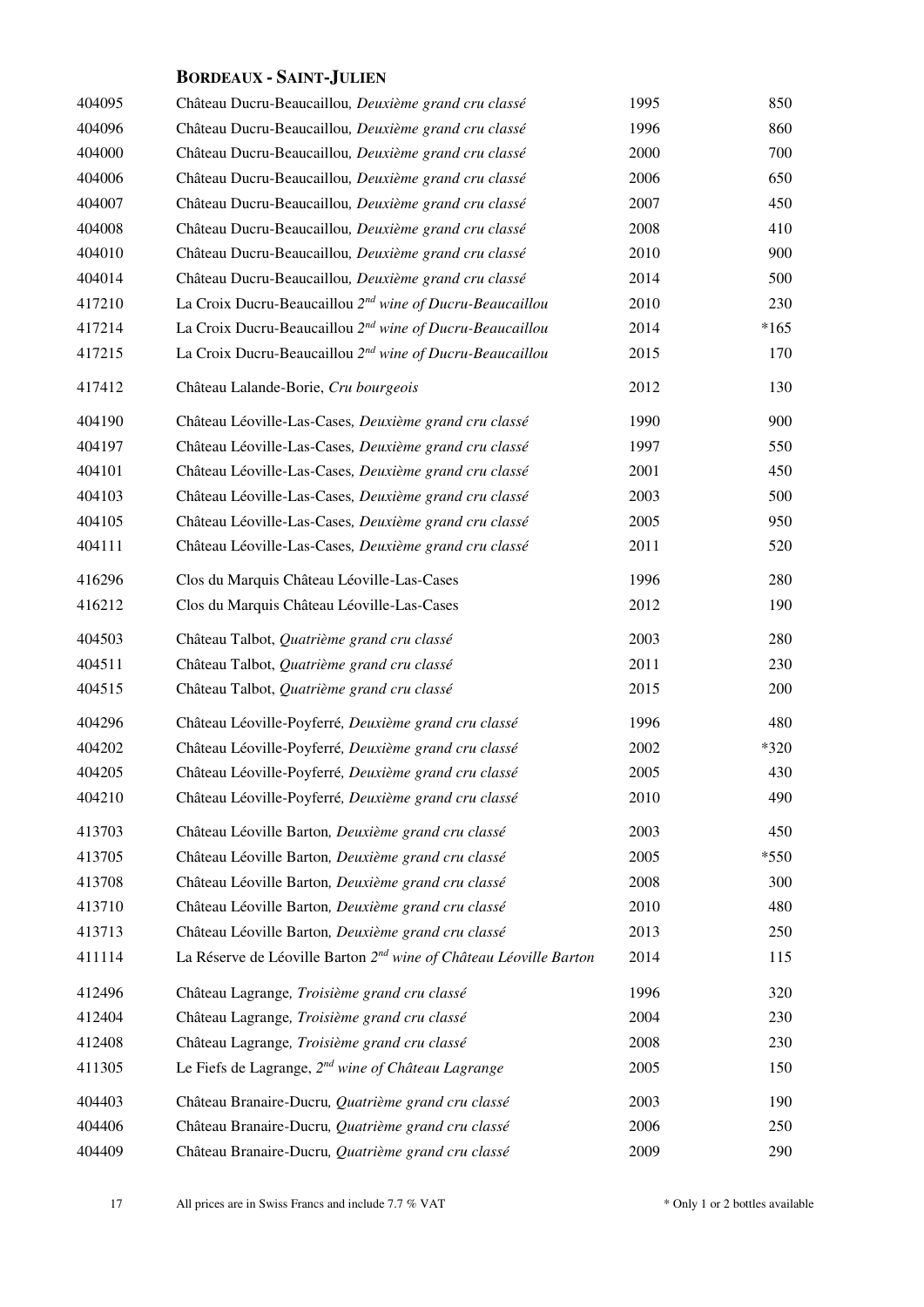## BORDEAUX - SAINT-JULIEN

| | | | |
|---|---|---|---|
| 404095 | Château Ducru-Beaucaillou, *Deuxième grand cru classé* | 1995 | 850 |
| 404096 | Château Ducru-Beaucaillou, *Deuxième grand cru classé* | 1996 | 860 |
| 404000 | Château Ducru-Beaucaillou, *Deuxième grand cru classé* | 2000 | 700 |
| 404006 | Château Ducru-Beaucaillou, *Deuxième grand cru classé* | 2006 | 650 |
| 404007 | Château Ducru-Beaucaillou, *Deuxième grand cru classé* | 2007 | 450 |
| 404008 | Château Ducru-Beaucaillou, *Deuxième grand cru classé* | 2008 | 410 |
| 404010 | Château Ducru-Beaucaillou, *Deuxième grand cru classé* | 2010 | 900 |
| 404014 | Château Ducru-Beaucaillou, *Deuxième grand cru classé* | 2014 | 500 |
| 417210 | La Croix Ducru-Beaucaillou *2nd wine of Ducru-Beaucaillou* | 2010 | 230 |
| 417214 | La Croix Ducru-Beaucaillou *2nd wine of Ducru-Beaucaillou* | 2014 | *165 |
| 417215 | La Croix Ducru-Beaucaillou *2nd wine of Ducru-Beaucaillou* | 2015 | 170 |
| 417412 | Château Lalande-Borie, *Cru bourgeois* | 2012 | 130 |
| 404190 | Château Léoville-Las-Cases, *Deuxième grand cru classé* | 1990 | 900 |
| 404197 | Château Léoville-Las-Cases, *Deuxième grand cru classé* | 1997 | 550 |
| 404101 | Château Léoville-Las-Cases, *Deuxième grand cru classé* | 2001 | 450 |
| 404103 | Château Léoville-Las-Cases, *Deuxième grand cru classé* | 2003 | 500 |
| 404105 | Château Léoville-Las-Cases, *Deuxième grand cru classé* | 2005 | 950 |
| 404111 | Château Léoville-Las-Cases, *Deuxième grand cru classé* | 2011 | 520 |
| 416296 | Clos du Marquis Château Léoville-Las-Cases | 1996 | 280 |
| 416212 | Clos du Marquis Château Léoville-Las-Cases | 2012 | 190 |
| 404503 | Château Talbot, *Quatrième grand cru classé* | 2003 | 280 |
| 404511 | Château Talbot, *Quatrième grand cru classé* | 2011 | 230 |
| 404515 | Château Talbot, *Quatrième grand cru classé* | 2015 | 200 |
| 404296 | Château Léoville-Poyferré, *Deuxième grand cru classé* | 1996 | 480 |
| 404202 | Château Léoville-Poyferré, *Deuxième grand cru classé* | 2002 | *320 |
| 404205 | Château Léoville-Poyferré, *Deuxième grand cru classé* | 2005 | 430 |
| 404210 | Château Léoville-Poyferré, *Deuxième grand cru classé* | 2010 | 490 |
| 413703 | Château Léoville Barton, *Deuxième grand cru classé* | 2003 | 450 |
| 413705 | Château Léoville Barton, *Deuxième grand cru classé* | 2005 | *550 |
| 413708 | Château Léoville Barton, *Deuxième grand cru classé* | 2008 | 300 |
| 413710 | Château Léoville Barton, *Deuxième grand cru classé* | 2010 | 480 |
| 413713 | Château Léoville Barton, *Deuxième grand cru classé* | 2013 | 250 |
| 411114 | La Réserve de Léoville Barton *2nd wine of Château Léoville Barton* | 2014 | 115 |
| 412496 | Château Lagrange, *Troisième grand cru classé* | 1996 | 320 |
| 412404 | Château Lagrange, *Troisième grand cru classé* | 2004 | 230 |
| 412408 | Château Lagrange, *Troisième grand cru classé* | 2008 | 230 |
| 411305 | Le Fiefs de Lagrange, *2nd wine of Château Lagrange* | 2005 | 150 |
| 404403 | Château Branaire-Ducru, *Quatrième grand cru classé* | 2003 | 190 |
| 404406 | Château Branaire-Ducru, *Quatrième grand cru classé* | 2006 | 250 |
| 404409 | Château Branaire-Ducru, *Quatrième grand cru classé* | 2009 | 290 |

All prices are in Swiss Francs and include 7.7 % VAT

* Only 1 or 2 bottles available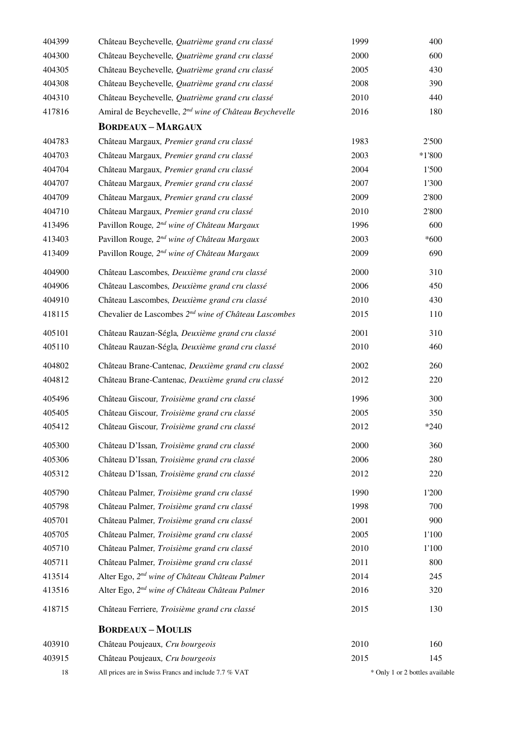| | | | |
|---|---|---|---|
| 404399 | Château Beychevelle, *Quatrième grand cru classé* | 1999 | 400 |
| 404300 | Château Beychevelle, *Quatrième grand cru classé* | 2000 | 600 |
| 404305 | Château Beychevelle, *Quatrième grand cru classé* | 2005 | 430 |
| 404308 | Château Beychevelle, *Quatrième grand cru classé* | 2008 | 390 |
| 404310 | Château Beychevelle, *Quatrième grand cru classé* | 2010 | 440 |
| 417816 | Amiral de Beychevelle, *2nd wine of Château Beychevelle* | 2016 | 180 |

## BORDEAUX – MARGAUX

| | | | |
|---|---|---|---|
| 404783 | Château Margaux, *Premier grand cru classé* | 1983 | 2'500 |
| 404703 | Château Margaux, *Premier grand cru classé* | 2003 | *1'800 |
| 404704 | Château Margaux, *Premier grand cru classé* | 2004 | 1'500 |
| 404707 | Château Margaux, *Premier grand cru classé* | 2007 | 1'300 |
| 404709 | Château Margaux, *Premier grand cru classé* | 2009 | 2'800 |
| 404710 | Château Margaux, *Premier grand cru classé* | 2010 | 2'800 |
| 413496 | Pavillon Rouge, *2nd wine of Château Margaux* | 1996 | 600 |
| 413403 | Pavillon Rouge, *2nd wine of Château Margaux* | 2003 | *600 |
| 413409 | Pavillon Rouge, *2nd wine of Château Margaux* | 2009 | 690 |
| 404900 | Château Lascombes, *Deuxième grand cru classé* | 2000 | 310 |
| 404906 | Château Lascombes, *Deuxième grand cru classé* | 2006 | 450 |
| 404910 | Château Lascombes, *Deuxième grand cru classé* | 2010 | 430 |
| 418115 | Chevalier de Lascombes *2nd wine of Château Lascombes* | 2015 | 110 |
| 405101 | Château Rauzan-Ségla, *Deuxième grand cru classé* | 2001 | 310 |
| 405110 | Château Rauzan-Ségla, *Deuxième grand cru classé* | 2010 | 460 |
| 404802 | Château Brane-Cantenac, *Deuxième grand cru classé* | 2002 | 260 |
| 404812 | Château Brane-Cantenac, *Deuxième grand cru classé* | 2012 | 220 |
| 405496 | Château Giscour, *Troisième grand cru classé* | 1996 | 300 |
| 405405 | Château Giscour, *Troisième grand cru classé* | 2005 | 350 |
| 405412 | Château Giscour, *Troisième grand cru classé* | 2012 | *240 |
| 405300 | Château D'Issan, *Troisième grand cru classé* | 2000 | 360 |
| 405306 | Château D'Issan, *Troisième grand cru classé* | 2006 | 280 |
| 405312 | Château D'Issan, *Troisième grand cru classé* | 2012 | 220 |
| 405790 | Château Palmer, *Troisième grand cru classé* | 1990 | 1'200 |
| 405798 | Château Palmer, *Troisième grand cru classé* | 1998 | 700 |
| 405701 | Château Palmer, *Troisième grand cru classé* | 2001 | 900 |
| 405705 | Château Palmer, *Troisième grand cru classé* | 2005 | 1'100 |
| 405710 | Château Palmer, *Troisième grand cru classé* | 2010 | 1'100 |
| 405711 | Château Palmer, *Troisième grand cru classé* | 2011 | 800 |
| 413514 | Alter Ego, *2nd wine of Château Château Palmer* | 2014 | 245 |
| 413516 | Alter Ego, *2nd wine of Château Château Palmer* | 2016 | 320 |
| 418715 | Château Ferriere, *Troisième grand cru classé* | 2015 | 130 |

## BORDEAUX – MOULIS

| | | | |
|---|---|---|---|
| 403910 | Château Poujeaux, *Cru bourgeois* | 2010 | 160 |
| 403915 | Château Poujeaux, *Cru bourgeois* | 2015 | 145 |

All prices are in Swiss Francs and include 7.7 % VAT

* Only 1 or 2 bottles available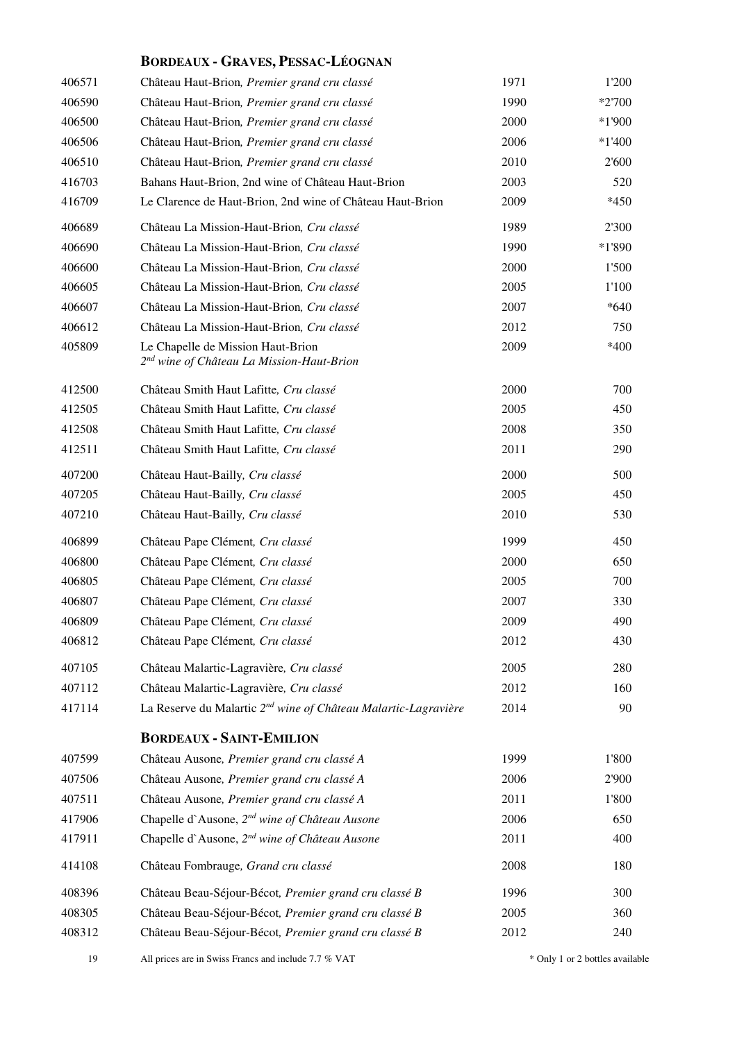## BORDEAUX - GRAVES, PESSAC-LÉOGNAN

| | | | |
|---|---|---|---|
| 406571 | Château Haut-Brion, *Premier grand cru classé* | 1971 | 1'200 |
| 406590 | Château Haut-Brion, *Premier grand cru classé* | 1990 | *2'700 |
| 406500 | Château Haut-Brion, *Premier grand cru classé* | 2000 | *1'900 |
| 406506 | Château Haut-Brion, *Premier grand cru classé* | 2006 | *1'400 |
| 406510 | Château Haut-Brion, *Premier grand cru classé* | 2010 | 2'600 |
| 416703 | Bahans Haut-Brion, 2nd wine of Château Haut-Brion | 2003 | 520 |
| 416709 | Le Clarence de Haut-Brion, 2nd wine of Château Haut-Brion | 2009 | *450 |
| 406689 | Château La Mission-Haut-Brion, *Cru classé* | 1989 | 2'300 |
| 406690 | Château La Mission-Haut-Brion, *Cru classé* | 1990 | *1'890 |
| 406600 | Château La Mission-Haut-Brion, *Cru classé* | 2000 | 1'500 |
| 406605 | Château La Mission-Haut-Brion, *Cru classé* | 2005 | 1'100 |
| 406607 | Château La Mission-Haut-Brion, *Cru classé* | 2007 | *640 |
| 406612 | Château La Mission-Haut-Brion, *Cru classé* | 2012 | 750 |
| 405809 | Le Chapelle de Mission Haut-Brion *2nd wine of Château La Mission-Haut-Brion* | 2009 | *400 |
| 412500 | Château Smith Haut Lafitte, *Cru classé* | 2000 | 700 |
| 412505 | Château Smith Haut Lafitte, *Cru classé* | 2005 | 450 |
| 412508 | Château Smith Haut Lafitte, *Cru classé* | 2008 | 350 |
| 412511 | Château Smith Haut Lafitte, *Cru classé* | 2011 | 290 |
| 407200 | Château Haut-Bailly, *Cru classé* | 2000 | 500 |
| 407205 | Château Haut-Bailly, *Cru classé* | 2005 | 450 |
| 407210 | Château Haut-Bailly, *Cru classé* | 2010 | 530 |
| 406899 | Château Pape Clément, *Cru classé* | 1999 | 450 |
| 406800 | Château Pape Clément, *Cru classé* | 2000 | 650 |
| 406805 | Château Pape Clément, *Cru classé* | 2005 | 700 |
| 406807 | Château Pape Clément, *Cru classé* | 2007 | 330 |
| 406809 | Château Pape Clément, *Cru classé* | 2009 | 490 |
| 406812 | Château Pape Clément, *Cru classé* | 2012 | 430 |
| 407105 | Château Malartic-Lagravière, *Cru classé* | 2005 | 280 |
| 407112 | Château Malartic-Lagravière, *Cru classé* | 2012 | 160 |
| 417114 | La Reserve du Malartic *2nd wine of Château Malartic-Lagravière* | 2014 | 90 |

## BORDEAUX - SAINT-EMILION

| | | | |
|---|---|---|---|
| 407599 | Château Ausone, *Premier grand cru classé A* | 1999 | 1'800 |
| 407506 | Château Ausone, *Premier grand cru classé A* | 2006 | 2'900 |
| 407511 | Château Ausone, *Premier grand cru classé A* | 2011 | 1'800 |
| 417906 | Chapelle d`Ausone, *2nd wine of Château Ausone* | 2006 | 650 |
| 417911 | Chapelle d`Ausone, *2nd wine of Château Ausone* | 2011 | 400 |
| 414108 | Château Fombrauge, *Grand cru classé* | 2008 | 180 |
| 408396 | Château Beau-Séjour-Bécot, *Premier grand cru classé B* | 1996 | 300 |
| 408305 | Château Beau-Séjour-Bécot, *Premier grand cru classé B* | 2005 | 360 |
| 408312 | Château Beau-Séjour-Bécot, *Premier grand cru classé B* | 2012 | 240 |

All prices are in Swiss Francs and include 7.7 % VAT

\* Only 1 or 2 bottles available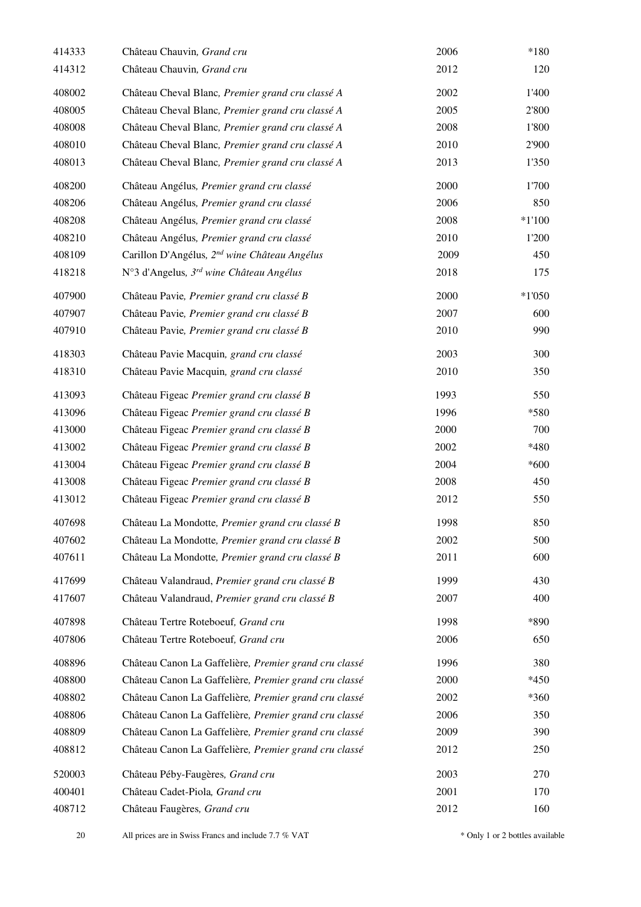| | | | |
|---|---|---|---|
| 414333 | Château Chauvin, *Grand cru* | 2006 | *180 |
| 414312 | Château Chauvin, *Grand cru* | 2012 | 120 |
| 408002 | Château Cheval Blanc, *Premier grand cru classé A* | 2002 | 1'400 |
| 408005 | Château Cheval Blanc, *Premier grand cru classé A* | 2005 | 2'800 |
| 408008 | Château Cheval Blanc, *Premier grand cru classé A* | 2008 | 1'800 |
| 408010 | Château Cheval Blanc, *Premier grand cru classé A* | 2010 | 2'900 |
| 408013 | Château Cheval Blanc, *Premier grand cru classé A* | 2013 | 1'350 |
| 408200 | Château Angélus, *Premier grand cru classé* | 2000 | 1'700 |
| 408206 | Château Angélus, *Premier grand cru classé* | 2006 | 850 |
| 408208 | Château Angélus, *Premier grand cru classé* | 2008 | *1'100 |
| 408210 | Château Angélus, *Premier grand cru classé* | 2010 | 1'200 |
| 408109 | Carillon D'Angélus, *2nd wine Château Angélus* | 2009 | 450 |
| 418218 | N°3 d'Angelus, *3rd wine Château Angélus* | 2018 | 175 |
| 407900 | Château Pavie, *Premier grand cru classé B* | 2000 | *1'050 |
| 407907 | Château Pavie, *Premier grand cru classé B* | 2007 | 600 |
| 407910 | Château Pavie, *Premier grand cru classé B* | 2010 | 990 |
| 418303 | Château Pavie Macquin, *grand cru classé* | 2003 | 300 |
| 418310 | Château Pavie Macquin, *grand cru classé* | 2010 | 350 |
| 413093 | Château Figeac *Premier grand cru classé B* | 1993 | 550 |
| 413096 | Château Figeac *Premier grand cru classé B* | 1996 | *580 |
| 413000 | Château Figeac *Premier grand cru classé B* | 2000 | 700 |
| 413002 | Château Figeac *Premier grand cru classé B* | 2002 | *480 |
| 413004 | Château Figeac *Premier grand cru classé B* | 2004 | *600 |
| 413008 | Château Figeac *Premier grand cru classé B* | 2008 | 450 |
| 413012 | Château Figeac *Premier grand cru classé B* | 2012 | 550 |
| 407698 | Château La Mondotte, *Premier grand cru classé B* | 1998 | 850 |
| 407602 | Château La Mondotte, *Premier grand cru classé B* | 2002 | 500 |
| 407611 | Château La Mondotte, *Premier grand cru classé B* | 2011 | 600 |
| 417699 | Château Valandraud, *Premier grand cru classé B* | 1999 | 430 |
| 417607 | Château Valandraud, *Premier grand cru classé B* | 2007 | 400 |
| 407898 | Château Tertre Roteboeuf, *Grand cru* | 1998 | *890 |
| 407806 | Château Tertre Roteboeuf, *Grand cru* | 2006 | 650 |
| 408896 | Château Canon La Gaffelière, *Premier grand cru classé* | 1996 | 380 |
| 408800 | Château Canon La Gaffelière, *Premier grand cru classé* | 2000 | *450 |
| 408802 | Château Canon La Gaffelière, *Premier grand cru classé* | 2002 | *360 |
| 408806 | Château Canon La Gaffelière, *Premier grand cru classé* | 2006 | 350 |
| 408809 | Château Canon La Gaffelière, *Premier grand cru classé* | 2009 | 390 |
| 408812 | Château Canon La Gaffelière, *Premier grand cru classé* | 2012 | 250 |
| 520003 | Château Péby-Faugères, *Grand cru* | 2003 | 270 |
| 400401 | Château Cadet-Piola, *Grand cru* | 2001 | 170 |
| 408712 | Château Faugères, *Grand cru* | 2012 | 160 |

All prices are in Swiss Francs and include 7.7 % VAT

* Only 1 or 2 bottles available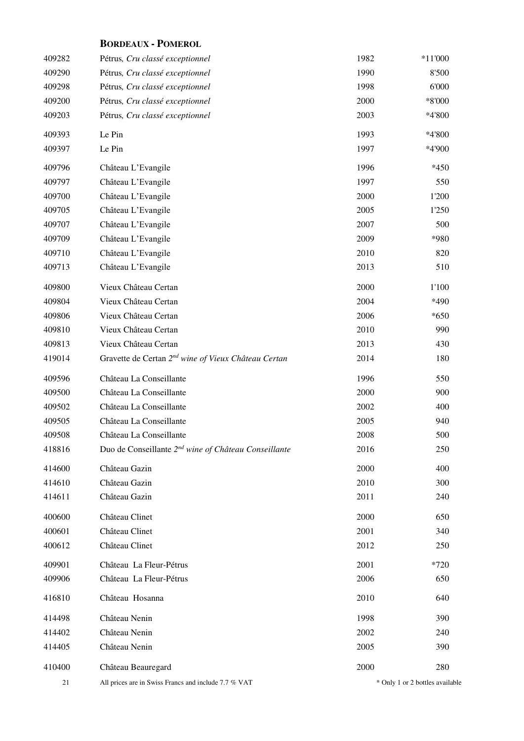## Bordeaux - Pomerol

| | | | |
|---|---|---|---|
| 409282 | Pétrus, *Cru classé exceptionnel* | 1982 | *11'000 |
| 409290 | Pétrus, *Cru classé exceptionnel* | 1990 | 8'500 |
| 409298 | Pétrus, *Cru classé exceptionnel* | 1998 | 6'000 |
| 409200 | Pétrus, *Cru classé exceptionnel* | 2000 | *8'000 |
| 409203 | Pétrus, *Cru classé exceptionnel* | 2003 | *4'800 |
| 409393 | Le Pin | 1993 | *4'800 |
| 409397 | Le Pin | 1997 | *4'900 |
| 409796 | Château L'Evangile | 1996 | *450 |
| 409797 | Château L'Evangile | 1997 | 550 |
| 409700 | Château L'Evangile | 2000 | 1'200 |
| 409705 | Château L'Evangile | 2005 | 1'250 |
| 409707 | Château L'Evangile | 2007 | 500 |
| 409709 | Château L'Evangile | 2009 | *980 |
| 409710 | Château L'Evangile | 2010 | 820 |
| 409713 | Château L'Evangile | 2013 | 510 |
| 409800 | Vieux Château Certan | 2000 | 1'100 |
| 409804 | Vieux Château Certan | 2004 | *490 |
| 409806 | Vieux Château Certan | 2006 | *650 |
| 409810 | Vieux Château Certan | 2010 | 990 |
| 409813 | Vieux Château Certan | 2013 | 430 |
| 419014 | Gravette de Certan *2nd wine of Vieux Château Certan* | 2014 | 180 |
| 409596 | Château La Conseillante | 1996 | 550 |
| 409500 | Château La Conseillante | 2000 | 900 |
| 409502 | Château La Conseillante | 2002 | 400 |
| 409505 | Château La Conseillante | 2005 | 940 |
| 409508 | Château La Conseillante | 2008 | 500 |
| 418816 | Duo de Conseillante *2nd wine of Château Conseillante* | 2016 | 250 |
| 414600 | Château Gazin | 2000 | 400 |
| 414610 | Château Gazin | 2010 | 300 |
| 414611 | Château Gazin | 2011 | 240 |
| 400600 | Château Clinet | 2000 | 650 |
| 400601 | Château Clinet | 2001 | 340 |
| 400612 | Château Clinet | 2012 | 250 |
| 409901 | Château La Fleur-Pétrus | 2001 | *720 |
| 409906 | Château La Fleur-Pétrus | 2006 | 650 |
| 416810 | Château Hosanna | 2010 | 640 |
| 414498 | Château Nenin | 1998 | 390 |
| 414402 | Château Nenin | 2002 | 240 |
| 414405 | Château Nenin | 2005 | 390 |
| 410400 | Château Beauregard | 2000 | 280 |

All prices are in Swiss Francs and include 7.7 % VAT

\* Only 1 or 2 bottles available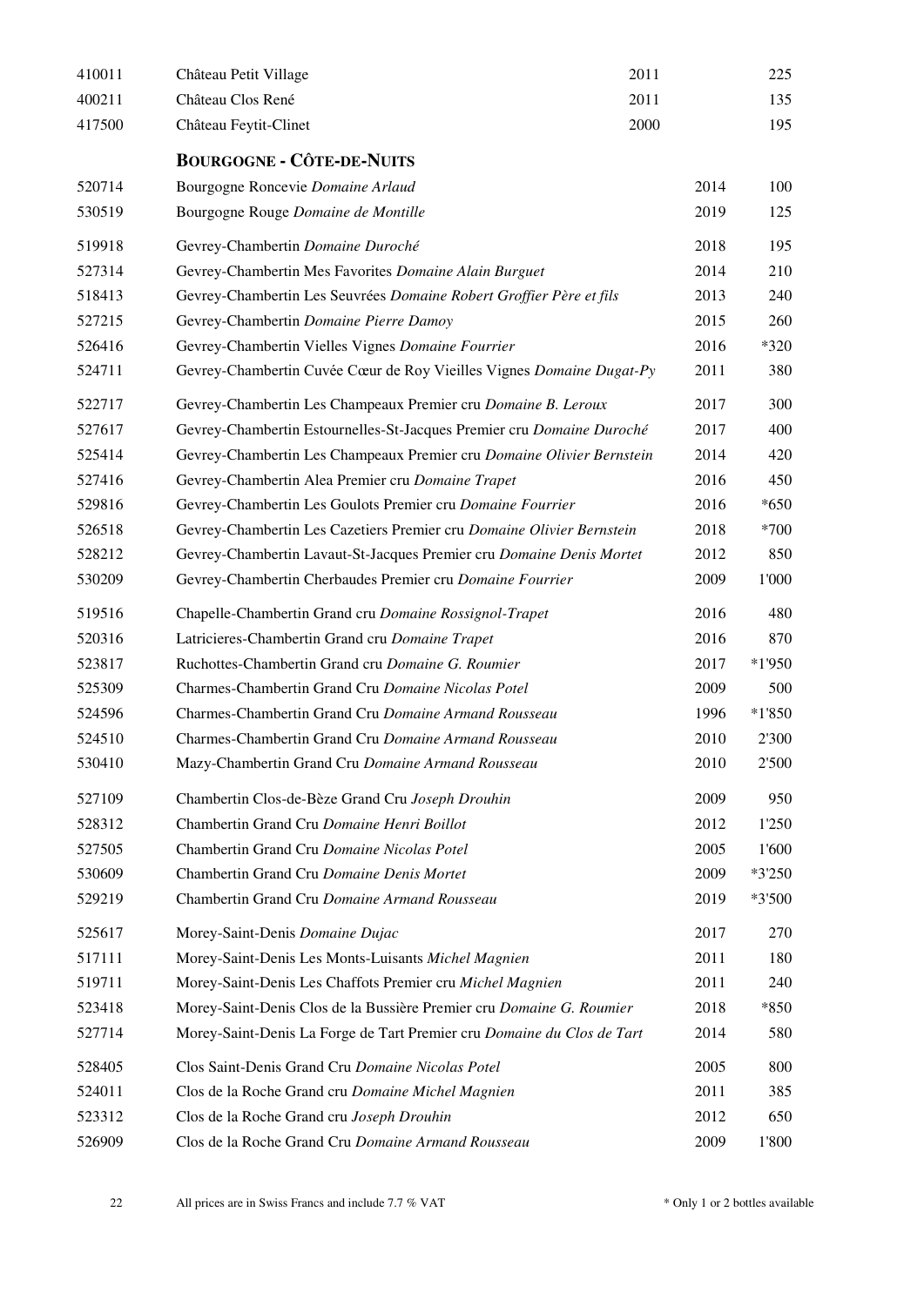| | | | |
|---|---|---|---|
| 410011 | Château Petit Village | 2011 | 225 |
| 400211 | Château Clos René | 2011 | 135 |
| 417500 | Château Feytit-Clinet | 2000 | 195 |

## BOURGOGNE - CÔTE-DE-NUITS

| | | | |
|---|---|---|---|
| 520714 | Bourgogne Roncevie *Domaine Arlaud* | 2014 | 100 |
| 530519 | Bourgogne Rouge *Domaine de Montille* | 2019 | 125 |
| 519918 | Gevrey-Chambertin *Domaine Duroché* | 2018 | 195 |
| 527314 | Gevrey-Chambertin Mes Favorites *Domaine Alain Burguet* | 2014 | 210 |
| 518413 | Gevrey-Chambertin Les Seuvrées *Domaine Robert Groffier Père et fils* | 2013 | 240 |
| 527215 | Gevrey-Chambertin *Domaine Pierre Damoy* | 2015 | 260 |
| 526416 | Gevrey-Chambertin Vielles Vignes *Domaine Fourrier* | 2016 | *320 |
| 524711 | Gevrey-Chambertin Cuvée Cœur de Roy Vieilles Vignes *Domaine Dugat-Py* | 2011 | 380 |
| 522717 | Gevrey-Chambertin Les Champeaux Premier cru *Domaine B. Leroux* | 2017 | 300 |
| 527617 | Gevrey-Chambertin Estournelles-St-Jacques Premier cru *Domaine Duroché* | 2017 | 400 |
| 525414 | Gevrey-Chambertin Les Champeaux Premier cru *Domaine Olivier Bernstein* | 2014 | 420 |
| 527416 | Gevrey-Chambertin Alea Premier cru *Domaine Trapet* | 2016 | 450 |
| 529816 | Gevrey-Chambertin Les Goulots Premier cru *Domaine Fourrier* | 2016 | *650 |
| 526518 | Gevrey-Chambertin Les Cazetiers Premier cru *Domaine Olivier Bernstein* | 2018 | *700 |
| 528212 | Gevrey-Chambertin Lavaut-St-Jacques Premier cru *Domaine Denis Mortet* | 2012 | 850 |
| 530209 | Gevrey-Chambertin Cherbaudes Premier cru *Domaine Fourrier* | 2009 | 1'000 |
| 519516 | Chapelle-Chambertin Grand cru *Domaine Rossignol-Trapet* | 2016 | 480 |
| 520316 | Latricieres-Chambertin Grand cru *Domaine Trapet* | 2016 | 870 |
| 523817 | Ruchottes-Chambertin Grand cru *Domaine G. Roumier* | 2017 | *1'950 |
| 525309 | Charmes-Chambertin Grand Cru *Domaine Nicolas Potel* | 2009 | 500 |
| 524596 | Charmes-Chambertin Grand Cru *Domaine Armand Rousseau* | 1996 | *1'850 |
| 524510 | Charmes-Chambertin Grand Cru *Domaine Armand Rousseau* | 2010 | 2'300 |
| 530410 | Mazy-Chambertin Grand Cru *Domaine Armand Rousseau* | 2010 | 2'500 |
| 527109 | Chambertin Clos-de-Bèze Grand Cru *Joseph Drouhin* | 2009 | 950 |
| 528312 | Chambertin Grand Cru *Domaine Henri Boillot* | 2012 | 1'250 |
| 527505 | Chambertin Grand Cru *Domaine Nicolas Potel* | 2005 | 1'600 |
| 530609 | Chambertin Grand Cru *Domaine Denis Mortet* | 2009 | *3'250 |
| 529219 | Chambertin Grand Cru *Domaine Armand Rousseau* | 2019 | *3'500 |
| 525617 | Morey-Saint-Denis *Domaine Dujac* | 2017 | 270 |
| 517111 | Morey-Saint-Denis Les Monts-Luisants *Michel Magnien* | 2011 | 180 |
| 519711 | Morey-Saint-Denis Les Chaffots Premier cru *Michel Magnien* | 2011 | 240 |
| 523418 | Morey-Saint-Denis Clos de la Bussière Premier cru *Domaine G. Roumier* | 2018 | *850 |
| 527714 | Morey-Saint-Denis La Forge de Tart Premier cru *Domaine du Clos de Tart* | 2014 | 580 |
| 528405 | Clos Saint-Denis Grand Cru *Domaine Nicolas Potel* | 2005 | 800 |
| 524011 | Clos de la Roche Grand cru *Domaine Michel Magnien* | 2011 | 385 |
| 523312 | Clos de la Roche Grand cru *Joseph Drouhin* | 2012 | 650 |
| 526909 | Clos de la Roche Grand Cru *Domaine Armand Rousseau* | 2009 | 1'800 |

All prices are in Swiss Francs and include 7.7 % VAT

* Only 1 or 2 bottles available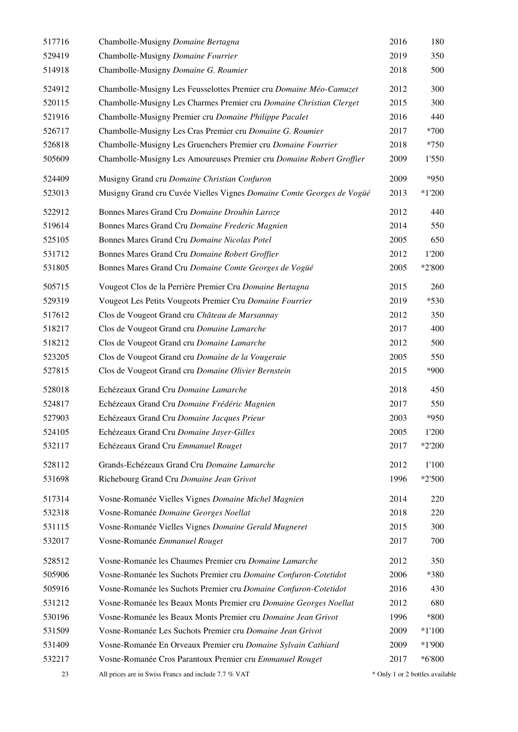| | | | |
|---|---|---|---|
| 517716 | Chambolle-Musigny *Domaine Bertagna* | 2016 | 180 |
| 529419 | Chambolle-Musigny *Domaine Fourrier* | 2019 | 350 |
| 514918 | Chambolle-Musigny *Domaine G. Roumier* | 2018 | 500 |
| 524912 | Chambolle-Musigny Les Feusselottes Premier cru *Domaine Méo-Camuzet* | 2012 | 300 |
| 520115 | Chambolle-Musigny Les Charmes Premier cru *Domaine Christian Clerget* | 2015 | 300 |
| 521916 | Chambolle-Musigny Premier cru *Domaine Philippe Pacalet* | 2016 | 440 |
| 526717 | Chambolle-Musigny Les Cras Premier cru *Domaine G. Roumier* | 2017 | *700 |
| 526818 | Chambolle-Musigny Les Gruenchers Premier cru *Domaine Fourrier* | 2018 | *750 |
| 505609 | Chambolle-Musigny Les Amoureuses Premier cru *Domaine Robert Groffier* | 2009 | 1'550 |
| 524409 | Musigny Grand cru *Domaine Christian Confuron* | 2009 | *950 |
| 523013 | Musigny Grand cru Cuvée Vielles Vignes *Domaine Comte Georges de Vogüé* | 2013 | *1'200 |
| 522912 | Bonnes Mares Grand Cru *Domaine Drouhin Laroze* | 2012 | 440 |
| 519614 | Bonnes Mares Grand Cru *Domaine Frederic Magnien* | 2014 | 550 |
| 525105 | Bonnes Mares Grand Cru *Domaine Nicolas Potel* | 2005 | 650 |
| 531712 | Bonnes Mares Grand Cru *Domaine Robert Groffier* | 2012 | 1'200 |
| 531805 | Bonnes Mares Grand Cru *Domaine Comte Georges de Vogüé* | 2005 | *2'800 |
| 505715 | Vougeot Clos de la Perrière Premier Cru *Domaine Bertagna* | 2015 | 260 |
| 529319 | Vougeot Les Petits Vougeots Premier Cru *Domaine Fourrier* | 2019 | *530 |
| 517612 | Clos de Vougeot Grand cru *Château de Marsannay* | 2012 | 350 |
| 518217 | Clos de Vougeot Grand cru *Domaine Lamarche* | 2017 | 400 |
| 518212 | Clos de Vougeot Grand cru *Domaine Lamarche* | 2012 | 500 |
| 523205 | Clos de Vougeot Grand cru *Domaine de la Vougeraie* | 2005 | 550 |
| 527815 | Clos de Vougeot Grand cru *Domaine Olivier Bernstein* | 2015 | *900 |
| 528018 | Echézeaux Grand Cru *Domaine Lamarche* | 2018 | 450 |
| 524817 | Echézeaux Grand Cru *Domaine Frédéric Magnien* | 2017 | 550 |
| 527903 | Echézeaux Grand Cru *Domaine Jacques Prieur* | 2003 | *950 |
| 524105 | Echézeaux Grand Cru *Domaine Jayer-Gilles* | 2005 | 1'200 |
| 532117 | Echézeaux Grand Cru *Emmanuel Rouget* | 2017 | *2'200 |
| 528112 | Grands-Echézeaux Grand Cru *Domaine Lamarche* | 2012 | 1'100 |
| 531698 | Richebourg Grand Cru *Domaine Jean Grivot* | 1996 | *2'500 |
| 517314 | Vosne-Romanée Vielles Vignes *Domaine Michel Magnien* | 2014 | 220 |
| 532318 | Vosne-Romanée *Domaine Georges Noellat* | 2018 | 220 |
| 531115 | Vosne-Romanée Vielles Vignes *Domaine Gerald Mugneret* | 2015 | 300 |
| 532017 | Vosne-Romanée *Emmanuel Rouget* | 2017 | 700 |
| 528512 | Vosne-Romanée les Chaumes Premier cru *Domaine Lamarche* | 2012 | 350 |
| 505906 | Vosne-Romanée les Suchots Premier cru *Domaine Confuron-Cotetidot* | 2006 | *380 |
| 505916 | Vosne-Romanée les Suchots Premier cru *Domaine Confuron-Cotetidot* | 2016 | 430 |
| 531212 | Vosne-Romanée les Beaux Monts Premier cru *Domaine Georges Noellat* | 2012 | 680 |
| 530196 | Vosne-Romanée les Beaux Monts Premier cru *Domaine Jean Grivot* | 1996 | *800 |
| 531509 | Vosne-Romanée Les Suchots Premier cru *Domaine Jean Grivot* | 2009 | *1'100 |
| 531409 | Vosne-Romanée En Orveaux Premier cru *Domaine Sylvain Cathiard* | 2009 | *1'900 |
| 532217 | Vosne-Romanée Cros Parantoux Premier cru *Emmanuel Rouget* | 2017 | *6'800 |

All prices are in Swiss Francs and include 7.7 % VAT

* Only 1 or 2 bottles available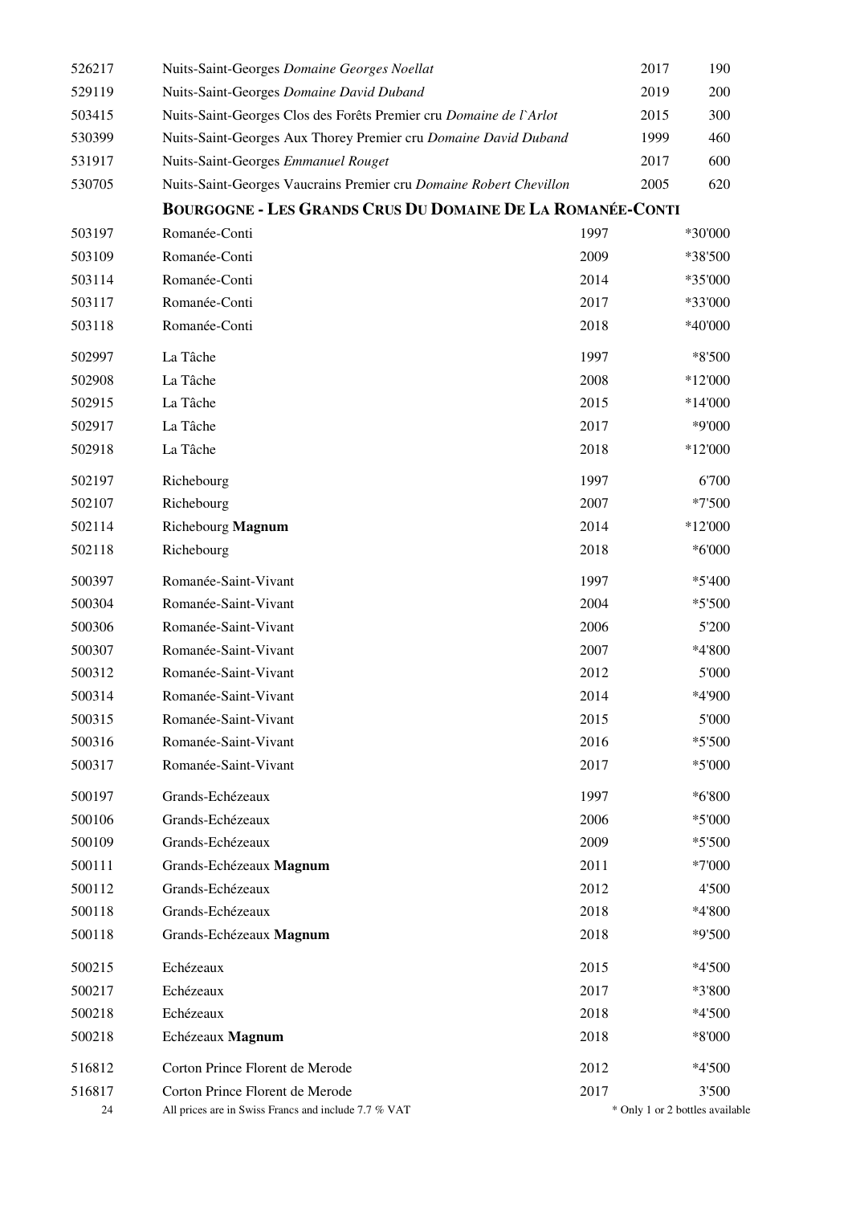| | | | |
|---|---|---|---|
| 526217 | Nuits-Saint-Georges *Domaine Georges Noellat* | 2017 | 190 |
| 529119 | Nuits-Saint-Georges *Domaine David Duband* | 2019 | 200 |
| 503415 | Nuits-Saint-Georges Clos des Forêts Premier cru *Domaine de l`Arlot* | 2015 | 300 |
| 530399 | Nuits-Saint-Georges Aux Thorey Premier cru *Domaine David Duband* | 1999 | 460 |
| 531917 | Nuits-Saint-Georges *Emmanuel Rouget* | 2017 | 600 |
| 530705 | Nuits-Saint-Georges Vaucrains Premier cru *Domaine Robert Chevillon* | 2005 | 620 |

## Bourgogne - Les Grands Crus du Domaine de la Romanée-Conti

| | | | |
|---|---|---|---|
| 503197 | Romanée-Conti | 1997 | *30'000 |
| 503109 | Romanée-Conti | 2009 | *38'500 |
| 503114 | Romanée-Conti | 2014 | *35'000 |
| 503117 | Romanée-Conti | 2017 | *33'000 |
| 503118 | Romanée-Conti | 2018 | *40'000 |
| 502997 | La Tâche | 1997 | *8'500 |
| 502908 | La Tâche | 2008 | *12'000 |
| 502915 | La Tâche | 2015 | *14'000 |
| 502917 | La Tâche | 2017 | *9'000 |
| 502918 | La Tâche | 2018 | *12'000 |
| 502197 | Richebourg | 1997 | 6'700 |
| 502107 | Richebourg | 2007 | *7'500 |
| 502114 | Richebourg **Magnum** | 2014 | *12'000 |
| 502118 | Richebourg | 2018 | *6'000 |
| 500397 | Romanée-Saint-Vivant | 1997 | *5'400 |
| 500304 | Romanée-Saint-Vivant | 2004 | *5'500 |
| 500306 | Romanée-Saint-Vivant | 2006 | 5'200 |
| 500307 | Romanée-Saint-Vivant | 2007 | *4'800 |
| 500312 | Romanée-Saint-Vivant | 2012 | 5'000 |
| 500314 | Romanée-Saint-Vivant | 2014 | *4'900 |
| 500315 | Romanée-Saint-Vivant | 2015 | 5'000 |
| 500316 | Romanée-Saint-Vivant | 2016 | *5'500 |
| 500317 | Romanée-Saint-Vivant | 2017 | *5'000 |
| 500197 | Grands-Echézeaux | 1997 | *6'800 |
| 500106 | Grands-Echézeaux | 2006 | *5'000 |
| 500109 | Grands-Echézeaux | 2009 | *5'500 |
| 500111 | Grands-Echézeaux **Magnum** | 2011 | *7'000 |
| 500112 | Grands-Echézeaux | 2012 | 4'500 |
| 500118 | Grands-Echézeaux | 2018 | *4'800 |
| 500118 | Grands-Echézeaux **Magnum** | 2018 | *9'500 |
| 500215 | Echézeaux | 2015 | *4'500 |
| 500217 | Echézeaux | 2017 | *3'800 |
| 500218 | Echézeaux | 2018 | *4'500 |
| 500218 | Echézeaux **Magnum** | 2018 | *8'000 |
| 516812 | Corton Prince Florent de Merode | 2012 | *4'500 |
| 516817 | Corton Prince Florent de Merode | 2017 | 3'500 |

All prices are in Swiss Francs and include 7.7 % VAT

* Only 1 or 2 bottles available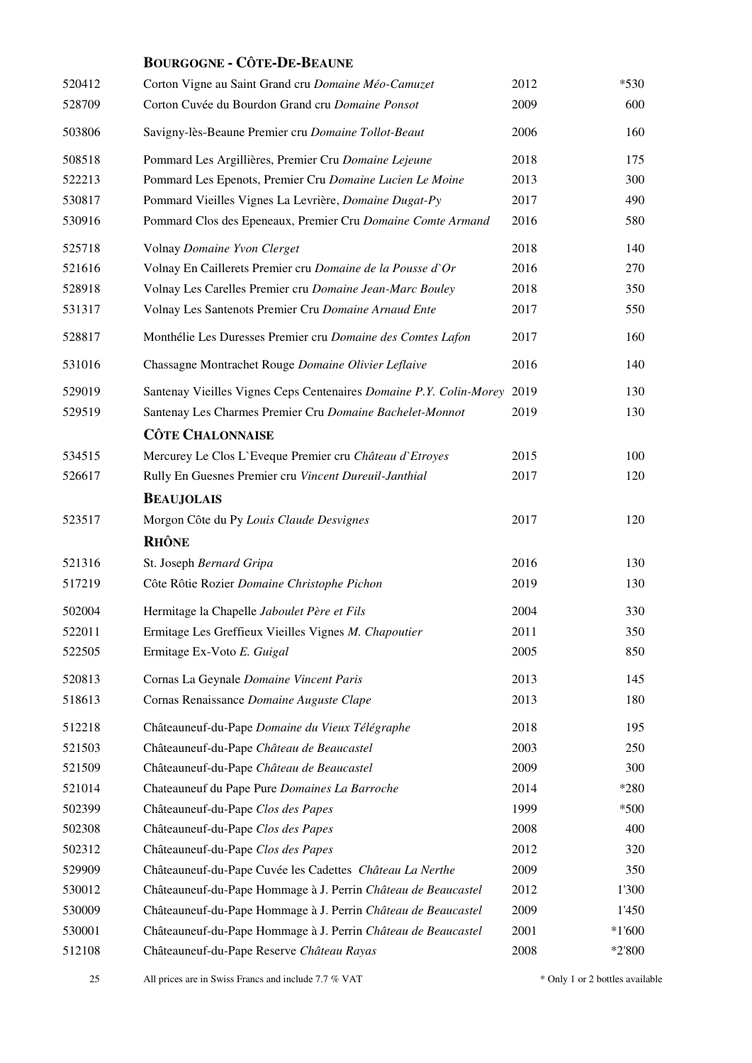### **BOURGOGNE - CÔTE-DE-BEAUNE**

| | | | |
|---|---|---|---|
| 520412 | Corton Vigne au Saint Grand cru *Domaine Méo-Camuzet* | 2012 | *530 |
| 528709 | Corton Cuvée du Bourdon Grand cru *Domaine Ponsot* | 2009 | 600 |
| 503806 | Savigny-lès-Beaune Premier cru *Domaine Tollot-Beaut* | 2006 | 160 |
| 508518 | Pommard Les Argillières, Premier Cru *Domaine Lejeune* | 2018 | 175 |
| 522213 | Pommard Les Epenots, Premier Cru *Domaine Lucien Le Moine* | 2013 | 300 |
| 530817 | Pommard Vieilles Vignes La Levrière, *Domaine Dugat-Py* | 2017 | 490 |
| 530916 | Pommard Clos des Epeneaux, Premier Cru *Domaine Comte Armand* | 2016 | 580 |
| 525718 | Volnay *Domaine Yvon Clerget* | 2018 | 140 |
| 521616 | Volnay En Caillerets Premier cru *Domaine de la Pousse d`Or* | 2016 | 270 |
| 528918 | Volnay Les Carelles Premier cru *Domaine Jean-Marc Bouley* | 2018 | 350 |
| 531317 | Volnay Les Santenots Premier Cru *Domaine Arnaud Ente* | 2017 | 550 |
| 528817 | Monthélie Les Duresses Premier cru *Domaine des Comtes Lafon* | 2017 | 160 |
| 531016 | Chassagne Montrachet Rouge *Domaine Olivier Leflaive* | 2016 | 140 |
| 529019 | Santenay Vieilles Vignes Ceps Centenaires *Domaine P.Y. Colin-Morey* | 2019 | 130 |
| 529519 | Santenay Les Charmes Premier Cru *Domaine Bachelet-Monnot* | 2019 | 130 |

### **CÔTE CHALONNAISE**

| | | | |
|---|---|---|---|
| 534515 | Mercurey Le Clos L`Eveque Premier cru *Château d`Etroyes* | 2015 | 100 |
| 526617 | Rully En Guesnes Premier cru *Vincent Dureuil-Janthial* | 2017 | 120 |

### **BEAUJOLAIS**

| | | | |
|---|---|---|---|
| 523517 | Morgon Côte du Py *Louis Claude Desvignes* | 2017 | 120 |

### **RHÔNE**

| | | | |
|---|---|---|---|
| 521316 | St. Joseph *Bernard Gripa* | 2016 | 130 |
| 517219 | Côte Rôtie Rozier *Domaine Christophe Pichon* | 2019 | 130 |
| 502004 | Hermitage la Chapelle *Jaboulet Père et Fils* | 2004 | 330 |
| 522011 | Ermitage Les Greffieux Vieilles Vignes *M. Chapoutier* | 2011 | 350 |
| 522505 | Ermitage Ex-Voto *E. Guigal* | 2005 | 850 |
| 520813 | Cornas La Geynale *Domaine Vincent Paris* | 2013 | 145 |
| 518613 | Cornas Renaissance *Domaine Auguste Clape* | 2013 | 180 |
| 512218 | Châteauneuf-du-Pape *Domaine du Vieux Télégraphe* | 2018 | 195 |
| 521503 | Châteauneuf-du-Pape *Château de Beaucastel* | 2003 | 250 |
| 521509 | Châteauneuf-du-Pape *Château de Beaucastel* | 2009 | 300 |
| 521014 | Chateauneuf du Pape Pure *Domaines La Barroche* | 2014 | *280 |
| 502399 | Châteauneuf-du-Pape *Clos des Papes* | 1999 | *500 |
| 502308 | Châteauneuf-du-Pape *Clos des Papes* | 2008 | 400 |
| 502312 | Châteauneuf-du-Pape *Clos des Papes* | 2012 | 320 |
| 529909 | Châteauneuf-du-Pape Cuvée les Cadettes *Château La Nerthe* | 2009 | 350 |
| 530012 | Châteauneuf-du-Pape Hommage à J. Perrin *Château de Beaucastel* | 2012 | 1'300 |
| 530009 | Châteauneuf-du-Pape Hommage à J. Perrin *Château de Beaucastel* | 2009 | 1'450 |
| 530001 | Châteauneuf-du-Pape Hommage à J. Perrin *Château de Beaucastel* | 2001 | *1'600 |
| 512108 | Châteauneuf-du-Pape Reserve *Château Rayas* | 2008 | *2'800 |

All prices are in Swiss Francs and include 7.7 % VAT

\* Only 1 or 2 bottles available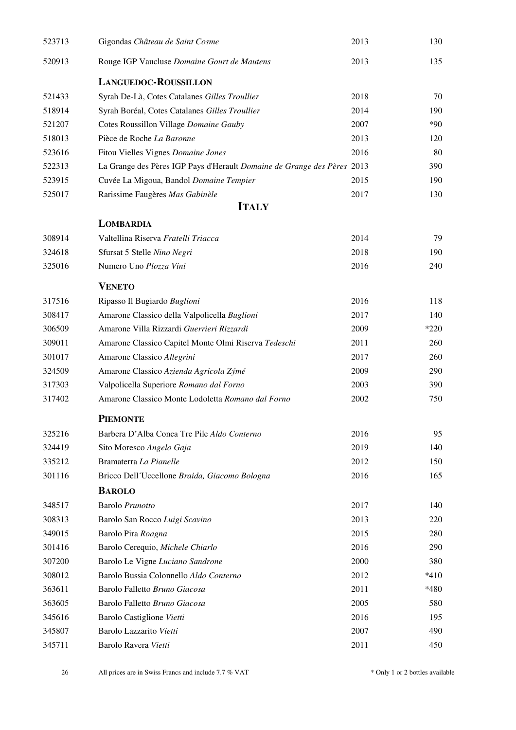| | | | |
|---|---|---|---|
| 523713 | Gigondas *Château de Saint Cosme* | 2013 | 130 |
| 520913 | Rouge IGP Vaucluse *Domaine Gourt de Mautens* | 2013 | 135 |

### LANGUEDOC-ROUSSILLON

| | | | |
|---|---|---|---|
| 521433 | Syrah De-Là, Cotes Catalanes *Gilles Troullier* | 2018 | 70 |
| 518914 | Syrah Boréal, Cotes Catalanes *Gilles Troullier* | 2014 | 190 |
| 521207 | Cotes Roussillon Village *Domaine Gauby* | 2007 | *90 |
| 518013 | Pièce de Roche *La Baronne* | 2013 | 120 |
| 523616 | Fitou Vielles Vignes *Domaine Jones* | 2016 | 80 |
| 522313 | La Grange des Pères IGP Pays d'Herault *Domaine de Grange des Pères* | 2013 | 390 |
| 523915 | Cuvée La Migoua, Bandol *Domaine Tempier* | 2015 | 190 |
| 525017 | Rarissime Faugères *Mas Gabinèle* | 2017 | 130 |

## ITALY

### LOMBARDIA

| | | | |
|---|---|---|---|
| 308914 | Valtellina Riserva *Fratelli Triacca* | 2014 | 79 |
| 324618 | Sfursat 5 Stelle *Nino Negri* | 2018 | 190 |
| 325016 | Numero Uno *Plozza Vini* | 2016 | 240 |

### VENETO

| | | | |
|---|---|---|---|
| 317516 | Ripasso Il Bugiardo *Buglioni* | 2016 | 118 |
| 308417 | Amarone Classico della Valpolicella *Buglioni* | 2017 | 140 |
| 306509 | Amarone Villa Rizzardi *Guerrieri Rizzardi* | 2009 | *220 |
| 309011 | Amarone Classico Capitel Monte Olmi Riserva *Tedeschi* | 2011 | 260 |
| 301017 | Amarone Classico *Allegrini* | 2017 | 260 |
| 324509 | Amarone Classico *Azienda Agricola Zýmé* | 2009 | 290 |
| 317303 | Valpolicella Superiore *Romano dal Forno* | 2003 | 390 |
| 317402 | Amarone Classico Monte Lodoletta *Romano dal Forno* | 2002 | 750 |

### PIEMONTE

| | | | |
|---|---|---|---|
| 325216 | Barbera D'Alba Conca Tre Pile *Aldo Conterno* | 2016 | 95 |
| 324419 | Sito Moresco *Angelo Gaja* | 2019 | 140 |
| 335212 | Bramaterra *La Pianelle* | 2012 | 150 |
| 301116 | Bricco Dell´Uccellone *Braida, Giacomo Bologna* | 2016 | 165 |

### BAROLO

| | | | |
|---|---|---|---|
| 348517 | Barolo *Prunotto* | 2017 | 140 |
| 308313 | Barolo San Rocco *Luigi Scavino* | 2013 | 220 |
| 349015 | Barolo Pira *Roagna* | 2015 | 280 |
| 301416 | Barolo Cerequio, *Michele Chiarlo* | 2016 | 290 |
| 307200 | Barolo Le Vigne *Luciano Sandrone* | 2000 | 380 |
| 308012 | Barolo Bussia Colonnello *Aldo Conterno* | 2012 | *410 |
| 363611 | Barolo Falletto *Bruno Giacosa* | 2011 | *480 |
| 363605 | Barolo Falletto *Bruno Giacosa* | 2005 | 580 |
| 345616 | Barolo Castiglione *Vietti* | 2016 | 195 |
| 345807 | Barolo Lazzarito *Vietti* | 2007 | 490 |
| 345711 | Barolo Ravera *Vietti* | 2011 | 450 |

All prices are in Swiss Francs and include 7.7 % VAT

* Only 1 or 2 bottles available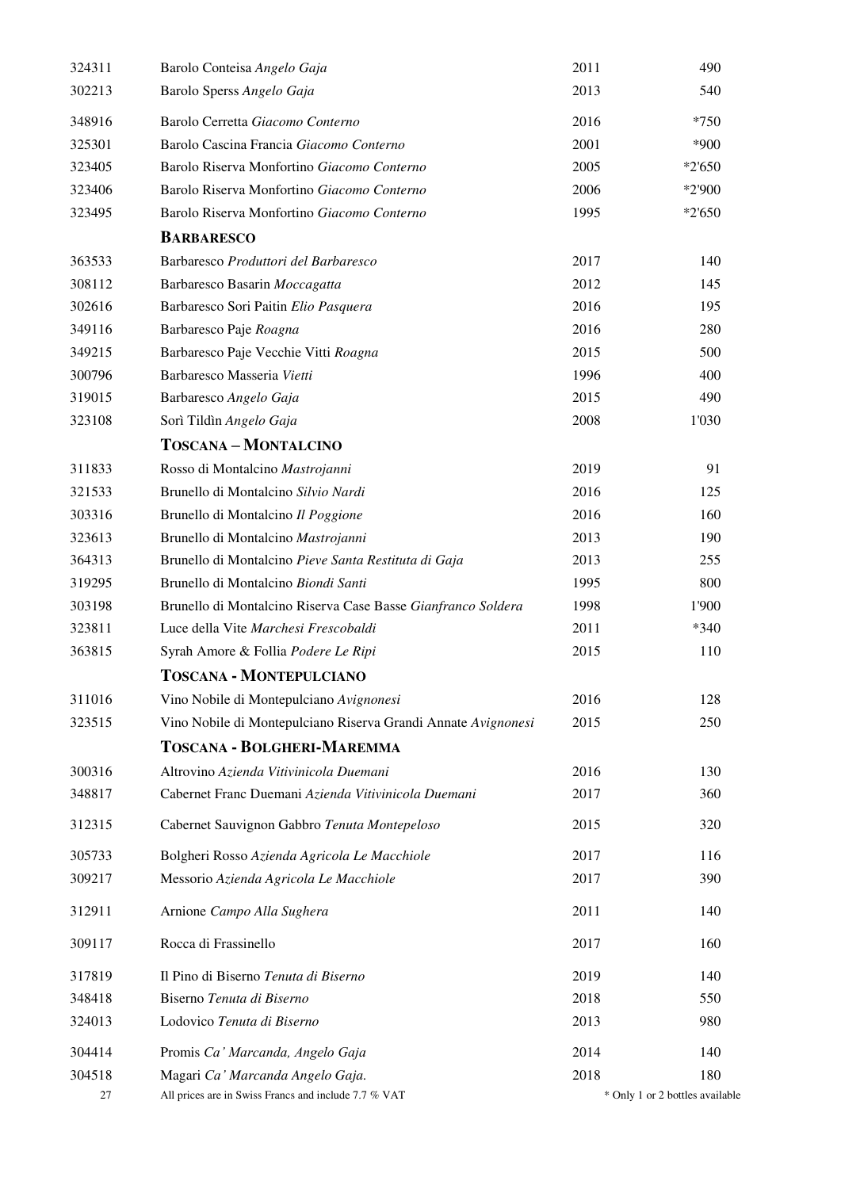| | | | |
|---|---|---|---|
| 324311 | Barolo Conteisa *Angelo Gaja* | 2011 | 490 |
| 302213 | Barolo Sperss *Angelo Gaja* | 2013 | 540 |
| 348916 | Barolo Cerretta *Giacomo Conterno* | 2016 | *750 |
| 325301 | Barolo Cascina Francia *Giacomo Conterno* | 2001 | *900 |
| 323405 | Barolo Riserva Monfortino *Giacomo Conterno* | 2005 | *2'650 |
| 323406 | Barolo Riserva Monfortino *Giacomo Conterno* | 2006 | *2'900 |
| 323495 | Barolo Riserva Monfortino *Giacomo Conterno* | 1995 | *2'650 |
| | **BARBARESCO** | | |
| 363533 | Barbaresco *Produttori del Barbaresco* | 2017 | 140 |
| 308112 | Barbaresco Basarin *Moccagatta* | 2012 | 145 |
| 302616 | Barbaresco Sori Paitin *Elio Pasquera* | 2016 | 195 |
| 349116 | Barbaresco Paje *Roagna* | 2016 | 280 |
| 349215 | Barbaresco Paje Vecchie Vitti *Roagna* | 2015 | 500 |
| 300796 | Barbaresco Masseria *Vietti* | 1996 | 400 |
| 319015 | Barbaresco *Angelo Gaja* | 2015 | 490 |
| 323108 | Sorì Tildìn *Angelo Gaja* | 2008 | 1'030 |
| | **TOSCANA – MONTALCINO** | | |
| 311833 | Rosso di Montalcino *Mastrojanni* | 2019 | 91 |
| 321533 | Brunello di Montalcino *Silvio Nardi* | 2016 | 125 |
| 303316 | Brunello di Montalcino *Il Poggione* | 2016 | 160 |
| 323613 | Brunello di Montalcino *Mastrojanni* | 2013 | 190 |
| 364313 | Brunello di Montalcino *Pieve Santa Restituta di Gaja* | 2013 | 255 |
| 319295 | Brunello di Montalcino *Biondi Santi* | 1995 | 800 |
| 303198 | Brunello di Montalcino Riserva Case Basse *Gianfranco Soldera* | 1998 | 1'900 |
| 323811 | Luce della Vite *Marchesi Frescobaldi* | 2011 | *340 |
| 363815 | Syrah Amore & Follia *Podere Le Ripi* | 2015 | 110 |
| | **TOSCANA - MONTEPULCIANO** | | |
| 311016 | Vino Nobile di Montepulciano *Avignonesi* | 2016 | 128 |
| 323515 | Vino Nobile di Montepulciano Riserva Grandi Annate *Avignonesi* | 2015 | 250 |
| | **TOSCANA - BOLGHERI-MAREMMA** | | |
| 300316 | Altrovino *Azienda Vitivinicola Duemani* | 2016 | 130 |
| 348817 | Cabernet Franc Duemani *Azienda Vitivinicola Duemani* | 2017 | 360 |
| 312315 | Cabernet Sauvignon Gabbro *Tenuta Montepeloso* | 2015 | 320 |
| 305733 | Bolgheri Rosso *Azienda Agricola Le Macchiole* | 2017 | 116 |
| 309217 | Messorio *Azienda Agricola Le Macchiole* | 2017 | 390 |
| 312911 | Arnione *Campo Alla Sughera* | 2011 | 140 |
| 309117 | Rocca di Frassinello | 2017 | 160 |
| 317819 | Il Pino di Biserno *Tenuta di Biserno* | 2019 | 140 |
| 348418 | Biserno *Tenuta di Biserno* | 2018 | 550 |
| 324013 | Lodovico *Tenuta di Biserno* | 2013 | 980 |
| 304414 | Promis *Ca' Marcanda, Angelo Gaja* | 2014 | 140 |
| 304518 | Magari *Ca' Marcanda Angelo Gaja.* | 2018 | 180 |

All prices are in Swiss Francs and include 7.7 % VAT

\* Only 1 or 2 bottles available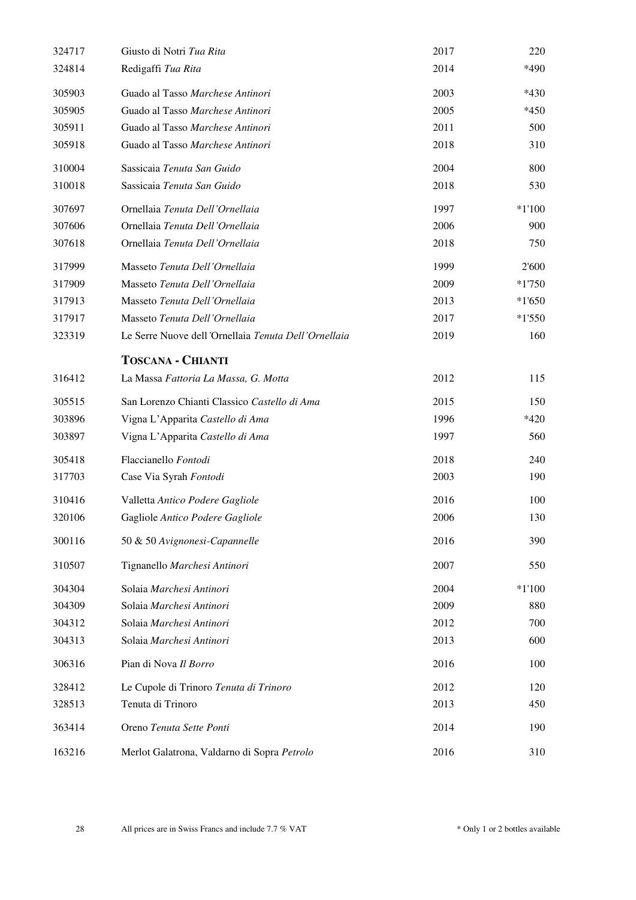| | | | |
|---|---|---|---|
| 324717 | Giusto di Notri *Tua Rita* | 2017 | 220 |
| 324814 | Redigaffi *Tua Rita* | 2014 | *490 |
| 305903 | Guado al Tasso *Marchese Antinori* | 2003 | *430 |
| 305905 | Guado al Tasso *Marchese Antinori* | 2005 | *450 |
| 305911 | Guado al Tasso *Marchese Antinori* | 2011 | 500 |
| 305918 | Guado al Tasso *Marchese Antinori* | 2018 | 310 |
| 310004 | Sassicaia *Tenuta San Guido* | 2004 | 800 |
| 310018 | Sassicaia *Tenuta San Guido* | 2018 | 530 |
| 307697 | Ornellaia *Tenuta Dell'Ornellaia* | 1997 | *1'100 |
| 307606 | Ornellaia *Tenuta Dell'Ornellaia* | 2006 | 900 |
| 307618 | Ornellaia *Tenuta Dell'Ornellaia* | 2018 | 750 |
| 317999 | Masseto *Tenuta Dell'Ornellaia* | 1999 | 2'600 |
| 317909 | Masseto *Tenuta Dell'Ornellaia* | 2009 | *1'750 |
| 317913 | Masseto *Tenuta Dell'Ornellaia* | 2013 | *1'650 |
| 317917 | Masseto *Tenuta Dell'Ornellaia* | 2017 | *1'550 |
| 323319 | Le Serre Nuove dell 'Ornellaia *Tenuta Dell'Ornellaia* | 2019 | 160 |

## TOSCANA - CHIANTI

| | | | |
|---|---|---|---|
| 316412 | La Massa *Fattoria La Massa, G. Motta* | 2012 | 115 |
| 305515 | San Lorenzo Chianti Classico *Castello di Ama* | 2015 | 150 |
| 303896 | Vigna L'Apparita *Castello di Ama* | 1996 | *420 |
| 303897 | Vigna L'Apparita *Castello di Ama* | 1997 | 560 |
| 305418 | Flaccianello *Fontodi* | 2018 | 240 |
| 317703 | Case Via Syrah *Fontodi* | 2003 | 190 |
| 310416 | Valletta *Antico Podere Gagliole* | 2016 | 100 |
| 320106 | Gagliole *Antico Podere Gagliole* | 2006 | 130 |
| 300116 | 50 & 50 *Avignonesi-Capannelle* | 2016 | 390 |
| 310507 | Tignanello *Marchesi Antinori* | 2007 | 550 |
| 304304 | Solaia *Marchesi Antinori* | 2004 | *1'100 |
| 304309 | Solaia *Marchesi Antinori* | 2009 | 880 |
| 304312 | Solaia *Marchesi Antinori* | 2012 | 700 |
| 304313 | Solaia *Marchesi Antinori* | 2013 | 600 |
| 306316 | Pian di Nova *Il Borro* | 2016 | 100 |
| 328412 | Le Cupole di Trinoro *Tenuta di Trinoro* | 2012 | 120 |
| 328513 | Tenuta di Trinoro | 2013 | 450 |
| 363414 | Oreno *Tenuta Sette Ponti* | 2014 | 190 |
| 163216 | Merlot Galatrona, Valdarno di Sopra *Petrolo* | 2016 | 310 |

All prices are in Swiss Francs and include 7.7 % VAT

* Only 1 or 2 bottles available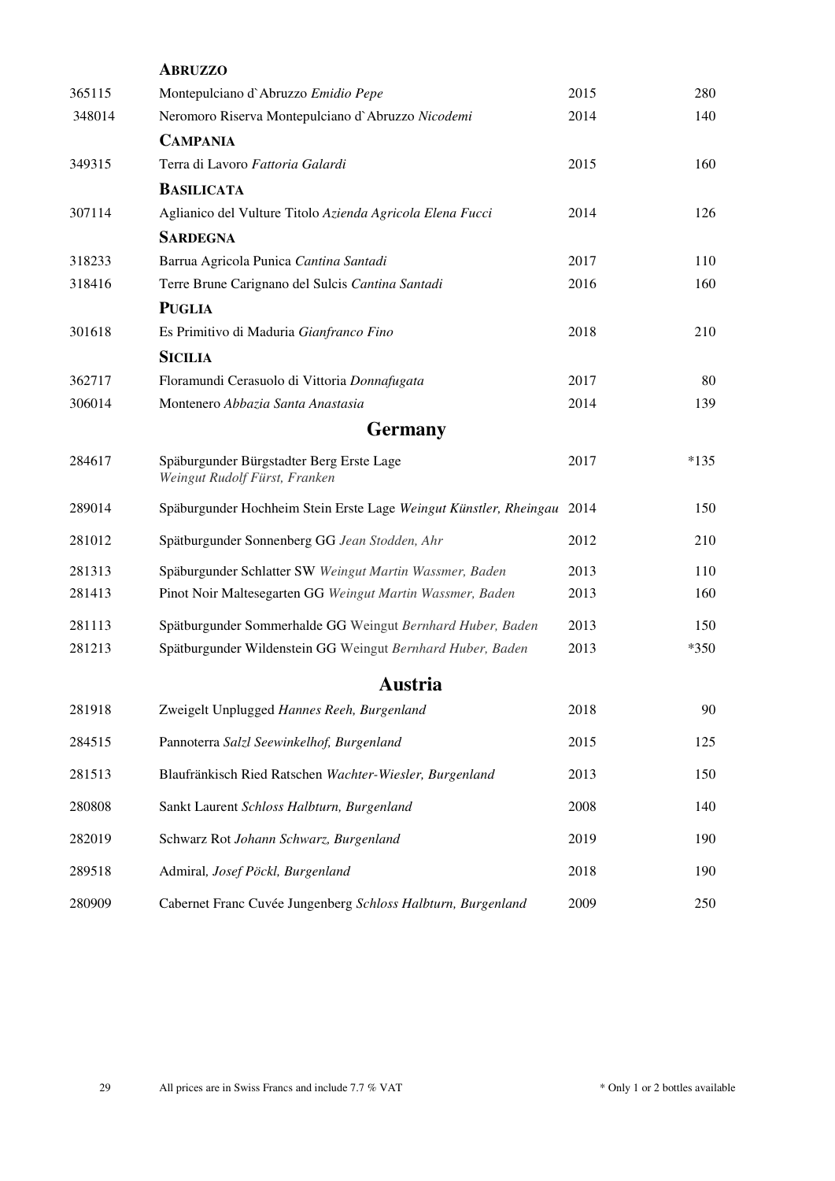### ABRUZZO

| | | | |
|---|---|---|---|
| 365115 | Montepulciano d`Abruzzo *Emidio Pepe* | 2015 | 280 |
| 348014 | Neromoro Riserva Montepulciano d`Abruzzo *Nicodemi* | 2014 | 140 |

### CAMPANIA

| | | | |
|---|---|---|---|
| 349315 | Terra di Lavoro *Fattoria Galardi* | 2015 | 160 |

### BASILICATA

| | | | |
|---|---|---|---|
| 307114 | Aglianico del Vulture Titolo *Azienda Agricola Elena Fucci* | 2014 | 126 |

### SARDEGNA

| | | | |
|---|---|---|---|
| 318233 | Barrua Agricola Punica *Cantina Santadi* | 2017 | 110 |
| 318416 | Terre Brune Carignano del Sulcis *Cantina Santadi* | 2016 | 160 |

### PUGLIA

| | | | |
|---|---|---|---|
| 301618 | Es Primitivo di Maduria *Gianfranco Fino* | 2018 | 210 |

### SICILIA

| | | | |
|---|---|---|---|
| 362717 | Floramundi Cerasuolo di Vittoria *Donnafugata* | 2017 | 80 |
| 306014 | Montenero *Abbazia Santa Anastasia* | 2014 | 139 |

## Germany

| | | | |
|---|---|---|---|
| 284617 | Späburgunder Bürgstadter Berg Erste Lage *Weingut Rudolf Fürst, Franken* | 2017 | *135 |
| 289014 | Späburgunder Hochheim Stein Erste Lage *Weingut Künstler, Rheingau* | 2014 | 150 |
| 281012 | Spätburgunder Sonnenberg GG *Jean Stodden, Ahr* | 2012 | 210 |
| 281313 | Späburgunder Schlatter SW *Weingut Martin Wassmer, Baden* | 2013 | 110 |
| 281413 | Pinot Noir Maltesegarten GG *Weingut Martin Wassmer, Baden* | 2013 | 160 |
| 281113 | Spätburgunder Sommerhalde GG Weingut *Bernhard Huber, Baden* | 2013 | 150 |
| 281213 | Spätburgunder Wildenstein GG Weingut *Bernhard Huber, Baden* | 2013 | *350 |

## Austria

| | | | |
|---|---|---|---|
| 281918 | Zweigelt Unplugged *Hannes Reeh, Burgenland* | 2018 | 90 |
| 284515 | Pannoterra *Salzl Seewinkelhof, Burgenland* | 2015 | 125 |
| 281513 | Blaufränkisch Ried Ratschen *Wachter-Wiesler, Burgenland* | 2013 | 150 |
| 280808 | Sankt Laurent *Schloss Halbturn, Burgenland* | 2008 | 140 |
| 282019 | Schwarz Rot *Johann Schwarz, Burgenland* | 2019 | 190 |
| 289518 | Admiral*, Josef Pöckl, Burgenland* | 2018 | 190 |
| 280909 | Cabernet Franc Cuvée Jungenberg *Schloss Halbturn, Burgenland* | 2009 | 250 |

All prices are in Swiss Francs and include 7.7 % VAT

* Only 1 or 2 bottles available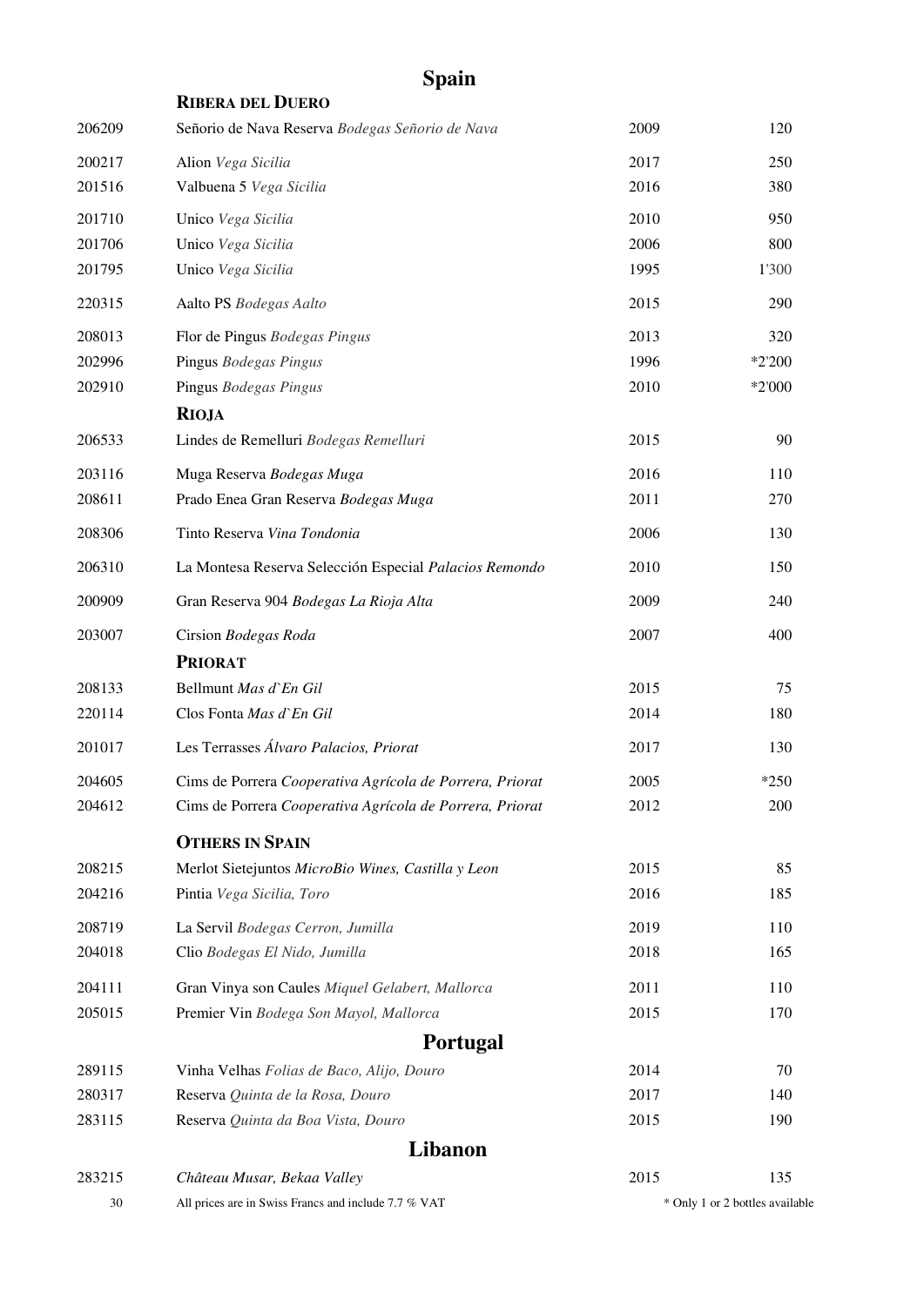# Spain

## Ribera del Duero

| | | | |
|---|---|---|---|
| 206209 | Señorio de Nava Reserva *Bodegas Señorio de Nava* | 2009 | 120 |
| 200217 | Alion *Vega Sicilia* | 2017 | 250 |
| 201516 | Valbuena 5 *Vega Sicilia* | 2016 | 380 |
| 201710 | Unico *Vega Sicilia* | 2010 | 950 |
| 201706 | Unico *Vega Sicilia* | 2006 | 800 |
| 201795 | Unico *Vega Sicilia* | 1995 | 1'300 |
| 220315 | Aalto PS *Bodegas Aalto* | 2015 | 290 |
| 208013 | Flor de Pingus *Bodegas Pingus* | 2013 | 320 |
| 202996 | Pingus *Bodegas Pingus* | 1996 | *2'200 |
| 202910 | Pingus *Bodegas Pingus* | 2010 | *2'000 |

## Rioja

| | | | |
|---|---|---|---|
| 206533 | Lindes de Remelluri *Bodegas Remelluri* | 2015 | 90 |
| 203116 | Muga Reserva *Bodegas Muga* | 2016 | 110 |
| 208611 | Prado Enea Gran Reserva *Bodegas Muga* | 2011 | 270 |
| 208306 | Tinto Reserva *Vina Tondonia* | 2006 | 130 |
| 206310 | La Montesa Reserva Selección Especial *Palacios Remondo* | 2010 | 150 |
| 200909 | Gran Reserva 904 *Bodegas La Rioja Alta* | 2009 | 240 |
| 203007 | Cirsion *Bodegas Roda* | 2007 | 400 |

## Priorat

| | | | |
|---|---|---|---|
| 208133 | Bellmunt *Mas d`En Gil* | 2015 | 75 |
| 220114 | Clos Fonta *Mas d`En Gil* | 2014 | 180 |
| 201017 | Les Terrasses *Álvaro Palacios, Priorat* | 2017 | 130 |
| 204605 | Cims de Porrera *Cooperativa Agrícola de Porrera, Priorat* | 2005 | *250 |
| 204612 | Cims de Porrera *Cooperativa Agrícola de Porrera, Priorat* | 2012 | 200 |

## Others in Spain

| | | | |
|---|---|---|---|
| 208215 | Merlot Sietejuntos *MicroBio Wines, Castilla y Leon* | 2015 | 85 |
| 204216 | Pintia *Vega Sicilia, Toro* | 2016 | 185 |
| 208719 | La Servil *Bodegas Cerron, Jumilla* | 2019 | 110 |
| 204018 | Clio *Bodegas El Nido, Jumilla* | 2018 | 165 |
| 204111 | Gran Vinya son Caules *Miquel Gelabert, Mallorca* | 2011 | 110 |
| 205015 | Premier Vin *Bodega Son Mayol, Mallorca* | 2015 | 170 |

# Portugal

| | | | |
|---|---|---|---|
| 289115 | Vinha Velhas *Folias de Baco, Alijo, Douro* | 2014 | 70 |
| 280317 | Reserva *Quinta de la Rosa, Douro* | 2017 | 140 |
| 283115 | Reserva *Quinta da Boa Vista, Douro* | 2015 | 190 |

# Libanon

| | | | |
|---|---|---|---|
| 283215 | *Château Musar, Bekaa Valley* | 2015 | 135 |

All prices are in Swiss Francs and include 7.7 % VAT

* Only 1 or 2 bottles available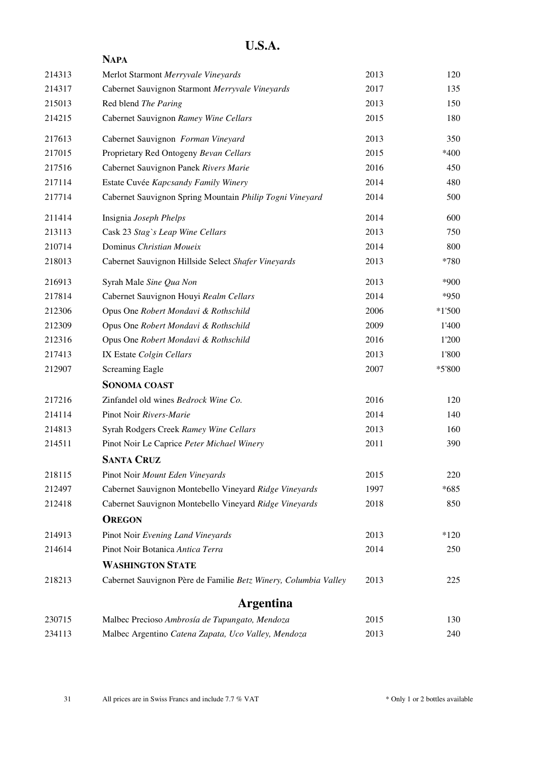# U.S.A.

## Napa

| | | | |
|---|---|---|---|
| 214313 | Merlot Starmont *Merryvale Vineyards* | 2013 | 120 |
| 214317 | Cabernet Sauvignon Starmont *Merryvale Vineyards* | 2017 | 135 |
| 215013 | Red blend *The Paring* | 2013 | 150 |
| 214215 | Cabernet Sauvignon *Ramey Wine Cellars* | 2015 | 180 |
| 217613 | Cabernet Sauvignon *Forman Vineyard* | 2013 | 350 |
| 217015 | Proprietary Red Ontogeny *Bevan Cellars* | 2015 | *400 |
| 217516 | Cabernet Sauvignon Panek *Rivers Marie* | 2016 | 450 |
| 217114 | Estate Cuvée *Kapcsandy Family Winery* | 2014 | 480 |
| 217714 | Cabernet Sauvignon Spring Mountain *Philip Togni Vineyard* | 2014 | 500 |
| 211414 | Insignia *Joseph Phelps* | 2014 | 600 |
| 213113 | Cask 23 *Stag`s Leap Wine Cellars* | 2013 | 750 |
| 210714 | Dominus *Christian Moueix* | 2014 | 800 |
| 218013 | Cabernet Sauvignon Hillside Select *Shafer Vineyards* | 2013 | *780 |
| 216913 | Syrah Male *Sine Qua Non* | 2013 | *900 |
| 217814 | Cabernet Sauvignon Houyi *Realm Cellars* | 2014 | *950 |
| 212306 | Opus One *Robert Mondavi & Rothschild* | 2006 | *1'500 |
| 212309 | Opus One *Robert Mondavi & Rothschild* | 2009 | 1'400 |
| 212316 | Opus One *Robert Mondavi & Rothschild* | 2016 | 1'200 |
| 217413 | IX Estate *Colgin Cellars* | 2013 | 1'800 |
| 212907 | Screaming Eagle | 2007 | *5'800 |

## Sonoma Coast

| | | | |
|---|---|---|---|
| 217216 | Zinfandel old wines *Bedrock Wine Co.* | 2016 | 120 |
| 214114 | Pinot Noir *Rivers-Marie* | 2014 | 140 |
| 214813 | Syrah Rodgers Creek *Ramey Wine Cellars* | 2013 | 160 |
| 214511 | Pinot Noir Le Caprice *Peter Michael Winery* | 2011 | 390 |

## Santa Cruz

| | | | |
|---|---|---|---|
| 218115 | Pinot Noir *Mount Eden Vineyards* | 2015 | 220 |
| 212497 | Cabernet Sauvignon Montebello Vineyard *Ridge Vineyards* | 1997 | *685 |
| 212418 | Cabernet Sauvignon Montebello Vineyard *Ridge Vineyards* | 2018 | 850 |

## Oregon

| | | | |
|---|---|---|---|
| 214913 | Pinot Noir *Evening Land Vineyards* | 2013 | *120 |
| 214614 | Pinot Noir Botanica *Antica Terra* | 2014 | 250 |

## Washington State

| | | | |
|---|---|---|---|
| 218213 | Cabernet Sauvignon Père de Familie *Betz Winery, Columbia Valley* | 2013 | 225 |

# Argentina

| | | | |
|---|---|---|---|
| 230715 | Malbec Precioso *Ambrosía de Tupungato, Mendoza* | 2015 | 130 |
| 234113 | Malbec Argentino *Catena Zapata, Uco Valley, Mendoza* | 2013 | 240 |

All prices are in Swiss Francs and include 7.7 % VAT

* Only 1 or 2 bottles available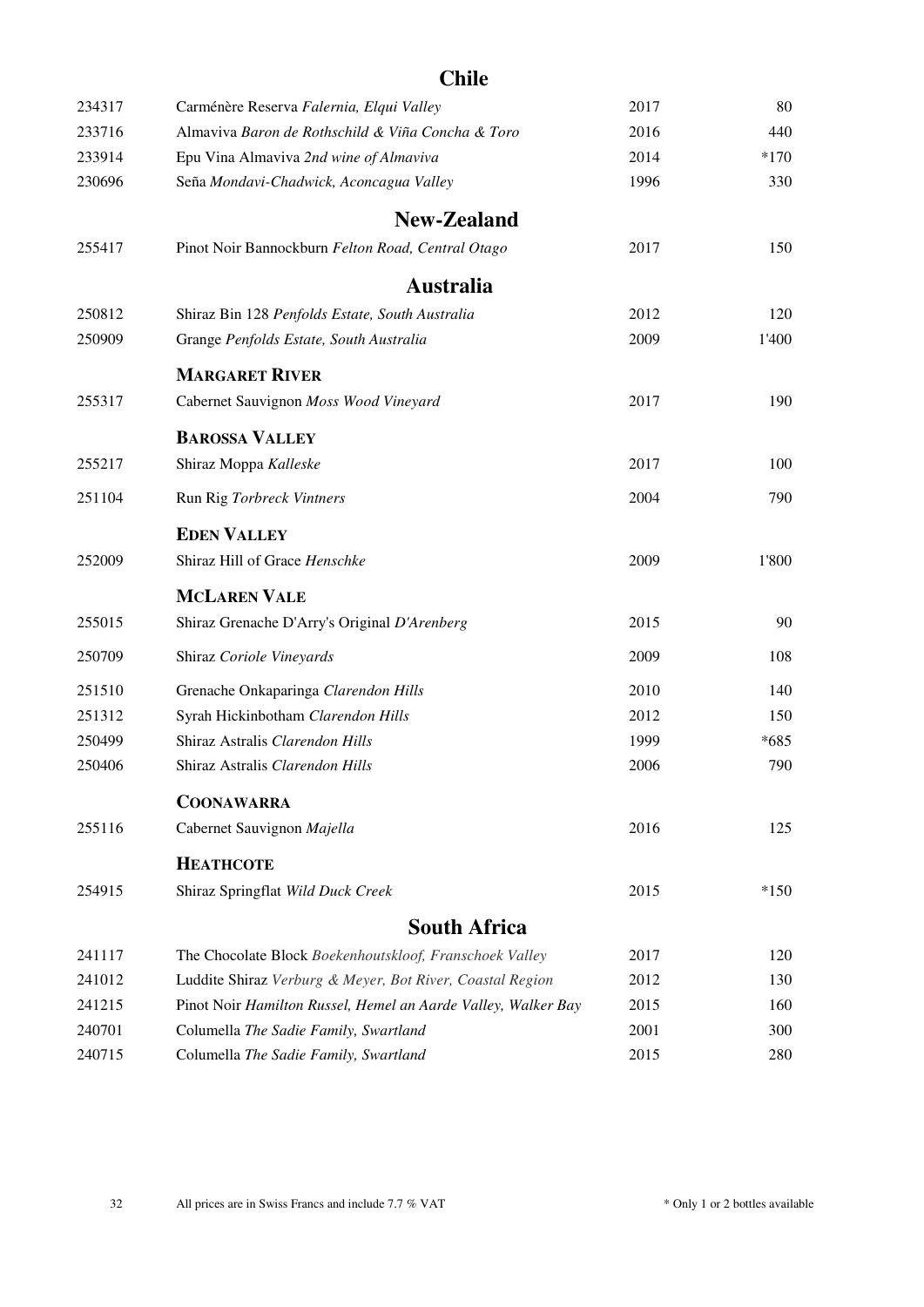## Chile

| | | | |
|---|---|---|---|
| 234317 | Carménère Reserva *Falernia, Elqui Valley* | 2017 | 80 |
| 233716 | Almaviva *Baron de Rothschild & Viña Concha & Toro* | 2016 | 440 |
| 233914 | Epu Vina Almaviva *2nd wine of Almaviva* | 2014 | *170 |
| 230696 | Seña *Mondavi-Chadwick, Aconcagua Valley* | 1996 | 330 |

## New-Zealand

| | | | |
|---|---|---|---|
| 255417 | Pinot Noir Bannockburn *Felton Road, Central Otago* | 2017 | 150 |

## Australia

| | | | |
|---|---|---|---|
| 250812 | Shiraz Bin 128 *Penfolds Estate, South Australia* | 2012 | 120 |
| 250909 | Grange *Penfolds Estate, South Australia* | 2009 | 1'400 |

### Margaret River

| | | | |
|---|---|---|---|
| 255317 | Cabernet Sauvignon *Moss Wood Vineyard* | 2017 | 190 |

### Barossa Valley

| | | | |
|---|---|---|---|
| 255217 | Shiraz Moppa *Kalleske* | 2017 | 100 |
| 251104 | Run Rig *Torbreck Vintners* | 2004 | 790 |

### Eden Valley

| | | | |
|---|---|---|---|
| 252009 | Shiraz Hill of Grace *Henschke* | 2009 | 1'800 |

### McLaren Vale

| | | | |
|---|---|---|---|
| 255015 | Shiraz Grenache D'Arry's Original *D'Arenberg* | 2015 | 90 |
| 250709 | Shiraz *Coriole Vineyards* | 2009 | 108 |
| 251510 | Grenache Onkaparinga *Clarendon Hills* | 2010 | 140 |
| 251312 | Syrah Hickinbotham *Clarendon Hills* | 2012 | 150 |
| 250499 | Shiraz Astralis *Clarendon Hills* | 1999 | *685 |
| 250406 | Shiraz Astralis *Clarendon Hills* | 2006 | 790 |

### Coonawarra

| | | | |
|---|---|---|---|
| 255116 | Cabernet Sauvignon *Majella* | 2016 | 125 |

### Heathcote

| | | | |
|---|---|---|---|
| 254915 | Shiraz Springflat *Wild Duck Creek* | 2015 | *150 |

## South Africa

| | | | |
|---|---|---|---|
| 241117 | The Chocolate Block *Boekenhoutskloof, Franschoek Valley* | 2017 | 120 |
| 241012 | Luddite Shiraz *Verburg & Meyer, Bot River, Coastal Region* | 2012 | 130 |
| 241215 | Pinot Noir *Hamilton Russel, Hemel an Aarde Valley, Walker Bay* | 2015 | 160 |
| 240701 | Columella *The Sadie Family, Swartland* | 2001 | 300 |
| 240715 | Columella *The Sadie Family, Swartland* | 2015 | 280 |

All prices are in Swiss Francs and include 7.7 % VAT

* Only 1 or 2 bottles available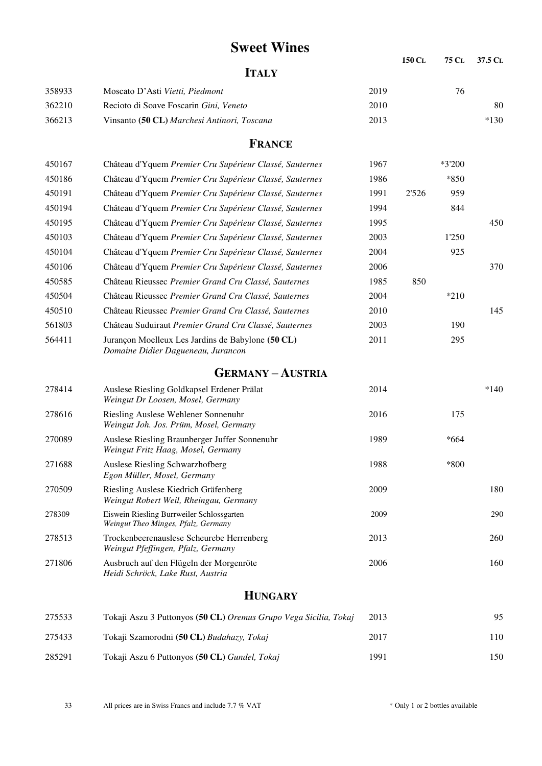# Sweet Wines

## Italy

| | | | 150 CL | 75 CL | 37.5 CL |
|---|---|---|---|---|---|
| 358933 | Moscato D'Asti *Vietti, Piedmont* | 2019 | | 76 | |
| 362210 | Recioto di Soave Foscarin *Gini, Veneto* | 2010 | | | 80 |
| 366213 | Vinsanto **(50 CL)** *Marchesi Antinori, Toscana* | 2013 | | | *130 |

## France

| | | | 150 CL | 75 CL | 37.5 CL |
|---|---|---|---|---|---|
| 450167 | Château d'Yquem *Premier Cru Supérieur Classé, Sauternes* | 1967 | | *3'200 | |
| 450186 | Château d'Yquem *Premier Cru Supérieur Classé, Sauternes* | 1986 | | *850 | |
| 450191 | Château d'Yquem *Premier Cru Supérieur Classé, Sauternes* | 1991 | 2'526 | 959 | |
| 450194 | Château d'Yquem *Premier Cru Supérieur Classé, Sauternes* | 1994 | | 844 | |
| 450195 | Château d'Yquem *Premier Cru Supérieur Classé, Sauternes* | 1995 | | | 450 |
| 450103 | Château d'Yquem *Premier Cru Supérieur Classé, Sauternes* | 2003 | | 1'250 | |
| 450104 | Château d'Yquem *Premier Cru Supérieur Classé, Sauternes* | 2004 | | 925 | |
| 450106 | Château d'Yquem *Premier Cru Supérieur Classé, Sauternes* | 2006 | | | 370 |
| 450585 | Château Rieussec *Premier Grand Cru Classé, Sauternes* | 1985 | 850 | | |
| 450504 | Château Rieussec *Premier Grand Cru Classé, Sauternes* | 2004 | | *210 | |
| 450510 | Château Rieussec *Premier Grand Cru Classé, Sauternes* | 2010 | | | 145 |
| 561803 | Château Suduiraut *Premier Grand Cru Classé, Sauternes* | 2003 | | 190 | |
| 564411 | Jurançon Moelleux Les Jardins de Babylone **(50 CL)** *Domaine Didier Dagueneau, Jurancon* | 2011 | | 295 | |

## Germany – Austria

| | | | 150 CL | 75 CL | 37.5 CL |
|---|---|---|---|---|---|
| 278414 | Auslese Riesling Goldkapsel Erdener Prälat *Weingut Dr Loosen, Mosel, Germany* | 2014 | | | *140 |
| 278616 | Riesling Auslese Wehlener Sonnenuhr *Weingut Joh. Jos. Prüm, Mosel, Germany* | 2016 | | 175 | |
| 270089 | Auslese Riesling Braunberger Juffer Sonnenuhr *Weingut Fritz Haag, Mosel, Germany* | 1989 | | *664 | |
| 271688 | Auslese Riesling Schwarzhofberg *Egon Müller, Mosel, Germany* | 1988 | | *800 | |
| 270509 | Riesling Auslese Kiedrich Gräfenberg *Weingut Robert Weil, Rheingau, Germany* | 2009 | | | 180 |
| 278309 | Eiswein Riesling Burrweiler Schlossgarten *Weingut Theo Minges, Pfalz, Germany* | 2009 | | | 290 |
| 278513 | Trockenbeerenauslese Scheurebe Herrenberg *Weingut Pfeffingen, Pfalz, Germany* | 2013 | | | 260 |
| 271806 | Ausbruch auf den Flügeln der Morgenröte *Heidi Schröck, Lake Rust, Austria* | 2006 | | | 160 |

## Hungary

| | | | 150 CL | 75 CL | 37.5 CL |
|---|---|---|---|---|---|
| 275533 | Tokaji Aszu 3 Puttonyos **(50 CL)** *Oremus Grupo Vega Sicilia, Tokaj* | 2013 | | | 95 |
| 275433 | Tokaji Szamorodni **(50 CL)** *Budahazy, Tokaj* | 2017 | | | 110 |
| 285291 | Tokaji Aszu 6 Puttonyos **(50 CL)** *Gundel, Tokaj* | 1991 | | | 150 |

All prices are in Swiss Francs and include 7.7 % VAT

* Only 1 or 2 bottles available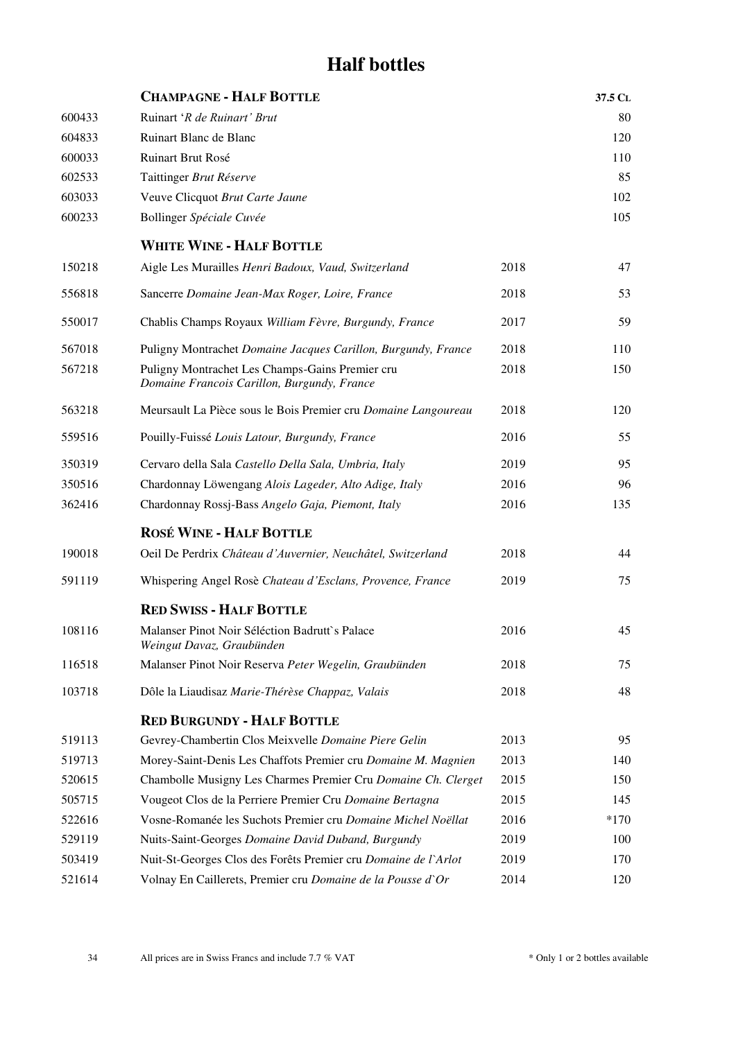# Half bottles

| | **CHAMPAGNE - HALF BOTTLE** | | **37.5 CL** |
|---|---|---|---|
| 600433 | Ruinart '*R de Ruinart' Brut* | | 80 |
| 604833 | Ruinart Blanc de Blanc | | 120 |
| 600033 | Ruinart Brut Rosé | | 110 |
| 602533 | Taittinger *Brut Réserve* | | 85 |
| 603033 | Veuve Clicquot *Brut Carte Jaune* | | 102 |
| 600233 | Bollinger *Spéciale Cuvée* | | 105 |
| | **WHITE WINE - HALF BOTTLE** | | |
| 150218 | Aigle Les Murailles *Henri Badoux, Vaud, Switzerland* | 2018 | 47 |
| 556818 | Sancerre *Domaine Jean-Max Roger, Loire, France* | 2018 | 53 |
| 550017 | Chablis Champs Royaux *William Fèvre, Burgundy, France* | 2017 | 59 |
| 567018 | Puligny Montrachet *Domaine Jacques Carillon, Burgundy, France* | 2018 | 110 |
| 567218 | Puligny Montrachet Les Champs-Gains Premier cru *Domaine Francois Carillon, Burgundy, France* | 2018 | 150 |
| 563218 | Meursault La Pièce sous le Bois Premier cru *Domaine Langoureau* | 2018 | 120 |
| 559516 | Pouilly-Fuissé *Louis Latour, Burgundy, France* | 2016 | 55 |
| 350319 | Cervaro della Sala *Castello Della Sala, Umbria, Italy* | 2019 | 95 |
| 350516 | Chardonnay Löwengang *Alois Lageder, Alto Adige, Italy* | 2016 | 96 |
| 362416 | Chardonnay Rossj-Bass *Angelo Gaja, Piemont, Italy* | 2016 | 135 |
| | **ROSÉ WINE - HALF BOTTLE** | | |
| 190018 | Oeil De Perdrix *Château d'Auvernier, Neuchâtel, Switzerland* | 2018 | 44 |
| 591119 | Whispering Angel Rosè *Chateau d'Esclans, Provence, France* | 2019 | 75 |
| | **RED SWISS - HALF BOTTLE** | | |
| 108116 | Malanser Pinot Noir Séléction Badrutt`s Palace *Weingut Davaz, Graubünden* | 2016 | 45 |
| 116518 | Malanser Pinot Noir Reserva *Peter Wegelin, Graubünden* | 2018 | 75 |
| 103718 | Dôle la Liaudisaz *Marie-Thérèse Chappaz, Valais* | 2018 | 48 |
| | **RED BURGUNDY - HALF BOTTLE** | | |
| 519113 | Gevrey-Chambertin Clos Meixvelle *Domaine Piere Gelin* | 2013 | 95 |
| 519713 | Morey-Saint-Denis Les Chaffots Premier cru *Domaine M. Magnien* | 2013 | 140 |
| 520615 | Chambolle Musigny Les Charmes Premier Cru *Domaine Ch. Clerget* | 2015 | 150 |
| 505715 | Vougeot Clos de la Perriere Premier Cru *Domaine Bertagna* | 2015 | 145 |
| 522616 | Vosne-Romanée les Suchots Premier cru *Domaine Michel Noëllat* | 2016 | *170 |
| 529119 | Nuits-Saint-Georges *Domaine David Duband, Burgundy* | 2019 | 100 |
| 503419 | Nuit-St-Georges Clos des Forêts Premier cru *Domaine de l`Arlot* | 2019 | 170 |
| 521614 | Volnay En Caillerets, Premier cru *Domaine de la Pousse d`Or* | 2014 | 120 |

All prices are in Swiss Francs and include 7.7 % VAT

* Only 1 or 2 bottles available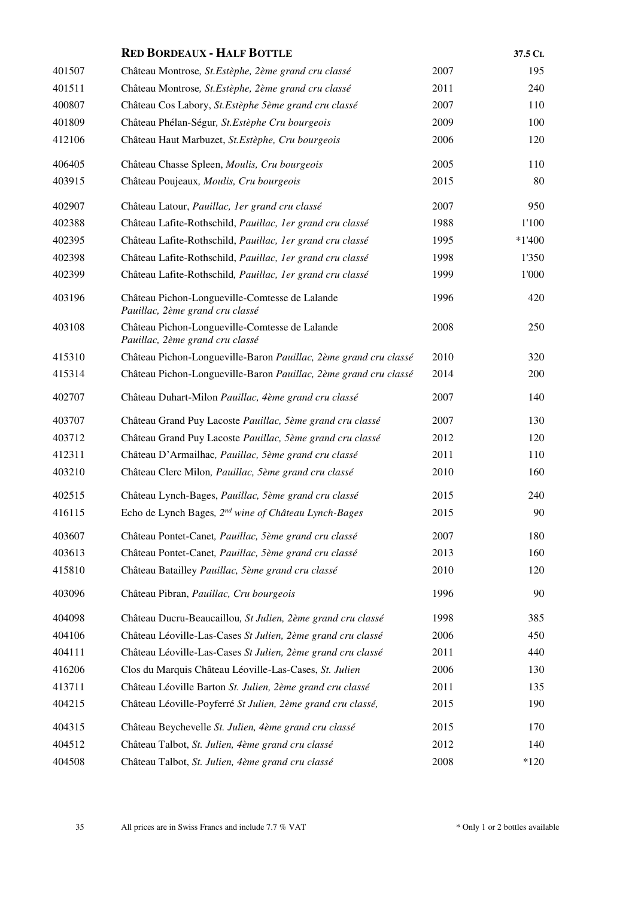## RED BORDEAUX - HALF BOTTLE

| | | | 37.5 CL |
|---|---|---|---|
| 401507 | Château Montrose, *St.Estèphe, 2ème grand cru classé* | 2007 | 195 |
| 401511 | Château Montrose, *St.Estèphe, 2ème grand cru classé* | 2011 | 240 |
| 400807 | Château Cos Labory, *St.Estèphe 5ème grand cru classé* | 2007 | 110 |
| 401809 | Château Phélan-Ségur, *St.Estèphe Cru bourgeois* | 2009 | 100 |
| 412106 | Château Haut Marbuzet, *St.Estèphe, Cru bourgeois* | 2006 | 120 |
| 406405 | Château Chasse Spleen, *Moulis, Cru bourgeois* | 2005 | 110 |
| 403915 | Château Poujeaux, *Moulis, Cru bourgeois* | 2015 | 80 |
| 402907 | Château Latour, *Pauillac, 1er grand cru classé* | 2007 | 950 |
| 402388 | Château Lafite-Rothschild, *Pauillac, 1er grand cru classé* | 1988 | 1'100 |
| 402395 | Château Lafite-Rothschild, *Pauillac, 1er grand cru classé* | 1995 | *1'400 |
| 402398 | Château Lafite-Rothschild, *Pauillac, 1er grand cru classé* | 1998 | 1'350 |
| 402399 | Château Lafite-Rothschild, *Pauillac, 1er grand cru classé* | 1999 | 1'000 |
| 403196 | Château Pichon-Longueville-Comtesse de Lalande *Pauillac, 2ème grand cru classé* | 1996 | 420 |
| 403108 | Château Pichon-Longueville-Comtesse de Lalande *Pauillac, 2ème grand cru classé* | 2008 | 250 |
| 415310 | Château Pichon-Longueville-Baron *Pauillac, 2ème grand cru classé* | 2010 | 320 |
| 415314 | Château Pichon-Longueville-Baron *Pauillac, 2ème grand cru classé* | 2014 | 200 |
| 402707 | Château Duhart-Milon *Pauillac, 4ème grand cru classé* | 2007 | 140 |
| 403707 | Château Grand Puy Lacoste *Pauillac, 5ème grand cru classé* | 2007 | 130 |
| 403712 | Château Grand Puy Lacoste *Pauillac, 5ème grand cru classé* | 2012 | 120 |
| 412311 | Château D'Armailhac, *Pauillac, 5ème grand cru classé* | 2011 | 110 |
| 403210 | Château Clerc Milon, *Pauillac, 5ème grand cru classé* | 2010 | 160 |
| 402515 | Château Lynch-Bages, *Pauillac, 5ème grand cru classé* | 2015 | 240 |
| 416115 | Echo de Lynch Bages, *2nd wine of Château Lynch-Bages* | 2015 | 90 |
| 403607 | Château Pontet-Canet, *Pauillac, 5ème grand cru classé* | 2007 | 180 |
| 403613 | Château Pontet-Canet, *Pauillac, 5ème grand cru classé* | 2013 | 160 |
| 415810 | Château Batailley *Pauillac, 5ème grand cru classé* | 2010 | 120 |
| 403096 | Château Pibran, *Pauillac, Cru bourgeois* | 1996 | 90 |
| 404098 | Château Ducru-Beaucaillou, *St Julien, 2ème grand cru classé* | 1998 | 385 |
| 404106 | Château Léoville-Las-Cases *St Julien, 2ème grand cru classé* | 2006 | 450 |
| 404111 | Château Léoville-Las-Cases *St Julien, 2ème grand cru classé* | 2011 | 440 |
| 416206 | Clos du Marquis Château Léoville-Las-Cases, *St. Julien* | 2006 | 130 |
| 413711 | Château Léoville Barton *St. Julien, 2ème grand cru classé* | 2011 | 135 |
| 404215 | Château Léoville-Poyferré *St Julien, 2ème grand cru classé,* | 2015 | 190 |
| 404315 | Château Beychevelle *St. Julien, 4ème grand cru classé* | 2015 | 170 |
| 404512 | Château Talbot, *St. Julien, 4ème grand cru classé* | 2012 | 140 |
| 404508 | Château Talbot, *St. Julien, 4ème grand cru classé* | 2008 | *120 |

All prices are in Swiss Francs and include 7.7 % VAT

* Only 1 or 2 bottles available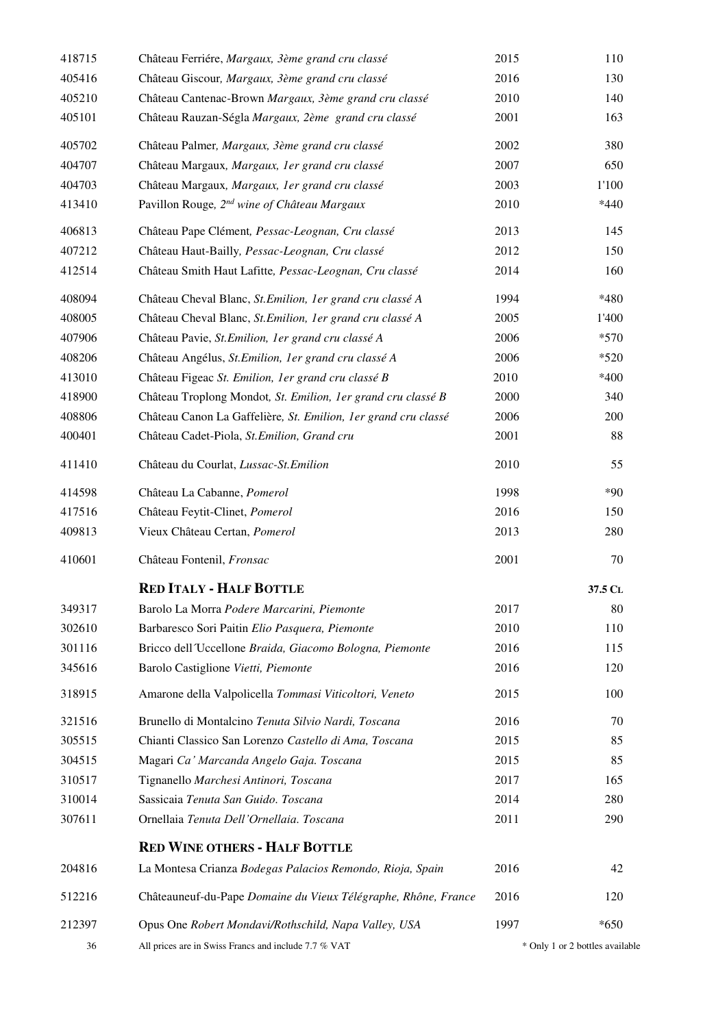| | | | |
|---|---|---|---|
| 418715 | Château Ferriére, *Margaux, 3ème grand cru classé* | 2015 | 110 |
| 405416 | Château Giscour, *Margaux, 3ème grand cru classé* | 2016 | 130 |
| 405210 | Château Cantenac-Brown *Margaux, 3ème grand cru classé* | 2010 | 140 |
| 405101 | Château Rauzan-Ségla *Margaux, 2ème grand cru classé* | 2001 | 163 |
| 405702 | Château Palmer*, Margaux, 3ème grand cru classé* | 2002 | 380 |
| 404707 | Château Margaux*, Margaux, 1er grand cru classé* | 2007 | 650 |
| 404703 | Château Margaux*, Margaux, 1er grand cru classé* | 2003 | 1'100 |
| 413410 | Pavillon Rouge*, 2nd wine of Château Margaux* | 2010 | *440 |
| 406813 | Château Pape Clément*, Pessac-Leognan, Cru classé* | 2013 | 145 |
| 407212 | Château Haut-Bailly*, Pessac-Leognan, Cru classé* | 2012 | 150 |
| 412514 | Château Smith Haut Lafitte*, Pessac-Leognan, Cru classé* | 2014 | 160 |
| 408094 | Château Cheval Blanc, *St.Emilion, 1er grand cru classé A* | 1994 | *480 |
| 408005 | Château Cheval Blanc, *St.Emilion, 1er grand cru classé A* | 2005 | 1'400 |
| 407906 | Château Pavie, *St.Emilion, 1er grand cru classé A* | 2006 | *570 |
| 408206 | Château Angélus, *St.Emilion, 1er grand cru classé A* | 2006 | *520 |
| 413010 | Château Figeac *St. Emilion, 1er grand cru classé B* | 2010 | *400 |
| 418900 | Château Troplong Mondot*, St. Emilion, 1er grand cru classé B* | 2000 | 340 |
| 408806 | Château Canon La Gaffelière*, St. Emilion, 1er grand cru classé* | 2006 | 200 |
| 400401 | Château Cadet-Piola, *St.Emilion, Grand cru* | 2001 | 88 |
| 411410 | Château du Courlat, *Lussac-St.Emilion* | 2010 | 55 |
| 414598 | Château La Cabanne, *Pomerol* | 1998 | *90 |
| 417516 | Château Feytit-Clinet, *Pomerol* | 2016 | 150 |
| 409813 | Vieux Château Certan, *Pomerol* | 2013 | 280 |
| 410601 | Château Fontenil, *Fronsac* | 2001 | 70 |
| | **RED ITALY - HALF BOTTLE** | | **37.5 CL** |
| 349317 | Barolo La Morra *Podere Marcarini, Piemonte* | 2017 | 80 |
| 302610 | Barbaresco Sori Paitin *Elio Pasquera, Piemonte* | 2010 | 110 |
| 301116 | Bricco dell´Uccellone *Braida, Giacomo Bologna, Piemonte* | 2016 | 115 |
| 345616 | Barolo Castiglione *Vietti, Piemonte* | 2016 | 120 |
| 318915 | Amarone della Valpolicella *Tommasi Viticoltori, Veneto* | 2015 | 100 |
| 321516 | Brunello di Montalcino *Tenuta Silvio Nardi, Toscana* | 2016 | 70 |
| 305515 | Chianti Classico San Lorenzo *Castello di Ama, Toscana* | 2015 | 85 |
| 304515 | Magari *Ca' Marcanda Angelo Gaja. Toscana* | 2015 | 85 |
| 310517 | Tignanello *Marchesi Antinori, Toscana* | 2017 | 165 |
| 310014 | Sassicaia *Tenuta San Guido. Toscana* | 2014 | 280 |
| 307611 | Ornellaia *Tenuta Dell'Ornellaia. Toscana* | 2011 | 290 |
| | **RED WINE OTHERS - HALF BOTTLE** | | |
| 204816 | La Montesa Crianza *Bodegas Palacios Remondo, Rioja, Spain* | 2016 | 42 |
| 512216 | Châteauneuf-du-Pape *Domaine du Vieux Télégraphe, Rhône, France* | 2016 | 120 |
| 212397 | Opus One *Robert Mondavi/Rothschild, Napa Valley, USA* | 1997 | *650 |

All prices are in Swiss Francs and include 7.7 % VAT

* Only 1 or 2 bottles available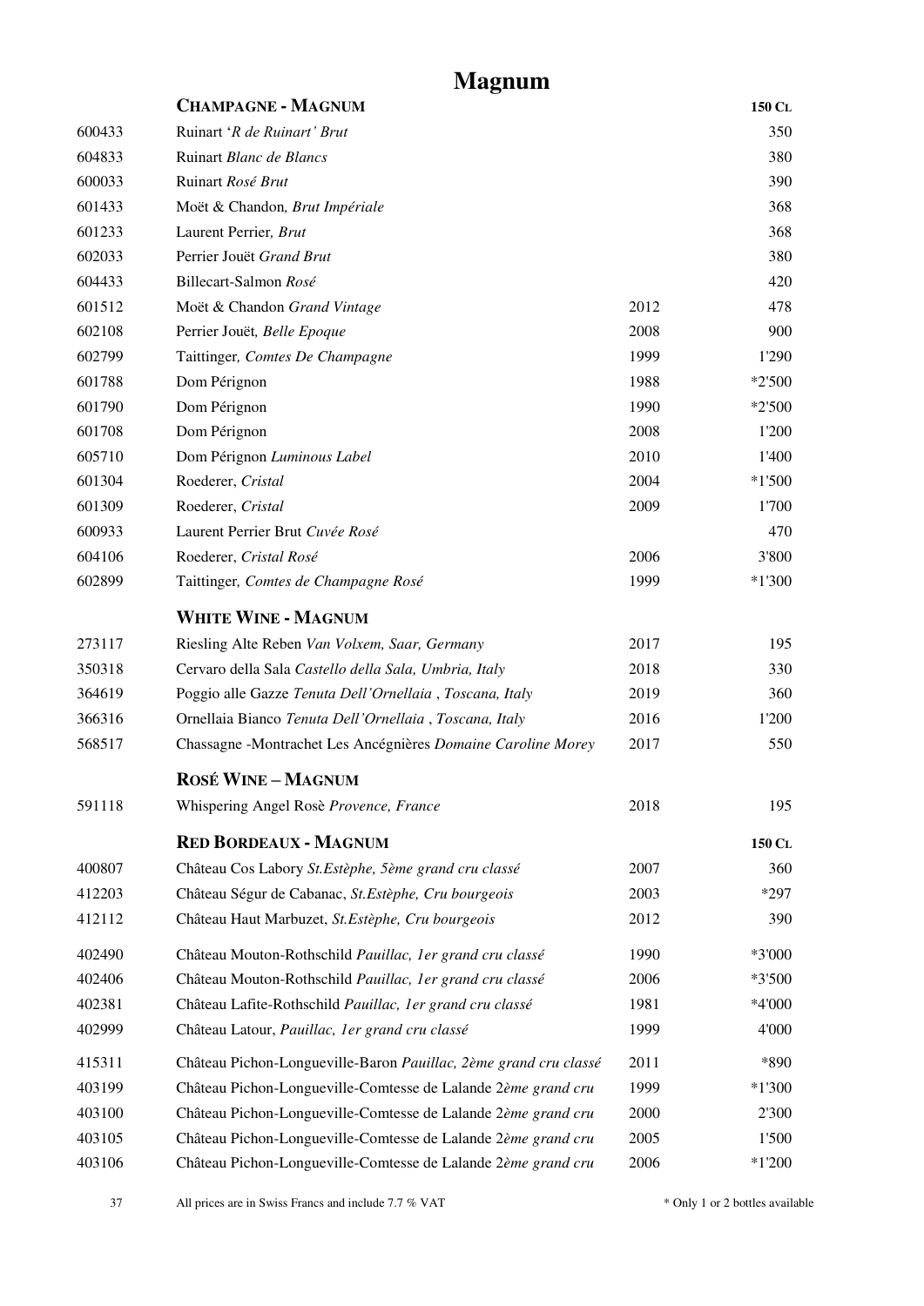# Magnum

| | **CHAMPAGNE - MAGNUM** | | **150 CL** |
|---|---|---|---|
| 600433 | Ruinart '*R de Ruinart' Brut* | | 350 |
| 604833 | Ruinart *Blanc de Blancs* | | 380 |
| 600033 | Ruinart *Rosé Brut* | | 390 |
| 601433 | Moët & Chandon*, Brut Impériale* | | 368 |
| 601233 | Laurent Perrier*, Brut* | | 368 |
| 602033 | Perrier Jouët *Grand Brut* | | 380 |
| 604433 | Billecart-Salmon *Rosé* | | 420 |
| 601512 | Moët & Chandon *Grand Vintage* | 2012 | 478 |
| 602108 | Perrier Jouët*, Belle Epoque* | 2008 | 900 |
| 602799 | Taittinger*, Comtes De Champagne* | 1999 | 1'290 |
| 601788 | Dom Pérignon | 1988 | *2'500 |
| 601790 | Dom Pérignon | 1990 | *2'500 |
| 601708 | Dom Pérignon | 2008 | 1'200 |
| 605710 | Dom Pérignon *Luminous Label* | 2010 | 1'400 |
| 601304 | Roederer*, Cristal* | 2004 | *1'500 |
| 601309 | Roederer*, Cristal* | 2009 | 1'700 |
| 600933 | Laurent Perrier Brut *Cuvée Rosé* | | 470 |
| 604106 | Roederer*, Cristal Rosé* | 2006 | 3'800 |
| 602899 | Taittinger*, Comtes de Champagne Rosé* | 1999 | *1'300 |
| | **WHITE WINE - MAGNUM** | | |
| 273117 | Riesling Alte Reben *Van Volxem, Saar, Germany* | 2017 | 195 |
| 350318 | Cervaro della Sala *Castello della Sala, Umbria, Italy* | 2018 | 330 |
| 364619 | Poggio alle Gazze *Tenuta Dell'Ornellaia , Toscana, Italy* | 2019 | 360 |
| 366316 | Ornellaia Bianco *Tenuta Dell'Ornellaia , Toscana, Italy* | 2016 | 1'200 |
| 568517 | Chassagne -Montrachet Les Ancégnières *Domaine Caroline Morey* | 2017 | 550 |
| | **ROSÉ WINE – MAGNUM** | | |
| 591118 | Whispering Angel Rosè *Provence, France* | 2018 | 195 |
| | **RED BORDEAUX - MAGNUM** | | **150 CL** |
| 400807 | Château Cos Labory *St.Estèphe, 5ème grand cru classé* | 2007 | 360 |
| 412203 | Château Ségur de Cabanac, *St.Estèphe, Cru bourgeois* | 2003 | *297 |
| 412112 | Château Haut Marbuzet, *St.Estèphe, Cru bourgeois* | 2012 | 390 |
| 402490 | Château Mouton-Rothschild *Pauillac, 1er grand cru classé* | 1990 | *3'000 |
| 402406 | Château Mouton-Rothschild *Pauillac, 1er grand cru classé* | 2006 | *3'500 |
| 402381 | Château Lafite-Rothschild *Pauillac, 1er grand cru classé* | 1981 | *4'000 |
| 402999 | Château Latour, *Pauillac, 1er grand cru classé* | 1999 | 4'000 |
| 415311 | Château Pichon-Longueville-Baron *Pauillac, 2ème grand cru classé* | 2011 | *890 |
| 403199 | Château Pichon-Longueville-Comtesse de Lalande 2*ème grand cru* | 1999 | *1'300 |
| 403100 | Château Pichon-Longueville-Comtesse de Lalande 2*ème grand cru* | 2000 | 2'300 |
| 403105 | Château Pichon-Longueville-Comtesse de Lalande 2*ème grand cru* | 2005 | 1'500 |
| 403106 | Château Pichon-Longueville-Comtesse de Lalande 2*ème grand cru* | 2006 | *1'200 |

All prices are in Swiss Francs and include 7.7 % VAT

* Only 1 or 2 bottles available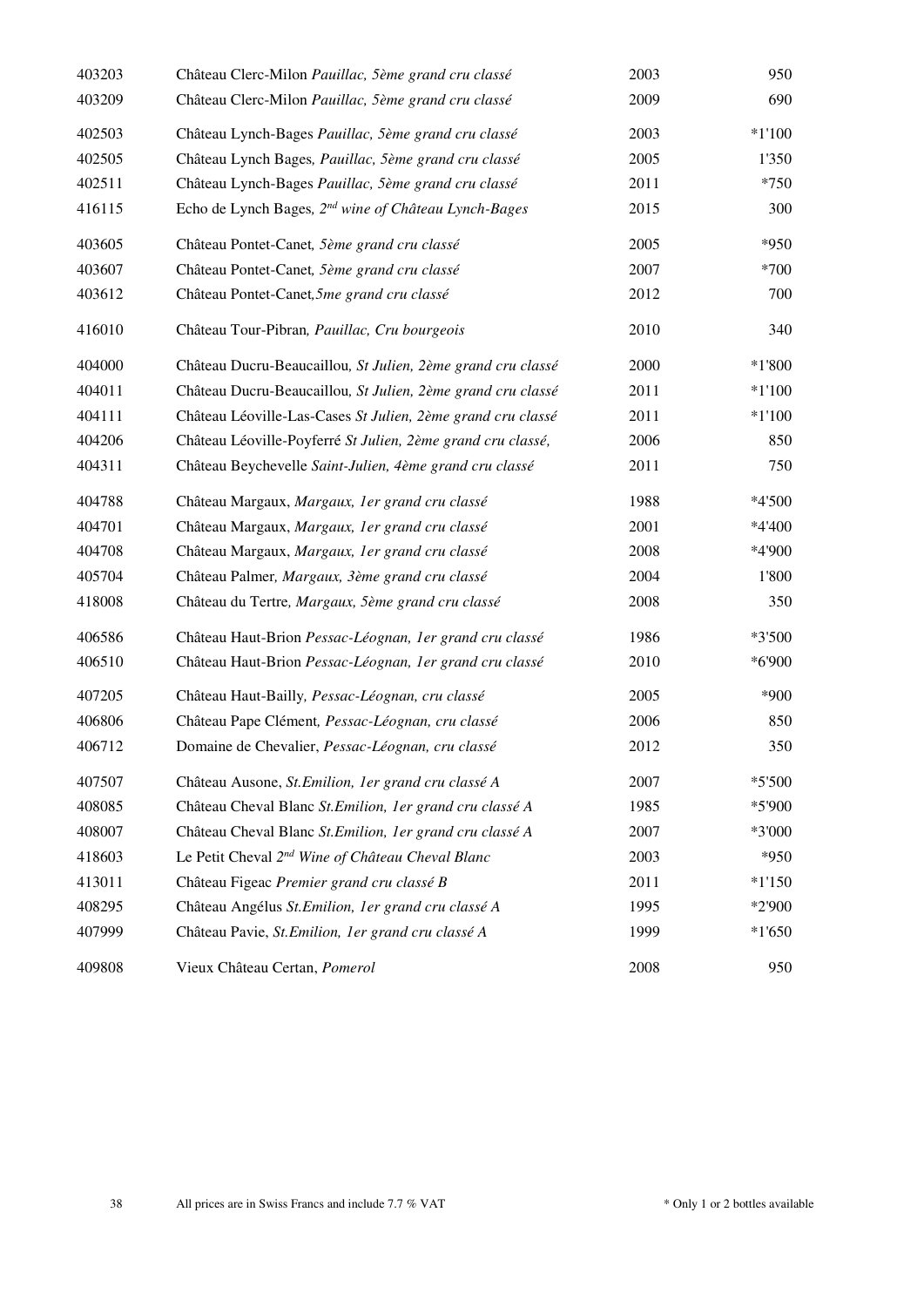| | | | |
|---|---|---|---|
| 403203 | Château Clerc-Milon *Pauillac, 5ème grand cru classé* | 2003 | 950 |
| 403209 | Château Clerc-Milon *Pauillac, 5ème grand cru classé* | 2009 | 690 |
| 402503 | Château Lynch-Bages *Pauillac, 5ème grand cru classé* | 2003 | *1'100 |
| 402505 | Château Lynch Bages*, Pauillac, 5ème grand cru classé* | 2005 | 1'350 |
| 402511 | Château Lynch-Bages *Pauillac, 5ème grand cru classé* | 2011 | *750 |
| 416115 | Echo de Lynch Bages*, 2nd wine of Château Lynch-Bages* | 2015 | 300 |
| 403605 | Château Pontet-Canet*, 5ème grand cru classé* | 2005 | *950 |
| 403607 | Château Pontet-Canet*, 5ème grand cru classé* | 2007 | *700 |
| 403612 | Château Pontet-Canet*,5me grand cru classé* | 2012 | 700 |
| 416010 | Château Tour-Pibran*, Pauillac, Cru bourgeois* | 2010 | 340 |
| 404000 | Château Ducru-Beaucaillou*, St Julien, 2ème grand cru classé* | 2000 | *1'800 |
| 404011 | Château Ducru-Beaucaillou*, St Julien, 2ème grand cru classé* | 2011 | *1'100 |
| 404111 | Château Léoville-Las-Cases *St Julien, 2ème grand cru classé* | 2011 | *1'100 |
| 404206 | Château Léoville-Poyferré *St Julien, 2ème grand cru classé,* | 2006 | 850 |
| 404311 | Château Beychevelle *Saint-Julien, 4ème grand cru classé* | 2011 | 750 |
| 404788 | Château Margaux*, Margaux, 1er grand cru classé* | 1988 | *4'500 |
| 404701 | Château Margaux*, Margaux, 1er grand cru classé* | 2001 | *4'400 |
| 404708 | Château Margaux*, Margaux, 1er grand cru classé* | 2008 | *4'900 |
| 405704 | Château Palmer*, Margaux, 3ème grand cru classé* | 2004 | 1'800 |
| 418008 | Château du Tertre*, Margaux, 5ème grand cru classé* | 2008 | 350 |
| 406586 | Château Haut-Brion *Pessac-Léognan, 1er grand cru classé* | 1986 | *3'500 |
| 406510 | Château Haut-Brion *Pessac-Léognan, 1er grand cru classé* | 2010 | *6'900 |
| 407205 | Château Haut-Bailly*, Pessac-Léognan, cru classé* | 2005 | *900 |
| 406806 | Château Pape Clément*, Pessac-Léognan, cru classé* | 2006 | 850 |
| 406712 | Domaine de Chevalier*, Pessac-Léognan, cru classé* | 2012 | 350 |
| 407507 | Château Ausone*, St.Emilion, 1er grand cru classé A* | 2007 | *5'500 |
| 408085 | Château Cheval Blanc *St.Emilion, 1er grand cru classé A* | 1985 | *5'900 |
| 408007 | Château Cheval Blanc *St.Emilion, 1er grand cru classé A* | 2007 | *3'000 |
| 418603 | Le Petit Cheval *2nd Wine of Château Cheval Blanc* | 2003 | *950 |
| 413011 | Château Figeac *Premier grand cru classé B* | 2011 | *1'150 |
| 408295 | Château Angélus *St.Emilion, 1er grand cru classé A* | 1995 | *2'900 |
| 407999 | Château Pavie*, St.Emilion, 1er grand cru classé A* | 1999 | *1'650 |
| 409808 | Vieux Château Certan*, Pomerol* | 2008 | 950 |

All prices are in Swiss Francs and include 7.7 % VAT

* Only 1 or 2 bottles available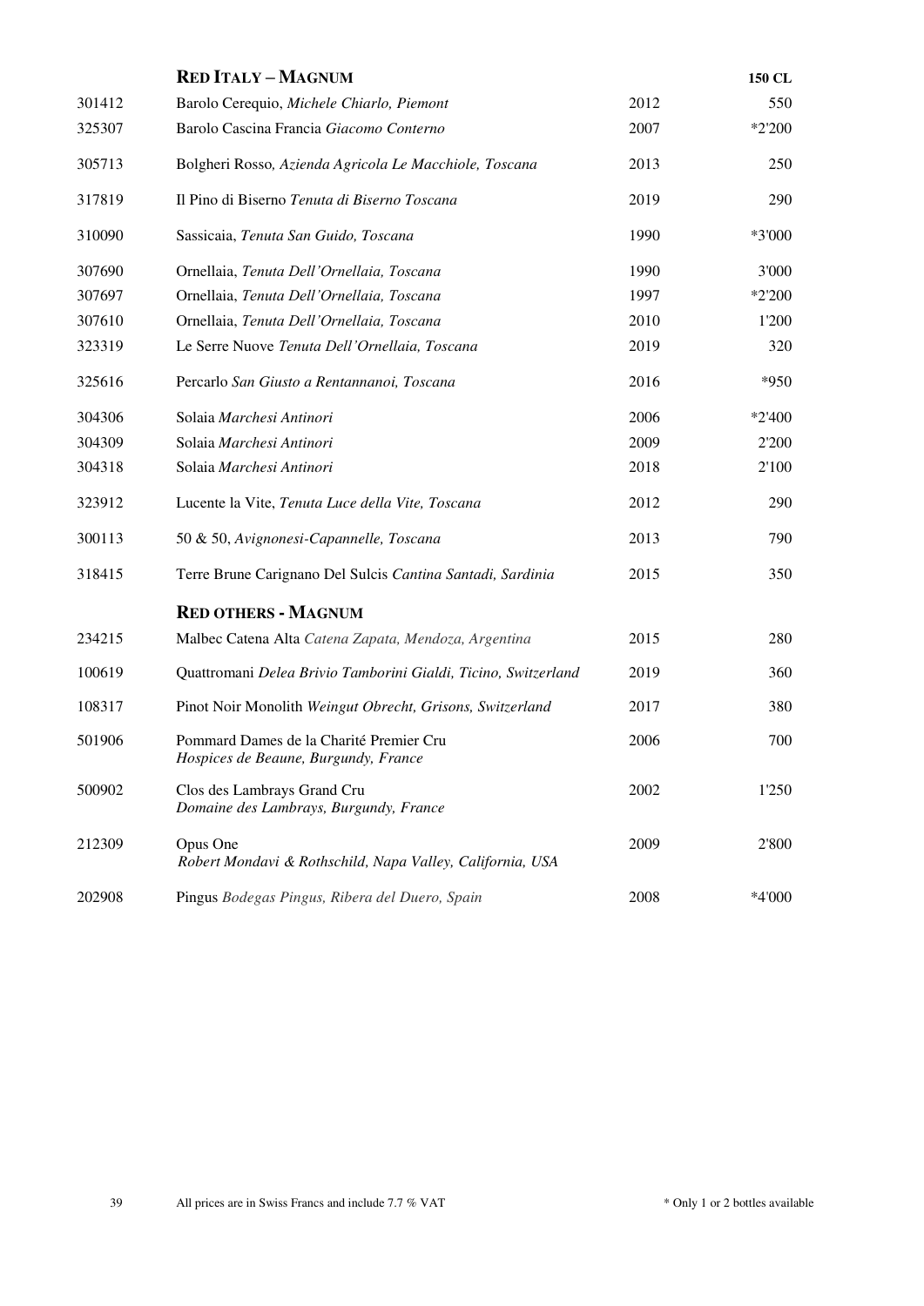| | **RED ITALY – MAGNUM** | | **150 CL** |
|---|---|---|---|
| 301412 | Barolo Cerequio, *Michele Chiarlo, Piemont* | 2012 | 550 |
| 325307 | Barolo Cascina Francia *Giacomo Conterno* | 2007 | *2'200 |
| 305713 | Bolgheri Rosso, *Azienda Agricola Le Macchiole, Toscana* | 2013 | 250 |
| 317819 | Il Pino di Biserno *Tenuta di Biserno Toscana* | 2019 | 290 |
| 310090 | Sassicaia, *Tenuta San Guido, Toscana* | 1990 | *3'000 |
| 307690 | Ornellaia, *Tenuta Dell'Ornellaia, Toscana* | 1990 | 3'000 |
| 307697 | Ornellaia, *Tenuta Dell'Ornellaia, Toscana* | 1997 | *2'200 |
| 307610 | Ornellaia, *Tenuta Dell'Ornellaia, Toscana* | 2010 | 1'200 |
| 323319 | Le Serre Nuove *Tenuta Dell'Ornellaia, Toscana* | 2019 | 320 |
| 325616 | Percarlo *San Giusto a Rentannanoi, Toscana* | 2016 | *950 |
| 304306 | Solaia *Marchesi Antinori* | 2006 | *2'400 |
| 304309 | Solaia *Marchesi Antinori* | 2009 | 2'200 |
| 304318 | Solaia *Marchesi Antinori* | 2018 | 2'100 |
| 323912 | Lucente la Vite, *Tenuta Luce della Vite, Toscana* | 2012 | 290 |
| 300113 | 50 & 50, *Avignonesi-Capannelle, Toscana* | 2013 | 790 |
| 318415 | Terre Brune Carignano Del Sulcis *Cantina Santadi, Sardinia* | 2015 | 350 |
| | **RED OTHERS - MAGNUM** | | |
| 234215 | Malbec Catena Alta *Catena Zapata, Mendoza, Argentina* | 2015 | 280 |
| 100619 | Quattromani *Delea Brivio Tamborini Gialdi, Ticino, Switzerland* | 2019 | 360 |
| 108317 | Pinot Noir Monolith *Weingut Obrecht, Grisons, Switzerland* | 2017 | 380 |
| 501906 | Pommard Dames de la Charité Premier Cru *Hospices de Beaune, Burgundy, France* | 2006 | 700 |
| 500902 | Clos des Lambrays Grand Cru *Domaine des Lambrays, Burgundy, France* | 2002 | 1'250 |
| 212309 | Opus One *Robert Mondavi & Rothschild, Napa Valley, California, USA* | 2009 | 2'800 |
| 202908 | Pingus *Bodegas Pingus, Ribera del Duero, Spain* | 2008 | *4'000 |

All prices are in Swiss Francs and include 7.7 % VAT

* Only 1 or 2 bottles available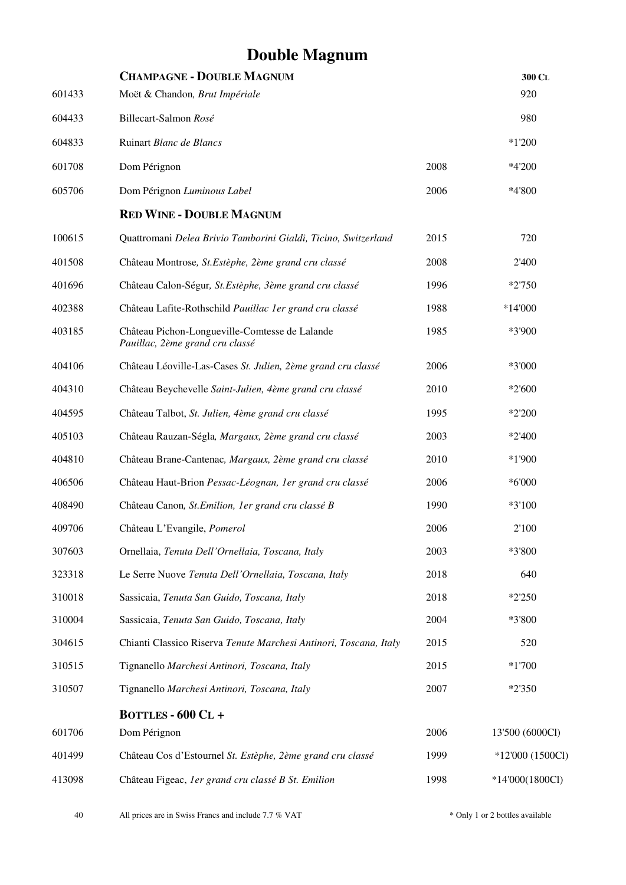# Double Magnum

| | | | |
|---|---|---|---|
| | **CHAMPAGNE - DOUBLE MAGNUM** | | **300 CL** |
| 601433 | Moët & Chandon*, Brut Impériale* | | 920 |
| 604433 | Billecart-Salmon *Rosé* | | 980 |
| 604833 | Ruinart *Blanc de Blancs* | | *1'200 |
| 601708 | Dom Pérignon | 2008 | *4'200 |
| 605706 | Dom Pérignon *Luminous Label* | 2006 | *4'800 |
| | **RED WINE - DOUBLE MAGNUM** | | |
| 100615 | Quattromani *Delea Brivio Tamborini Gialdi, Ticino, Switzerland* | 2015 | 720 |
| 401508 | Château Montrose*, St.Estèphe, 2ème grand cru classé* | 2008 | 2'400 |
| 401696 | Château Calon-Ségur*, St.Estèphe, 3ème grand cru classé* | 1996 | *2'750 |
| 402388 | Château Lafite-Rothschild *Pauillac 1er grand cru classé* | 1988 | *14'000 |
| 403185 | Château Pichon-Longueville-Comtesse de Lalande *Pauillac, 2ème grand cru classé* | 1985 | *3'900 |
| 404106 | Château Léoville-Las-Cases *St. Julien, 2ème grand cru classé* | 2006 | *3'000 |
| 404310 | Château Beychevelle *Saint-Julien, 4ème grand cru classé* | 2010 | *2'600 |
| 404595 | Château Talbot*, St. Julien, 4ème grand cru classé* | 1995 | *2'200 |
| 405103 | Château Rauzan-Ségla*, Margaux, 2ème grand cru classé* | 2003 | *2'400 |
| 404810 | Château Brane-Cantenac*, Margaux, 2ème grand cru classé* | 2010 | *1'900 |
| 406506 | Château Haut-Brion *Pessac-Léognan, 1er grand cru classé* | 2006 | *6'000 |
| 408490 | Château Canon*, St.Emilion, 1er grand cru classé B* | 1990 | *3'100 |
| 409706 | Château L'Evangile*, Pomerol* | 2006 | 2'100 |
| 307603 | Ornellaia*, Tenuta Dell'Ornellaia, Toscana, Italy* | 2003 | *3'800 |
| 323318 | Le Serre Nuove *Tenuta Dell'Ornellaia, Toscana, Italy* | 2018 | 640 |
| 310018 | Sassicaia*, Tenuta San Guido, Toscana, Italy* | 2018 | *2'250 |
| 310004 | Sassicaia*, Tenuta San Guido, Toscana, Italy* | 2004 | *3'800 |
| 304615 | Chianti Classico Riserva *Tenute Marchesi Antinori, Toscana, Italy* | 2015 | 520 |
| 310515 | Tignanello *Marchesi Antinori, Toscana, Italy* | 2015 | *1'700 |
| 310507 | Tignanello *Marchesi Antinori, Toscana, Italy* | 2007 | *2'350 |
| | **BOTTLES - 600 CL +** | | |
| 601706 | Dom Pérignon | 2006 | 13'500 (6000Cl) |
| 401499 | Château Cos d'Estournel *St. Estèphe, 2ème grand cru classé* | 1999 | *12'000 (1500Cl) |
| 413098 | Château Figeac, *1er grand cru classé B St. Emilion* | 1998 | *14'000(1800Cl) |

All prices are in Swiss Francs and include 7.7 % VAT

* Only 1 or 2 bottles available